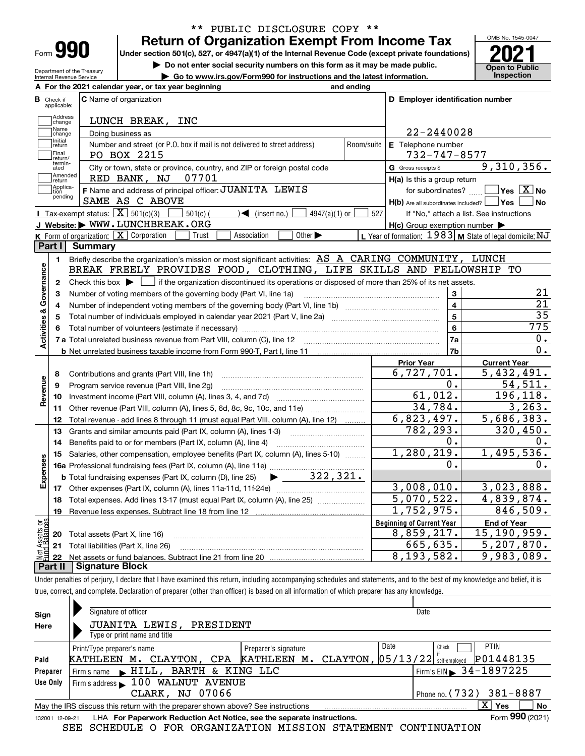** PUBLIC DISCLOSURE COPY **

# Form 990 — Return of Organization Exempt From Income Tax (2021)

Under section 501(c), 527, or 4947(a)(1) of the Internal Revenue Code (except private foundations)

▶ Do not enter social security numbers on this form as it may be made public.

▶ Go to www.irs.gov/Form990 for instructions and the latest information.

Department of the Treasury, Internal Revenue Service

OMB No. 1545-0047 — Open to Public Inspection

**A** For the 2021 calendar year, or tax year beginning and ending

**B** Check if applicable: Address change, Name change, Initial return, Final return/terminated, Amended return, Application pending

**C** Name of organization: LUNCH BREAK, INC

Doing business as

Number and street (or P.O. box if mail is not delivered to street address): PO BOX 2215 — Room/suite

City or town, state or province, country, and ZIP or foreign postal code: RED BANK, NJ 07701

**D** Employer identification number: 22-2440028

**E** Telephone number: 732-747-8577

**G** Gross receipts $ 9,310,356.

**F** Name and address of principal officer: JUANITA LEWIS, SAME AS C ABOVE

**H(a)** Is this a group return for subordinates? ☐ Yes ☒ No

**H(b)** Are all subordinates included? ☐ Yes ☐ No — If "No," attach a list. See instructions

**H(c)** Group exemption number ▶

**I** Tax-exempt status: ☒ 501(c)(3) ☐ 501(c) ( ) ◀ (insert no.) ☐ 4947(a)(1) or ☐ 527

**J** Website: ▶ WWW.LUNCHBREAK.ORG

**K** Form of organization: ☒ Corporation ☐ Trust ☐ Association ☐ Other ▶

**L** Year of formation: 1983 **M** State of legal domicile: NJ

## Part I Summary

**Activities & Governance**

1. Briefly describe the organization's mission or most significant activities: AS A CARING COMMUNITY, LUNCH BREAK FREELY PROVIDES FOOD, CLOTHING, LIFE SKILLS AND FELLOWSHIP TO
2. Check this box ▶ ☐ if the organization discontinued its operations or disposed of more than 25% of its net assets.

| | | Line | |
|---|---|---|---|
| 3 | Number of voting members of the governing body (Part VI, line 1a) | 3 | 21 |
| 4 | Number of independent voting members of the governing body (Part VI, line 1b) | 4 | 21 |
| 5 | Total number of individuals employed in calendar year 2021 (Part V, line 2a) | 5 | 35 |
| 6 | Total number of volunteers (estimate if necessary) | 6 | 775 |
| 7a | Total unrelated business revenue from Part VIII, column (C), line 12 | 7a | 0. |
| b | Net unrelated business taxable income from Form 990-T, Part I, line 11 | 7b | 0. |

| | | Prior Year | Current Year |
|---|---|---|---|
| **Revenue** | | | |
| 8 | Contributions and grants (Part VIII, line 1h) | 6,727,701. | 5,432,491. |
| 9 | Program service revenue (Part VIII, line 2g) | 0. | 54,511. |
| 10 | Investment income (Part VIII, column (A), lines 3, 4, and 7d) | 61,012. | 196,118. |
| 11 | Other revenue (Part VIII, column (A), lines 5, 6d, 8c, 9c, 10c, and 11e) | 34,784. | 3,263. |
| 12 | Total revenue - add lines 8 through 11 (must equal Part VIII, column (A), line 12) | 6,823,497. | 5,686,383. |
| **Expenses** | | | |
| 13 | Grants and similar amounts paid (Part IX, column (A), lines 1-3) | 782,293. | 320,450. |
| 14 | Benefits paid to or for members (Part IX, column (A), line 4) | 0. | 0. |
| 15 | Salaries, other compensation, employee benefits (Part IX, column (A), lines 5-10) | 1,280,219. | 1,495,536. |
| 16a | Professional fundraising fees (Part IX, column (A), line 11e) | 0. | 0. |
| b | Total fundraising expenses (Part IX, column (D), line 25) ▶ 322,321. | | |
| 17 | Other expenses (Part IX, column (A), lines 11a-11d, 11f-24e) | 3,008,010. | 3,023,888. |
| 18 | Total expenses. Add lines 13-17 (must equal Part IX, column (A), line 25) | 5,070,522. | 4,839,874. |
| 19 | Revenue less expenses. Subtract line 18 from line 12 | 1,752,975. | 846,509. |

| **Net Assets or Fund Balances** | | Beginning of Current Year | End of Year |
|---|---|---|---|
| 20 | Total assets (Part X, line 16) | 8,859,217. | 15,190,959. |
| 21 | Total liabilities (Part X, line 26) | 665,635. | 5,207,870. |
| 22 | Net assets or fund balances. Subtract line 21 from line 20 | 8,193,582. | 9,983,089. |

## Part II Signature Block

Under penalties of perjury, I declare that I have examined this return, including accompanying schedules and statements, and to the best of my knowledge and belief, it is true, correct, and complete. Declaration of preparer (other than officer) is based on all information of which preparer has any knowledge.

**Sign Here**

Signature of officer — Date

JUANITA LEWIS, PRESIDENT

Type or print name and title

**Paid Preparer Use Only**

| Print/Type preparer's name | Preparer's signature | Date | Check if self-employed | PTIN |
|---|---|---|---|---|
| KATHLEEN M. CLAYTON, CPA | KATHLEEN M. CLAYTON, | 05/13/22 | ☐ | P01448135 |

Firm's name ▶ HILL, BARTH & KING LLC — Firm's EIN ▶ 34-1897225

Firm's address ▶ 100 WALNUT AVENUE, CLARK, NJ 07066 — Phone no. (732) 381-8887

May the IRS discuss this return with the preparer shown above? See instructions ☒ Yes ☐ No

132001 12-09-21 LHA For Paperwork Reduction Act Notice, see the separate instructions. Form **990** (2021)

SEE SCHEDULE O FOR ORGANIZATION MISSION STATEMENT CONTINUATION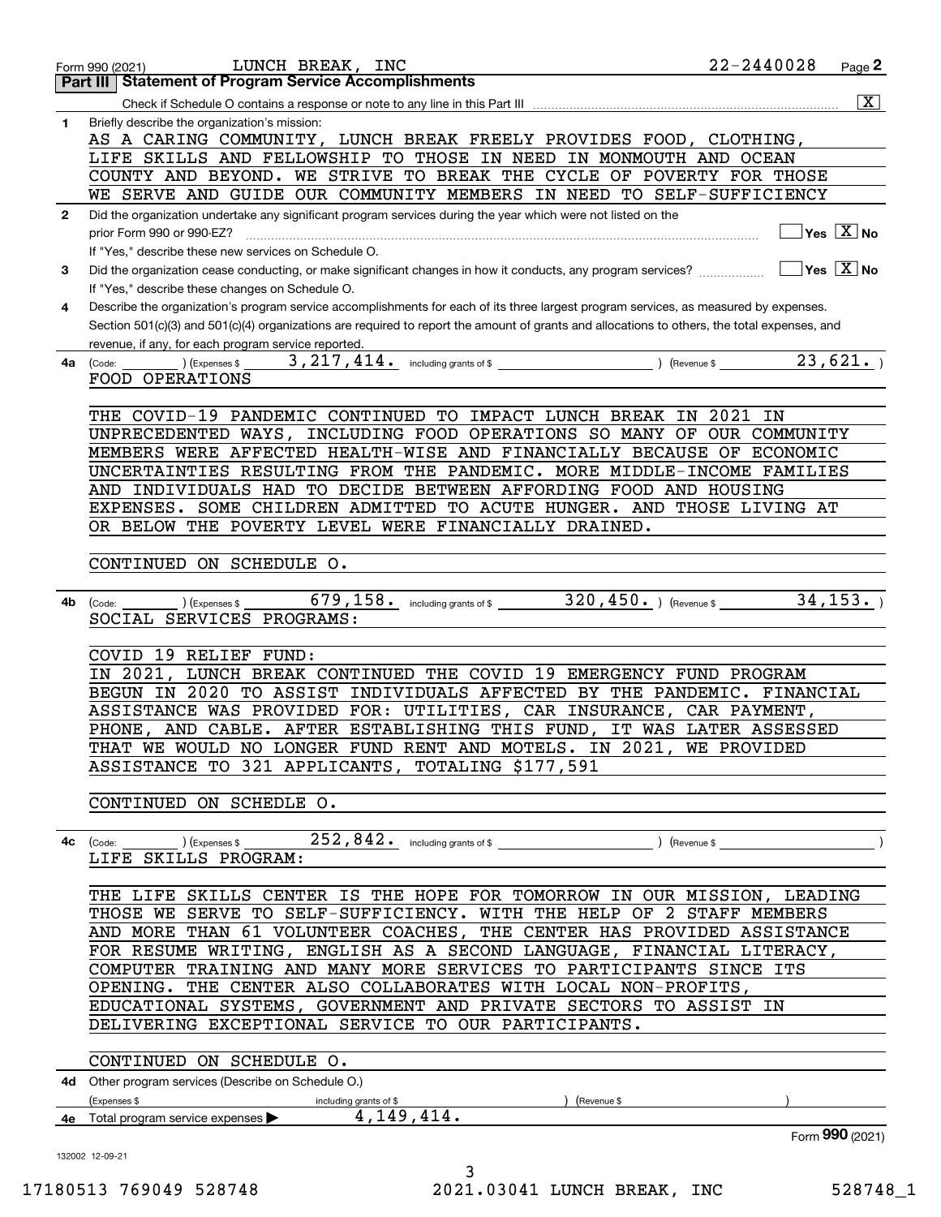Form 990 (2021) LUNCH BREAK, INC 22-2440028 Page **2**

## Part III Statement of Program Service Accomplishments

Check if Schedule O contains a response or note to any line in this Part III ..... [X]

**1** Briefly describe the organization's mission:

AS A CARING COMMUNITY, LUNCH BREAK FREELY PROVIDES FOOD, CLOTHING, LIFE SKILLS AND FELLOWSHIP TO THOSE IN NEED IN MONMOUTH AND OCEAN COUNTY AND BEYOND. WE STRIVE TO BREAK THE CYCLE OF POVERTY FOR THOSE WE SERVE AND GUIDE OUR COMMUNITY MEMBERS IN NEED TO SELF-SUFFICIENCY

**2** Did the organization undertake any significant program services during the year which were not listed on the prior Form 990 or 990-EZ? ..... [ ] Yes [X] No

If "Yes," describe these new services on Schedule O.

**3** Did the organization cease conducting, or make significant changes in how it conducts, any program services? ..... [ ] Yes [X] No

If "Yes," describe these changes on Schedule O.

**4** Describe the organization's program service accomplishments for each of its three largest program services, as measured by expenses. Section 501(c)(3) and 501(c)(4) organizations are required to report the amount of grants and allocations to others, the total expenses, and revenue, if any, for each program service reported.

**4a** (Code: ) (Expenses $ 3,217,414. including grants of $ ) (Revenue $ 23,621. )

FOOD OPERATIONS

THE COVID-19 PANDEMIC CONTINUED TO IMPACT LUNCH BREAK IN 2021 IN UNPRECEDENTED WAYS, INCLUDING FOOD OPERATIONS SO MANY OF OUR COMMUNITY MEMBERS WERE AFFECTED HEALTH-WISE AND FINANCIALLY BECAUSE OF ECONOMIC UNCERTAINTIES RESULTING FROM THE PANDEMIC. MORE MIDDLE-INCOME FAMILIES AND INDIVIDUALS HAD TO DECIDE BETWEEN AFFORDING FOOD AND HOUSING EXPENSES. SOME CHILDREN ADMITTED TO ACUTE HUNGER. AND THOSE LIVING AT OR BELOW THE POVERTY LEVEL WERE FINANCIALLY DRAINED.

CONTINUED ON SCHEDULE O.

**4b** (Code: ) (Expenses $ 679,158. including grants of $ 320,450. ) (Revenue $ 34,153. )

SOCIAL SERVICES PROGRAMS:

COVID 19 RELIEF FUND:

IN 2021, LUNCH BREAK CONTINUED THE COVID 19 EMERGENCY FUND PROGRAM BEGUN IN 2020 TO ASSIST INDIVIDUALS AFFECTED BY THE PANDEMIC. FINANCIAL ASSISTANCE WAS PROVIDED FOR: UTILITIES, CAR INSURANCE, CAR PAYMENT, PHONE, AND CABLE. AFTER ESTABLISHING THIS FUND, IT WAS LATER ASSESSED THAT WE WOULD NO LONGER FUND RENT AND MOTELS. IN 2021, WE PROVIDED ASSISTANCE TO 321 APPLICANTS, TOTALING $177,591

CONTINUED ON SCHEDLE O.

**4c** (Code: ) (Expenses $ 252,842. including grants of $ ) (Revenue $ )

LIFE SKILLS PROGRAM:

THE LIFE SKILLS CENTER IS THE HOPE FOR TOMORROW IN OUR MISSION, LEADING THOSE WE SERVE TO SELF-SUFFICIENCY. WITH THE HELP OF 2 STAFF MEMBERS AND MORE THAN 61 VOLUNTEER COACHES, THE CENTER HAS PROVIDED ASSISTANCE FOR RESUME WRITING, ENGLISH AS A SECOND LANGUAGE, FINANCIAL LITERACY, COMPUTER TRAINING AND MANY MORE SERVICES TO PARTICIPANTS SINCE ITS OPENING. THE CENTER ALSO COLLABORATES WITH LOCAL NON-PROFITS, EDUCATIONAL SYSTEMS, GOVERNMENT AND PRIVATE SECTORS TO ASSIST IN DELIVERING EXCEPTIONAL SERVICE TO OUR PARTICIPANTS.

CONTINUED ON SCHEDULE O.

**4d** Other program services (Describe on Schedule O.)

(Expenses $ including grants of $ ) (Revenue $ )

**4e** Total program service expenses ▶ 4,149,414.

Form **990** (2021)

132002 12-09-21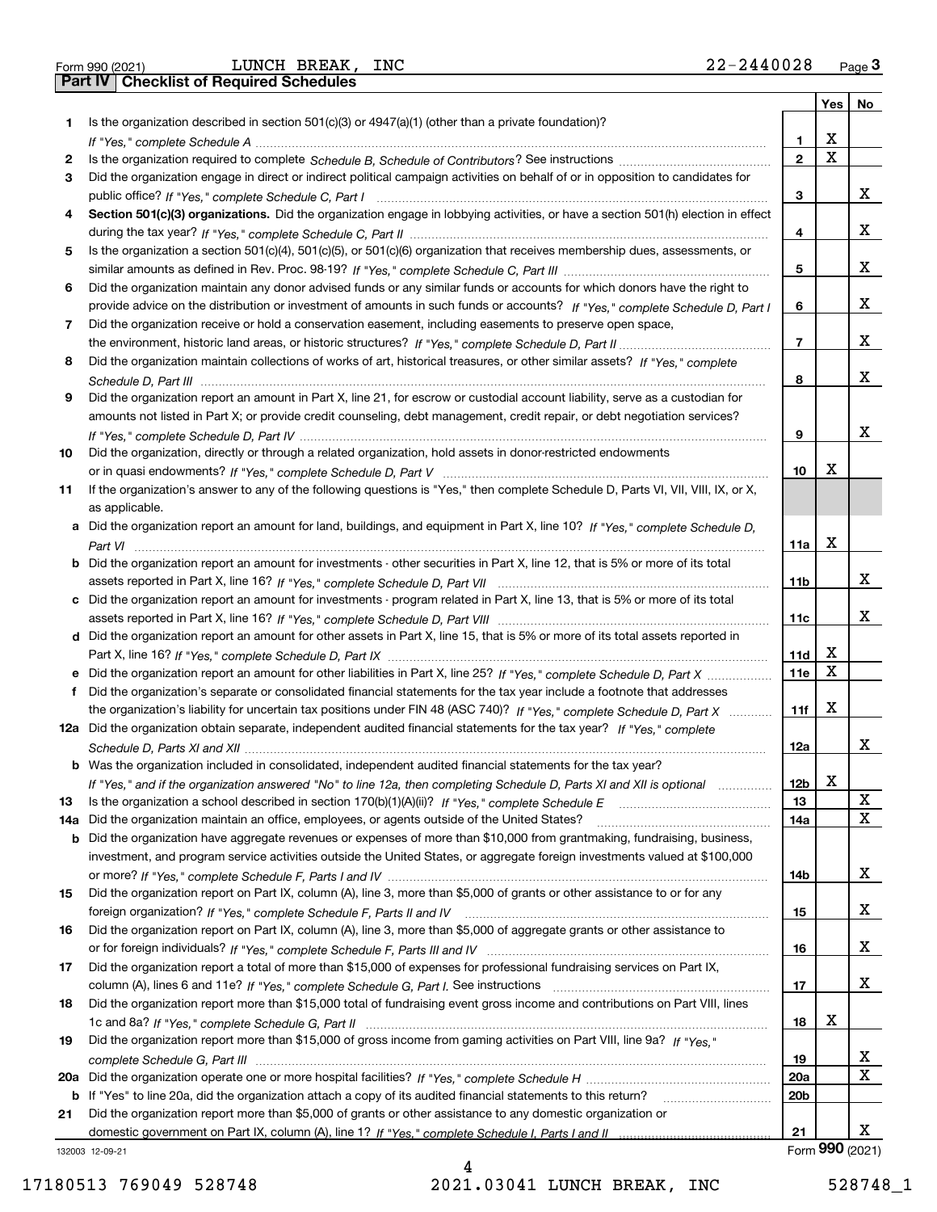Form 990 (2021) LUNCH BREAK, INC 22-2440028 Page **3**

## Part IV Checklist of Required Schedules

| | | | Yes | No |
|---|---|---|---|---|
| **1** | Is the organization described in section 501(c)(3) or 4947(a)(1) (other than a private foundation)? *If "Yes," complete Schedule A* | **1** | X | |
| **2** | Is the organization required to complete *Schedule B, Schedule of Contributors*? See instructions | **2** | X | |
| **3** | Did the organization engage in direct or indirect political campaign activities on behalf of or in opposition to candidates for public office? *If "Yes," complete Schedule C, Part I* | **3** | | X |
| **4** | **Section 501(c)(3) organizations.** Did the organization engage in lobbying activities, or have a section 501(h) election in effect during the tax year? *If "Yes," complete Schedule C, Part II* | **4** | | X |
| **5** | Is the organization a section 501(c)(4), 501(c)(5), or 501(c)(6) organization that receives membership dues, assessments, or similar amounts as defined in Rev. Proc. 98-19? *If "Yes," complete Schedule C, Part III* | **5** | | X |
| **6** | Did the organization maintain any donor advised funds or any similar funds or accounts for which donors have the right to provide advice on the distribution or investment of amounts in such funds or accounts? *If "Yes," complete Schedule D, Part I* | **6** | | X |
| **7** | Did the organization receive or hold a conservation easement, including easements to preserve open space, the environment, historic land areas, or historic structures? *If "Yes," complete Schedule D, Part II* | **7** | | X |
| **8** | Did the organization maintain collections of works of art, historical treasures, or other similar assets? *If "Yes," complete Schedule D, Part III* | **8** | | X |
| **9** | Did the organization report an amount in Part X, line 21, for escrow or custodial account liability, serve as a custodian for amounts not listed in Part X; or provide credit counseling, debt management, credit repair, or debt negotiation services? *If "Yes," complete Schedule D, Part IV* | **9** | | X |
| **10** | Did the organization, directly or through a related organization, hold assets in donor-restricted endowments or in quasi endowments? *If "Yes," complete Schedule D, Part V* | **10** | X | |
| **11** | If the organization's answer to any of the following questions is "Yes," then complete Schedule D, Parts VI, VII, VIII, IX, or X, as applicable. | | | |
| **a** | Did the organization report an amount for land, buildings, and equipment in Part X, line 10? *If "Yes," complete Schedule D, Part VI* | **11a** | X | |
| **b** | Did the organization report an amount for investments - other securities in Part X, line 12, that is 5% or more of its total assets reported in Part X, line 16? *If "Yes," complete Schedule D, Part VII* | **11b** | | X |
| **c** | Did the organization report an amount for investments - program related in Part X, line 13, that is 5% or more of its total assets reported in Part X, line 16? *If "Yes," complete Schedule D, Part VIII* | **11c** | | X |
| **d** | Did the organization report an amount for other assets in Part X, line 15, that is 5% or more of its total assets reported in Part X, line 16? *If "Yes," complete Schedule D, Part IX* | **11d** | X | |
| **e** | Did the organization report an amount for other liabilities in Part X, line 25? *If "Yes," complete Schedule D, Part X* | **11e** | X | |
| **f** | Did the organization's separate or consolidated financial statements for the tax year include a footnote that addresses the organization's liability for uncertain tax positions under FIN 48 (ASC 740)? *If "Yes," complete Schedule D, Part X* | **11f** | X | |
| **12a** | Did the organization obtain separate, independent audited financial statements for the tax year? *If "Yes," complete Schedule D, Parts XI and XII* | **12a** | | X |
| **b** | Was the organization included in consolidated, independent audited financial statements for the tax year? *If "Yes," and if the organization answered "No" to line 12a, then completing Schedule D, Parts XI and XII is optional* | **12b** | X | |
| **13** | Is the organization a school described in section 170(b)(1)(A)(ii)? *If "Yes," complete Schedule E* | **13** | | X |
| **14a** | Did the organization maintain an office, employees, or agents outside of the United States? | **14a** | | X |
| **b** | Did the organization have aggregate revenues or expenses of more than $10,000 from grantmaking, fundraising, business, investment, and program service activities outside the United States, or aggregate foreign investments valued at $100,000 or more? *If "Yes," complete Schedule F, Parts I and IV* | **14b** | | X |
| **15** | Did the organization report on Part IX, column (A), line 3, more than $5,000 of grants or other assistance to or for any foreign organization? *If "Yes," complete Schedule F, Parts II and IV* | **15** | | X |
| **16** | Did the organization report on Part IX, column (A), line 3, more than $5,000 of aggregate grants or other assistance to or for foreign individuals? *If "Yes," complete Schedule F, Parts III and IV* | **16** | | X |
| **17** | Did the organization report a total of more than $15,000 of expenses for professional fundraising services on Part IX, column (A), lines 6 and 11e? *If "Yes," complete Schedule G, Part I.* See instructions | **17** | | X |
| **18** | Did the organization report more than $15,000 total of fundraising event gross income and contributions on Part VIII, lines 1c and 8a? *If "Yes," complete Schedule G, Part II* | **18** | X | |
| **19** | Did the organization report more than $15,000 of gross income from gaming activities on Part VIII, line 9a? *If "Yes," complete Schedule G, Part III* | **19** | | X |
| **20a** | Did the organization operate one or more hospital facilities? *If "Yes," complete Schedule H* | **20a** | | X |
| **b** | If "Yes" to line 20a, did the organization attach a copy of its audited financial statements to this return? | **20b** | | |
| **21** | Did the organization report more than $5,000 of grants or other assistance to any domestic organization or domestic government on Part IX, column (A), line 1? *If "Yes," complete Schedule I, Parts I and II* | **21** | | X |

132003 12-09-21 Form **990** (2021)

17180513 769049 528748 2021.03041 LUNCH BREAK, INC 528748_1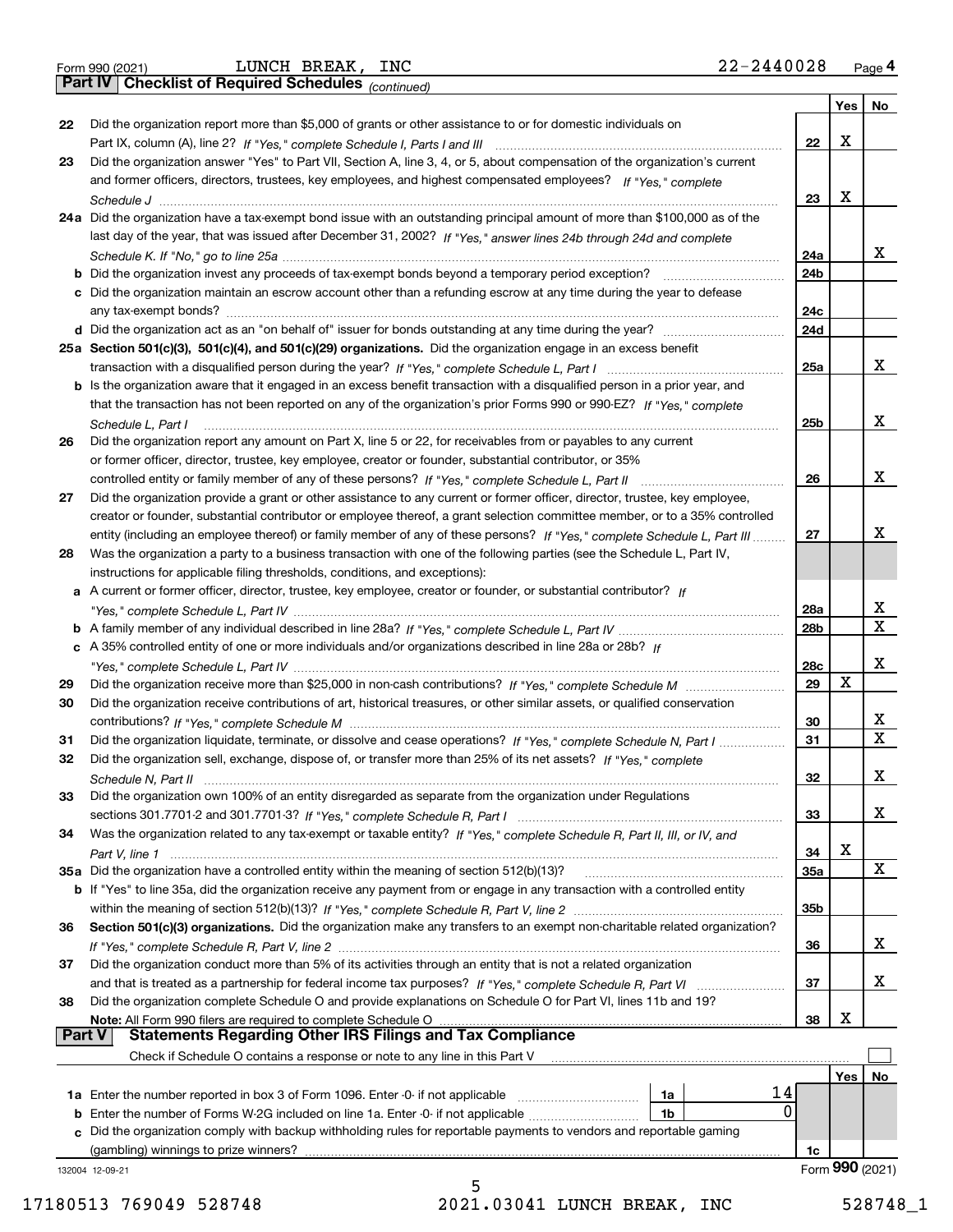Form 990 (2021) LUNCH BREAK, INC 22-2440028 Page 4

## Part IV Checklist of Required Schedules *(continued)*

| | | | Yes | No |
|---|---|---|---|---|
| 22 | Did the organization report more than $5,000 of grants or other assistance to or for domestic individuals on Part IX, column (A), line 2? *If "Yes," complete Schedule I, Parts I and III* | 22 | X | |
| 23 | Did the organization answer "Yes" to Part VII, Section A, line 3, 4, or 5, about compensation of the organization's current and former officers, directors, trustees, key employees, and highest compensated employees? *If "Yes," complete Schedule J* | 23 | X | |
| 24a | Did the organization have a tax-exempt bond issue with an outstanding principal amount of more than $100,000 as of the last day of the year, that was issued after December 31, 2002? *If "Yes," answer lines 24b through 24d and complete Schedule K. If "No," go to line 25a* | 24a | | X |
| b | Did the organization invest any proceeds of tax-exempt bonds beyond a temporary period exception? | 24b | | |
| c | Did the organization maintain an escrow account other than a refunding escrow at any time during the year to defease any tax-exempt bonds? | 24c | | |
| d | Did the organization act as an "on behalf of" issuer for bonds outstanding at any time during the year? | 24d | | |
| 25a | **Section 501(c)(3), 501(c)(4), and 501(c)(29) organizations.** Did the organization engage in an excess benefit transaction with a disqualified person during the year? *If "Yes," complete Schedule L, Part I* | 25a | | X |
| b | Is the organization aware that it engaged in an excess benefit transaction with a disqualified person in a prior year, and that the transaction has not been reported on any of the organization's prior Forms 990 or 990-EZ? *If "Yes," complete Schedule L, Part I* | 25b | | X |
| 26 | Did the organization report any amount on Part X, line 5 or 22, for receivables from or payables to any current or former officer, director, trustee, key employee, creator or founder, substantial contributor, or 35% controlled entity or family member of any of these persons? *If "Yes," complete Schedule L, Part II* | 26 | | X |
| 27 | Did the organization provide a grant or other assistance to any current or former officer, director, trustee, key employee, creator or founder, substantial contributor or employee thereof, a grant selection committee member, or to a 35% controlled entity (including an employee thereof) or family member of any of these persons? *If "Yes," complete Schedule L, Part III* | 27 | | X |
| 28 | Was the organization a party to a business transaction with one of the following parties (see the Schedule L, Part IV, instructions for applicable filing thresholds, conditions, and exceptions): | | | |
| a | A current or former officer, director, trustee, key employee, creator or founder, or substantial contributor? *If "Yes," complete Schedule L, Part IV* | 28a | | X |
| b | A family member of any individual described in line 28a? *If "Yes," complete Schedule L, Part IV* | 28b | | X |
| c | A 35% controlled entity of one or more individuals and/or organizations described in line 28a or 28b? *If "Yes," complete Schedule L, Part IV* | 28c | | X |
| 29 | Did the organization receive more than $25,000 in non-cash contributions? *If "Yes," complete Schedule M* | 29 | X | |
| 30 | Did the organization receive contributions of art, historical treasures, or other similar assets, or qualified conservation contributions? *If "Yes," complete Schedule M* | 30 | | X |
| 31 | Did the organization liquidate, terminate, or dissolve and cease operations? *If "Yes," complete Schedule N, Part I* | 31 | | X |
| 32 | Did the organization sell, exchange, dispose of, or transfer more than 25% of its net assets? *If "Yes," complete Schedule N, Part II* | 32 | | X |
| 33 | Did the organization own 100% of an entity disregarded as separate from the organization under Regulations sections 301.7701-2 and 301.7701-3? *If "Yes," complete Schedule R, Part I* | 33 | | X |
| 34 | Was the organization related to any tax-exempt or taxable entity? *If "Yes," complete Schedule R, Part II, III, or IV, and Part V, line 1* | 34 | X | |
| 35a | Did the organization have a controlled entity within the meaning of section 512(b)(13)? | 35a | | X |
| b | If "Yes" to line 35a, did the organization receive any payment from or engage in any transaction with a controlled entity within the meaning of section 512(b)(13)? *If "Yes," complete Schedule R, Part V, line 2* | 35b | | |
| 36 | **Section 501(c)(3) organizations.** Did the organization make any transfers to an exempt non-charitable related organization? *If "Yes," complete Schedule R, Part V, line 2* | 36 | | X |
| 37 | Did the organization conduct more than 5% of its activities through an entity that is not a related organization and that is treated as a partnership for federal income tax purposes? *If "Yes," complete Schedule R, Part VI* | 37 | | X |
| 38 | Did the organization complete Schedule O and provide explanations on Schedule O for Part VI, lines 11b and 19? **Note:** All Form 990 filers are required to complete Schedule O | 38 | X | |

## Part V Statements Regarding Other IRS Filings and Tax Compliance

Check if Schedule O contains a response or note to any line in this Part V ☐

| | | | | | Yes | No |
|---|---|---|---|---|---|---|
| 1a | Enter the number reported in box 3 of Form 1096. Enter -0- if not applicable | 1a | 14 | | | |
| b | Enter the number of Forms W-2G included on line 1a. Enter -0- if not applicable | 1b | 0 | | | |
| c | Did the organization comply with backup withholding rules for reportable payments to vendors and reportable gaming (gambling) winnings to prize winners? | | | 1c | | |

132004 12-09-21 Form **990** (2021)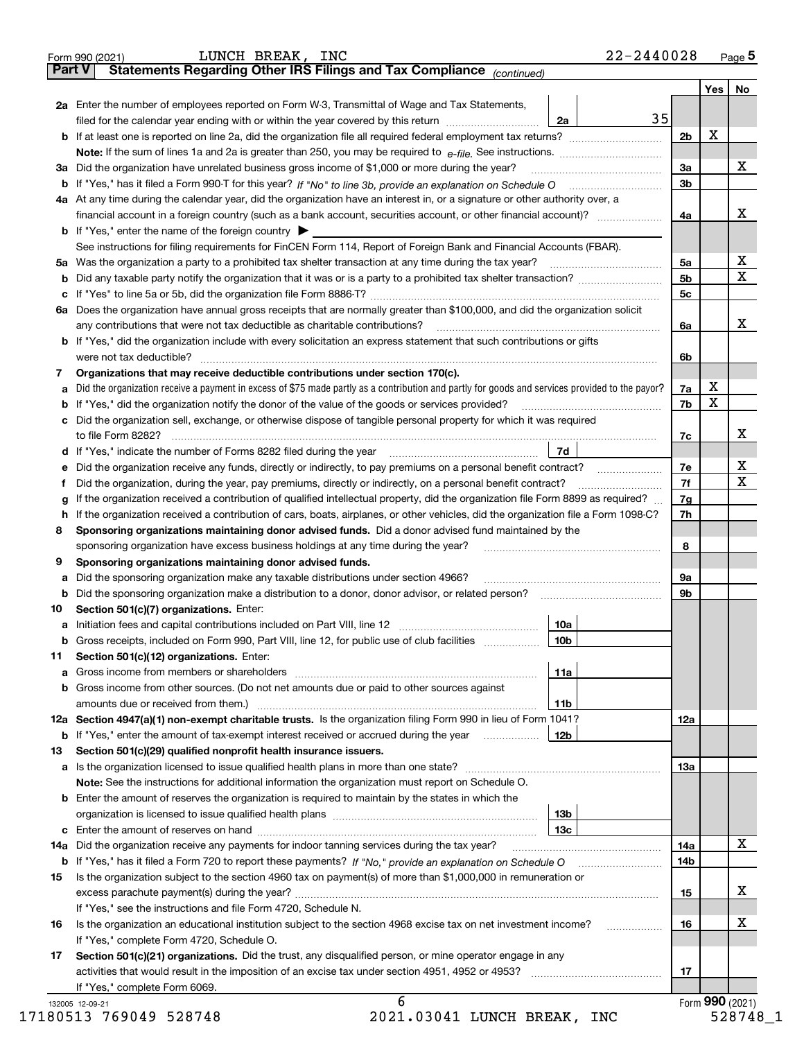Form 990 (2021) LUNCH BREAK, INC 22-2440028 Page 5

**Part V Statements Regarding Other IRS Filings and Tax Compliance** *(continued)*

| | | | | | Yes | No |
|---|---|---|---|---|---|---|
| **2a** | Enter the number of employees reported on Form W-3, Transmittal of Wage and Tax Statements, filed for the calendar year ending with or within the year covered by this return | 2a | 35 | | | |
| **b** | If at least one is reported on line 2a, did the organization file all required federal employment tax returns? | | | 2b | X | |
| | **Note:** If the sum of lines 1a and 2a is greater than 250, you may be required to *e-file.* See instructions. | | | | | |
| **3a** | Did the organization have unrelated business gross income of $1,000 or more during the year? | | | 3a | | X |
| **b** | If "Yes," has it filed a Form 990-T for this year? *If "No" to line 3b, provide an explanation on Schedule O* | | | 3b | | |
| **4a** | At any time during the calendar year, did the organization have an interest in, or a signature or other authority over, a financial account in a foreign country (such as a bank account, securities account, or other financial account)? | | | 4a | | X |
| **b** | If "Yes," enter the name of the foreign country ▶ | | | | | |
| | See instructions for filing requirements for FinCEN Form 114, Report of Foreign Bank and Financial Accounts (FBAR). | | | | | |
| **5a** | Was the organization a party to a prohibited tax shelter transaction at any time during the tax year? | | | 5a | | X |
| **b** | Did any taxable party notify the organization that it was or is a party to a prohibited tax shelter transaction? | | | 5b | | X |
| **c** | If "Yes" to line 5a or 5b, did the organization file Form 8886-T? | | | 5c | | |
| **6a** | Does the organization have annual gross receipts that are normally greater than $100,000, and did the organization solicit any contributions that were not tax deductible as charitable contributions? | | | 6a | | X |
| **b** | If "Yes," did the organization include with every solicitation an express statement that such contributions or gifts were not tax deductible? | | | 6b | | |
| **7** | **Organizations that may receive deductible contributions under section 170(c).** | | | | | |
| **a** | Did the organization receive a payment in excess of $75 made partly as a contribution and partly for goods and services provided to the payor? | | | 7a | X | |
| **b** | If "Yes," did the organization notify the donor of the value of the goods or services provided? | | | 7b | X | |
| **c** | Did the organization sell, exchange, or otherwise dispose of tangible personal property for which it was required to file Form 8282? | | | 7c | | X |
| **d** | If "Yes," indicate the number of Forms 8282 filed during the year | 7d | | | | |
| **e** | Did the organization receive any funds, directly or indirectly, to pay premiums on a personal benefit contract? | | | 7e | | X |
| **f** | Did the organization, during the year, pay premiums, directly or indirectly, on a personal benefit contract? | | | 7f | | X |
| **g** | If the organization received a contribution of qualified intellectual property, did the organization file Form 8899 as required? | | | 7g | | |
| **h** | If the organization received a contribution of cars, boats, airplanes, or other vehicles, did the organization file a Form 1098-C? | | | 7h | | |
| **8** | **Sponsoring organizations maintaining donor advised funds.** Did a donor advised fund maintained by the sponsoring organization have excess business holdings at any time during the year? | | | 8 | | |
| **9** | **Sponsoring organizations maintaining donor advised funds.** | | | | | |
| **a** | Did the sponsoring organization make any taxable distributions under section 4966? | | | 9a | | |
| **b** | Did the sponsoring organization make a distribution to a donor, donor advisor, or related person? | | | 9b | | |
| **10** | **Section 501(c)(7) organizations.** Enter: | | | | | |
| **a** | Initiation fees and capital contributions included on Part VIII, line 12 | 10a | | | | |
| **b** | Gross receipts, included on Form 990, Part VIII, line 12, for public use of club facilities | 10b | | | | |
| **11** | **Section 501(c)(12) organizations.** Enter: | | | | | |
| **a** | Gross income from members or shareholders | 11a | | | | |
| **b** | Gross income from other sources. (Do not net amounts due or paid to other sources against amounts due or received from them.) | 11b | | | | |
| **12a** | **Section 4947(a)(1) non-exempt charitable trusts.** Is the organization filing Form 990 in lieu of Form 1041? | | | 12a | | |
| **b** | If "Yes," enter the amount of tax-exempt interest received or accrued during the year | 12b | | | | |
| **13** | **Section 501(c)(29) qualified nonprofit health insurance issuers.** | | | | | |
| **a** | Is the organization licensed to issue qualified health plans in more than one state? | | | 13a | | |
| | **Note:** See the instructions for additional information the organization must report on Schedule O. | | | | | |
| **b** | Enter the amount of reserves the organization is required to maintain by the states in which the organization is licensed to issue qualified health plans | 13b | | | | |
| **c** | Enter the amount of reserves on hand | 13c | | | | |
| **14a** | Did the organization receive any payments for indoor tanning services during the tax year? | | | 14a | | X |
| **b** | If "Yes," has it filed a Form 720 to report these payments? *If "No," provide an explanation on Schedule O* | | | 14b | | |
| **15** | Is the organization subject to the section 4960 tax on payment(s) of more than $1,000,000 in remuneration or excess parachute payment(s) during the year? | | | 15 | | X |
| | If "Yes," see the instructions and file Form 4720, Schedule N. | | | | | |
| **16** | Is the organization an educational institution subject to the section 4968 excise tax on net investment income? | | | 16 | | X |
| | If "Yes," complete Form 4720, Schedule O. | | | | | |
| **17** | **Section 501(c)(21) organizations.** Did the trust, any disqualified person, or mine operator engage in any activities that would result in the imposition of an excise tax under section 4951, 4952 or 4953? | | | 17 | | |
| | If "Yes," complete Form 6069. | | | | | |

132005 12-09-21 Form **990** (2021)

17180513 769049 528748 2021.03041 LUNCH BREAK, INC 528748_1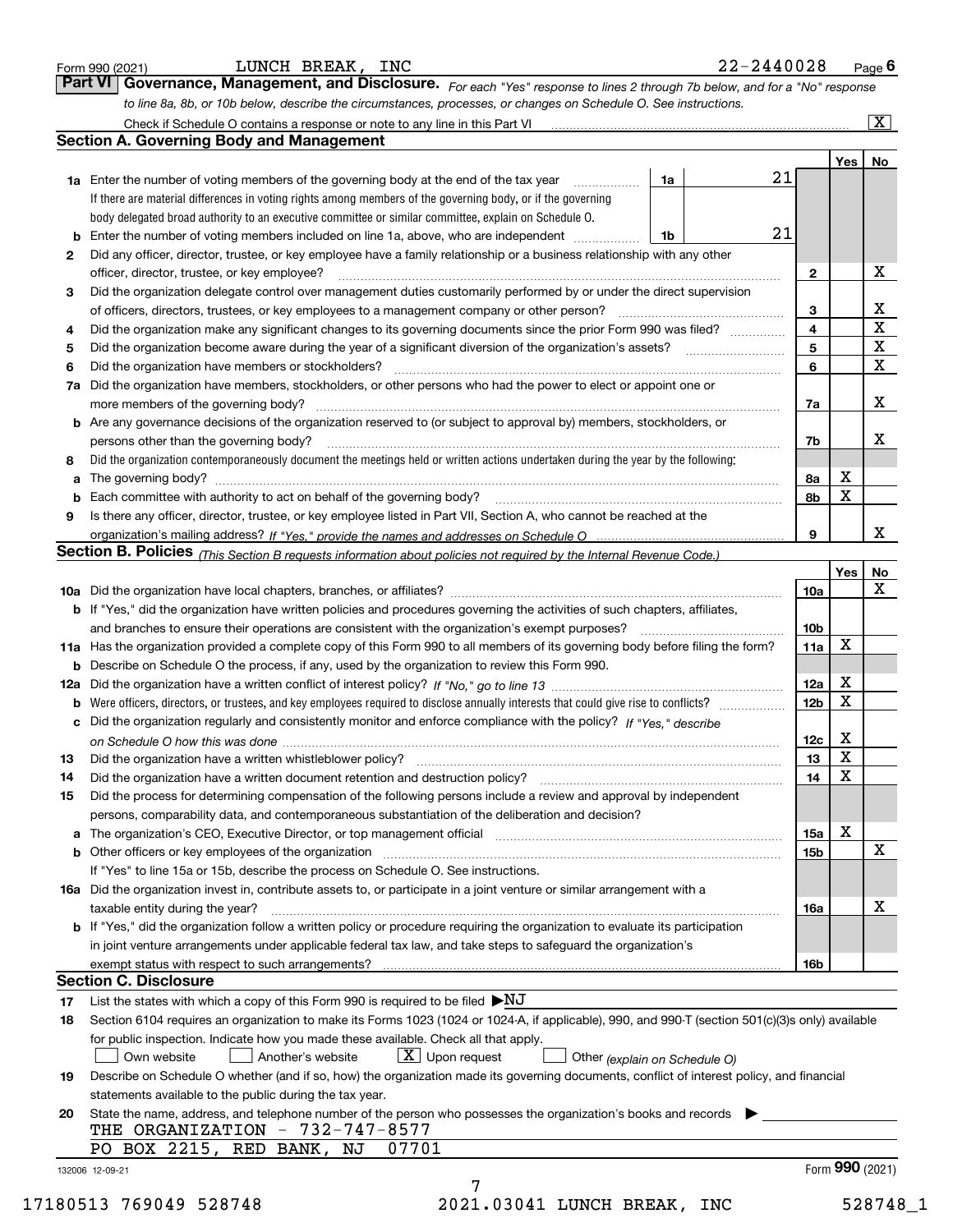Form 990 (2021) LUNCH BREAK, INC 22-2440028 Page **6**

## Part VI Governance, Management, and Disclosure.

*For each "Yes" response to lines 2 through 7b below, and for a "No" response to line 8a, 8b, or 10b below, describe the circumstances, processes, or changes on Schedule O. See instructions.*

Check if Schedule O contains a response or note to any line in this Part VI [X]

### Section A. Governing Body and Management

| | | | | Yes | No |
|---|---|---|---|---|---|
| **1a** | Enter the number of voting members of the governing body at the end of the tax year. If there are material differences in voting rights among members of the governing body, or if the governing body delegated broad authority to an executive committee or similar committee, explain on Schedule O. | 1a | 21 | | |
| **b** | Enter the number of voting members included on line 1a, above, who are independent | 1b | 21 | | |
| **2** | Did any officer, director, trustee, or key employee have a family relationship or a business relationship with any other officer, director, trustee, or key employee? | | **2** | | X |
| **3** | Did the organization delegate control over management duties customarily performed by or under the direct supervision of officers, directors, trustees, or key employees to a management company or other person? | | **3** | | X |
| **4** | Did the organization make any significant changes to its governing documents since the prior Form 990 was filed? | | **4** | | X |
| **5** | Did the organization become aware during the year of a significant diversion of the organization's assets? | | **5** | | X |
| **6** | Did the organization have members or stockholders? | | **6** | | X |
| **7a** | Did the organization have members, stockholders, or other persons who had the power to elect or appoint one or more members of the governing body? | | **7a** | | X |
| **b** | Are any governance decisions of the organization reserved to (or subject to approval by) members, stockholders, or persons other than the governing body? | | **7b** | | X |
| **8** | Did the organization contemporaneously document the meetings held or written actions undertaken during the year by the following: | | | | |
| **a** | The governing body? | | **8a** | X | |
| **b** | Each committee with authority to act on behalf of the governing body? | | **8b** | X | |
| **9** | Is there any officer, director, trustee, or key employee listed in Part VII, Section A, who cannot be reached at the organization's mailing address? *If "Yes," provide the names and addresses on Schedule O* | | **9** | | X |

### Section B. Policies *(This Section B requests information about policies not required by the Internal Revenue Code.)*

| | | | Yes | No |
|---|---|---|---|---|
| **10a** | Did the organization have local chapters, branches, or affiliates? | **10a** | | X |
| **b** | If "Yes," did the organization have written policies and procedures governing the activities of such chapters, affiliates, and branches to ensure their operations are consistent with the organization's exempt purposes? | **10b** | | |
| **11a** | Has the organization provided a complete copy of this Form 990 to all members of its governing body before filing the form? | **11a** | X | |
| **b** | Describe on Schedule O the process, if any, used by the organization to review this Form 990. | | | |
| **12a** | Did the organization have a written conflict of interest policy? *If "No," go to line 13* | **12a** | X | |
| **b** | Were officers, directors, or trustees, and key employees required to disclose annually interests that could give rise to conflicts? | **12b** | X | |
| **c** | Did the organization regularly and consistently monitor and enforce compliance with the policy? *If "Yes," describe on Schedule O how this was done* | **12c** | X | |
| **13** | Did the organization have a written whistleblower policy? | **13** | X | |
| **14** | Did the organization have a written document retention and destruction policy? | **14** | X | |
| **15** | Did the process for determining compensation of the following persons include a review and approval by independent persons, comparability data, and contemporaneous substantiation of the deliberation and decision? | | | |
| **a** | The organization's CEO, Executive Director, or top management official | **15a** | X | |
| **b** | Other officers or key employees of the organization | **15b** | | X |
| | If "Yes" to line 15a or 15b, describe the process on Schedule O. See instructions. | | | |
| **16a** | Did the organization invest in, contribute assets to, or participate in a joint venture or similar arrangement with a taxable entity during the year? | **16a** | | X |
| **b** | If "Yes," did the organization follow a written policy or procedure requiring the organization to evaluate its participation in joint venture arrangements under applicable federal tax law, and take steps to safeguard the organization's exempt status with respect to such arrangements? | **16b** | | |

### Section C. Disclosure

**17** List the states with which a copy of this Form 990 is required to be filed ▶NJ

**18** Section 6104 requires an organization to make its Forms 1023 (1024 or 1024-A, if applicable), 990, and 990-T (section 501(c)(3)s only) available for public inspection. Indicate how you made these available. Check all that apply.

[ ] Own website [ ] Another's website [X] Upon request [ ] Other *(explain on Schedule O)*

**19** Describe on Schedule O whether (and if so, how) the organization made its governing documents, conflict of interest policy, and financial statements available to the public during the tax year.

**20** State the name, address, and telephone number of the person who possesses the organization's books and records ▶

THE ORGANIZATION - 732-747-8577
PO BOX 2215, RED BANK, NJ 07701

132006 12-09-21 Form **990** (2021)

17180513 769049 528748 2021.03041 LUNCH BREAK, INC 528748_1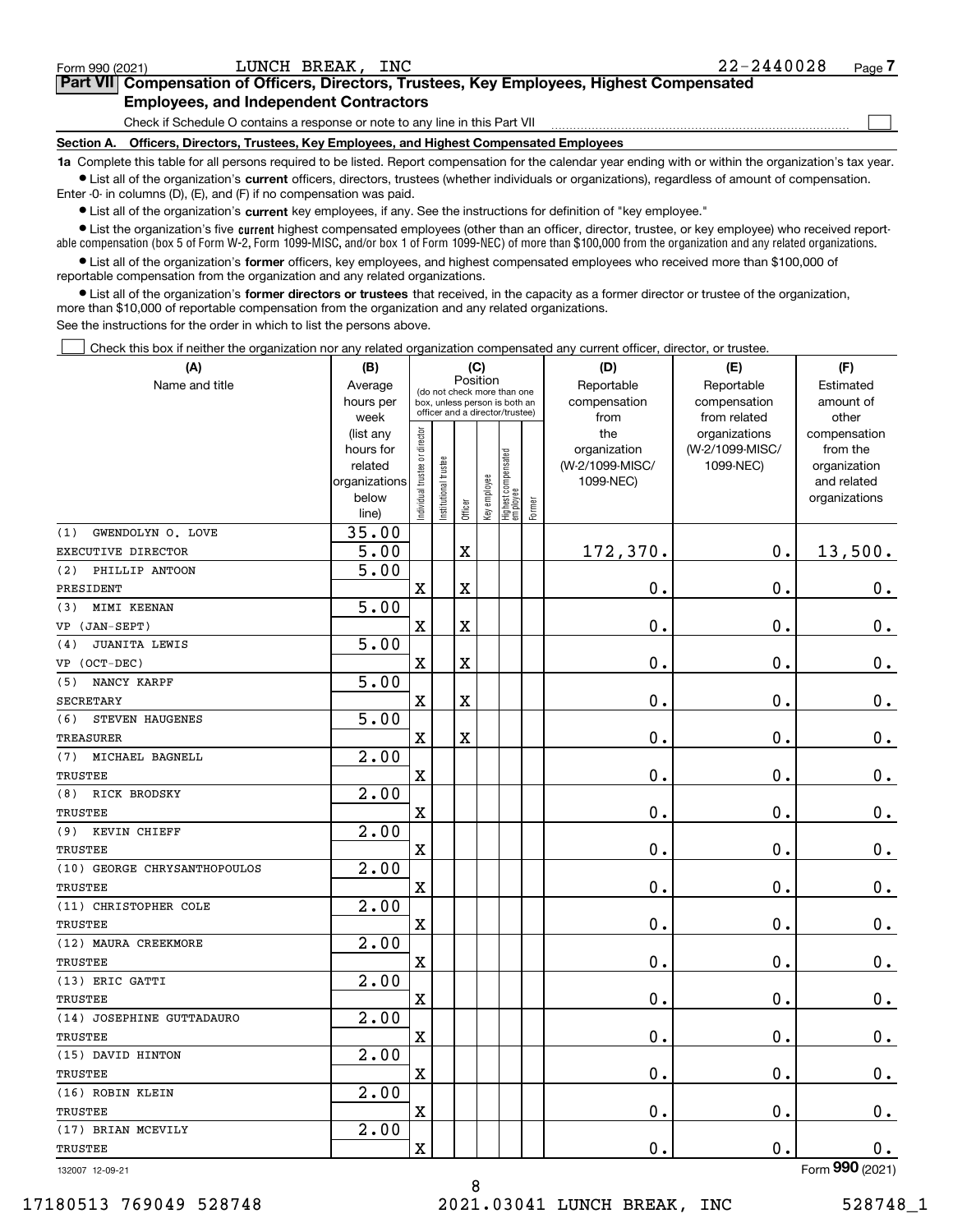Form 990 (2021) LUNCH BREAK, INC 22-2440028

## Part VII Compensation of Officers, Directors, Trustees, Key Employees, Highest Compensated Employees, and Independent Contractors

Check if Schedule O contains a response or note to any line in this Part VII

### Section A. Officers, Directors, Trustees, Key Employees, and Highest Compensated Employees

**1a** Complete this table for all persons required to be listed. Report compensation for the calendar year ending with or within the organization's tax year.

- List all of the organization's **current** officers, directors, trustees (whether individuals or organizations), regardless of amount of compensation. Enter -0- in columns (D), (E), and (F) if no compensation was paid.
- List all of the organization's **current** key employees, if any. See the instructions for definition of "key employee."
- List the organization's five **current** highest compensated employees (other than an officer, director, trustee, or key employee) who received reportable compensation (box 5 of Form W-2, Form 1099-MISC, and/or box 1 of Form 1099-NEC) of more than $100,000 from the organization and any related organizations.
- List all of the organization's **former** officers, key employees, and highest compensated employees who received more than $100,000 of reportable compensation from the organization and any related organizations.
- List all of the organization's **former directors or trustees** that received, in the capacity as a former director or trustee of the organization, more than $10,000 of reportable compensation from the organization and any related organizations.

See the instructions for the order in which to list the persons above.

Check this box if neither the organization nor any related organization compensated any current officer, director, or trustee.

| (A) Name and title | (B) Average hours per week (list any hours for related organizations below line) | (C) Position: Individual trustee or director | Institutional trustee | Officer | Key employee | Highest compensated employee | Former | (D) Reportable compensation from the organization (W-2/1099-MISC/1099-NEC) | (E) Reportable compensation from related organizations (W-2/1099-MISC/1099-NEC) | (F) Estimated amount of other compensation from the organization and related organizations |
|---|---|---|---|---|---|---|---|---|---|---|
| (1) GWENDOLYN O. LOVE<br>EXECUTIVE DIRECTOR | 35.00<br>5.00 | | | X | | | | 172,370. | 0. | 13,500. |
| (2) PHILLIP ANTOON<br>PRESIDENT | 5.00 | X | | X | | | | 0. | 0. | 0. |
| (3) MIMI KEENAN<br>VP (JAN-SEPT) | 5.00 | X | | X | | | | 0. | 0. | 0. |
| (4) JUANITA LEWIS<br>VP (OCT-DEC) | 5.00 | X | | X | | | | 0. | 0. | 0. |
| (5) NANCY KARPF<br>SECRETARY | 5.00 | X | | X | | | | 0. | 0. | 0. |
| (6) STEVEN HAUGENES<br>TREASURER | 5.00 | X | | X | | | | 0. | 0. | 0. |
| (7) MICHAEL BAGNELL<br>TRUSTEE | 2.00 | X | | | | | | 0. | 0. | 0. |
| (8) RICK BRODSKY<br>TRUSTEE | 2.00 | X | | | | | | 0. | 0. | 0. |
| (9) KEVIN CHIEFF<br>TRUSTEE | 2.00 | X | | | | | | 0. | 0. | 0. |
| (10) GEORGE CHRYSANTHOPOULOS<br>TRUSTEE | 2.00 | X | | | | | | 0. | 0. | 0. |
| (11) CHRISTOPHER COLE<br>TRUSTEE | 2.00 | X | | | | | | 0. | 0. | 0. |
| (12) MAURA CREEKMORE<br>TRUSTEE | 2.00 | X | | | | | | 0. | 0. | 0. |
| (13) ERIC GATTI<br>TRUSTEE | 2.00 | X | | | | | | 0. | 0. | 0. |
| (14) JOSEPHINE GUTTADAURO<br>TRUSTEE | 2.00 | X | | | | | | 0. | 0. | 0. |
| (15) DAVID HINTON<br>TRUSTEE | 2.00 | X | | | | | | 0. | 0. | 0. |
| (16) ROBIN KLEIN<br>TRUSTEE | 2.00 | X | | | | | | 0. | 0. | 0. |
| (17) BRIAN MCEVILY<br>TRUSTEE | 2.00 | X | | | | | | 0. | 0. | 0. |

132007 12-09-21 Form **990** (2021)

17180513 769049 528748 2021.03041 LUNCH BREAK, INC 528748_1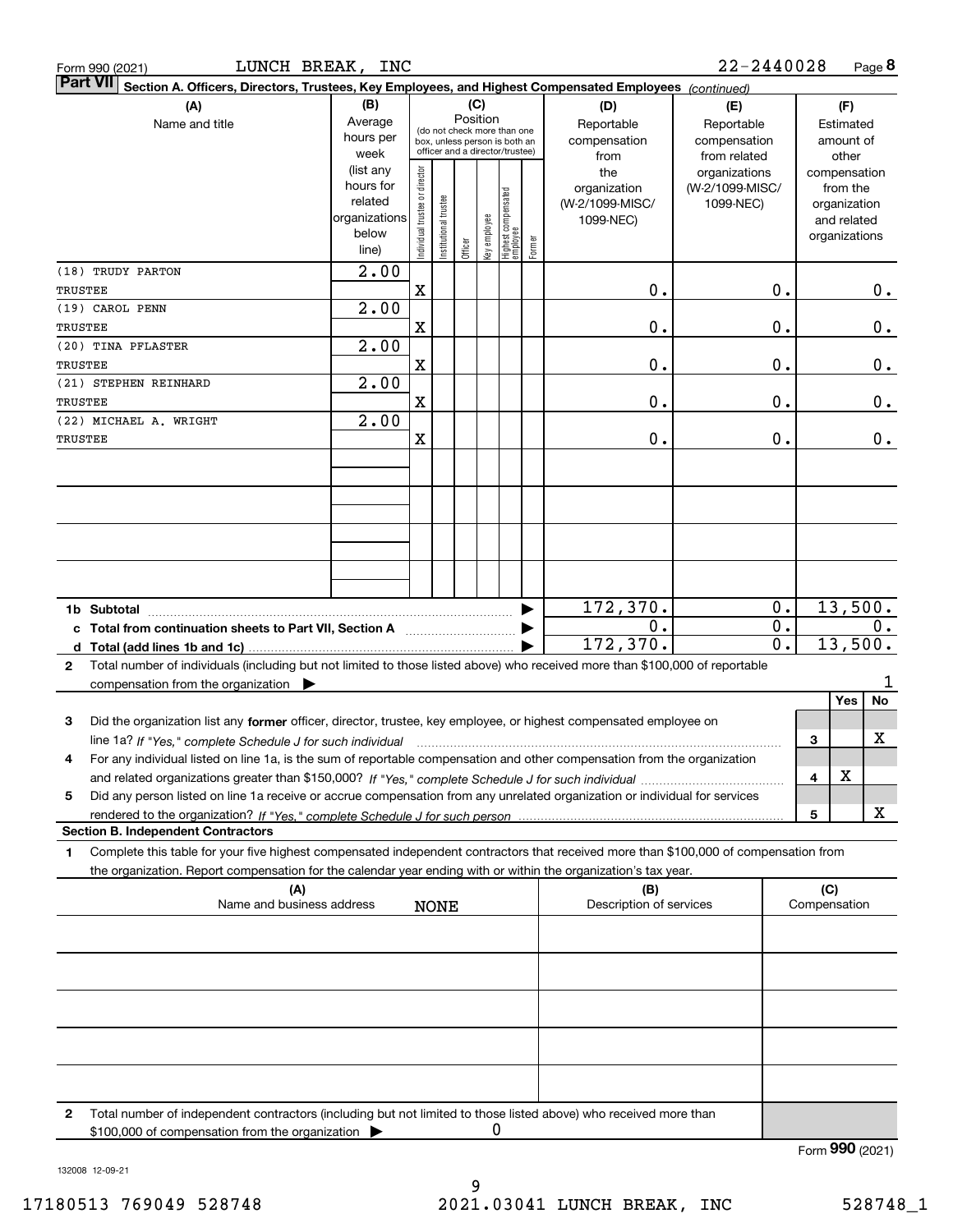Form 990 (2021) LUNCH BREAK, INC 22-2440028

**Part VII** Section A. Officers, Directors, Trustees, Key Employees, and Highest Compensated Employees *(continued)*

| (A) Name and title | (B) Average hours per week (list any hours for related organizations below line) | (C) Position: Individual trustee or director | Institutional trustee | Officer | Key employee | Highest compensated employee | Former | (D) Reportable compensation from the organization (W-2/1099-MISC/1099-NEC) | (E) Reportable compensation from related organizations (W-2/1099-MISC/1099-NEC) | (F) Estimated amount of other compensation from the organization and related organizations |
|---|---|---|---|---|---|---|---|---|---|---|
| (18) TRUDY PARTON<br>TRUSTEE | 2.00 | X | | | | | | 0. | 0. | 0. |
| (19) CAROL PENN<br>TRUSTEE | 2.00 | X | | | | | | 0. | 0. | 0. |
| (20) TINA PFLASTER<br>TRUSTEE | 2.00 | X | | | | | | 0. | 0. | 0. |
| (21) STEPHEN REINHARD<br>TRUSTEE | 2.00 | X | | | | | | 0. | 0. | 0. |
| (22) MICHAEL A. WRIGHT<br>TRUSTEE | 2.00 | X | | | | | | 0. | 0. | 0. |
| 1b Subtotal | | | | | | | | 172,370. | 0. | 13,500. |
| c Total from continuation sheets to Part VII, Section A | | | | | | | | 0. | 0. | 0. |
| d Total (add lines 1b and 1c) | | | | | | | | 172,370. | 0. | 13,500. |

2 Total number of individuals (including but not limited to those listed above) who received more than $100,000 of reportable compensation from the organization ▶ 1

| | | Yes | No |
|---|---|---|---|
| 3 Did the organization list any **former** officer, director, trustee, key employee, or highest compensated employee on line 1a? *If "Yes," complete Schedule J for such individual* | 3 | | X |
| 4 For any individual listed on line 1a, is the sum of reportable compensation and other compensation from the organization and related organizations greater than $150,000? *If "Yes," complete Schedule J for such individual* | 4 | X | |
| 5 Did any person listed on line 1a receive or accrue compensation from any unrelated organization or individual for services rendered to the organization? *If "Yes," complete Schedule J for such person* | 5 | | X |

**Section B. Independent Contractors**

1 Complete this table for your five highest compensated independent contractors that received more than $100,000 of compensation from the organization. Report compensation for the calendar year ending with or within the organization's tax year.

| (A) Name and business address | (B) Description of services | (C) Compensation |
|---|---|---|
| NONE | | |

2 Total number of independent contractors (including but not limited to those listed above) who received more than $100,000 of compensation from the organization ▶ 0

Form **990** (2021)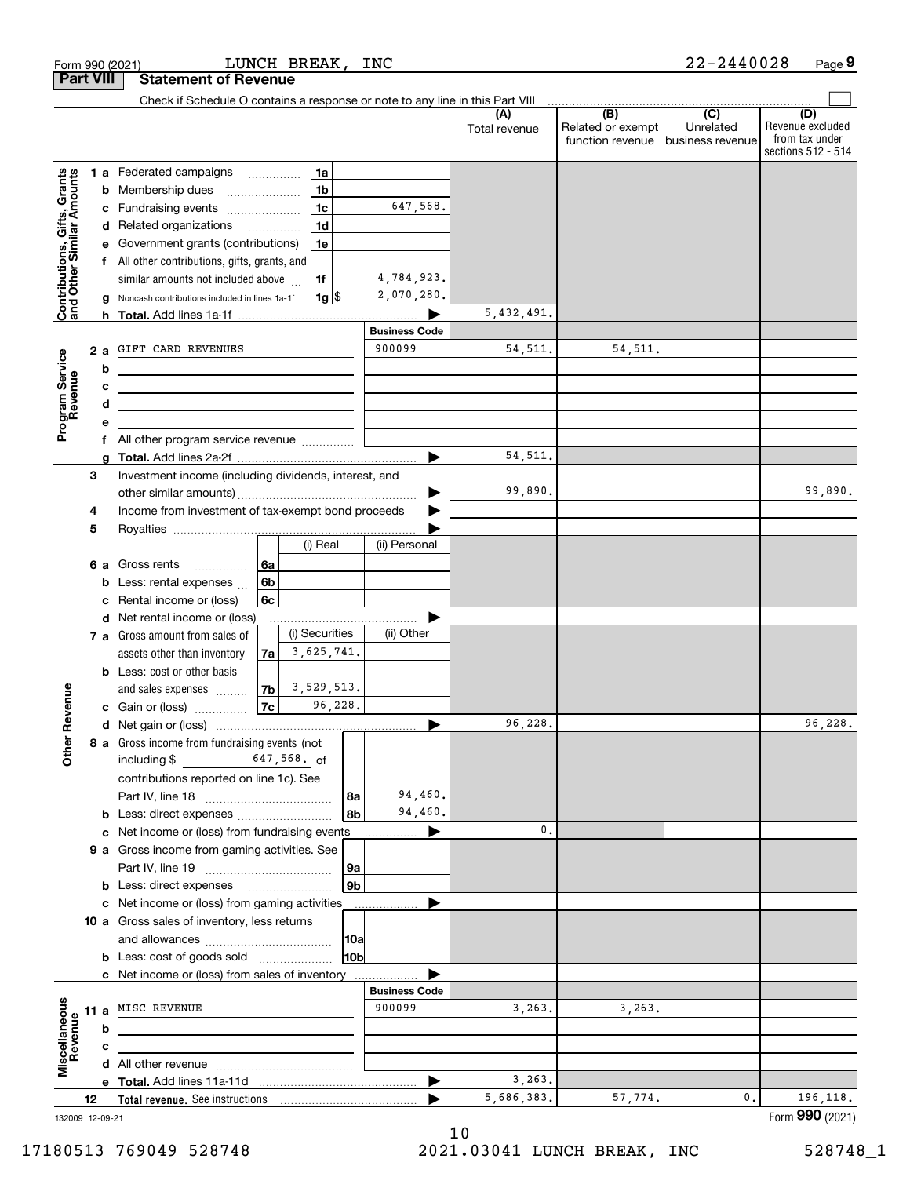Form 990 (2021) LUNCH BREAK, INC 22-2440028 Page 9

## Part VIII Statement of Revenue

Check if Schedule O contains a response or note to any line in this Part VIII

| | | | | (A) Total revenue | (B) Related or exempt function revenue | (C) Unrelated business revenue | (D) Revenue excluded from tax under sections 512 - 514 |
|---|---|---|---|---|---|---|---|
| **Contributions, Gifts, Grants and Other Similar Amounts** | 1a Federated campaigns | 1a | | | | | |
| | b Membership dues | 1b | | | | | |
| | c Fundraising events | 1c | 647,568. | | | | |
| | d Related organizations | 1d | | | | | |
| | e Government grants (contributions) | 1e | | | | | |
| | f All other contributions, gifts, grants, and similar amounts not included above | 1f | 4,784,923. | | | | |
| | g Noncash contributions included in lines 1a-1f | 1g $ | 2,070,280. | | | | |
| | h Total. Add lines 1a-1f | | | 5,432,491. | | | |
| | | | Business Code | | | | |
| **Program Service Revenue** | 2a GIFT CARD REVENUES | | 900099 | 54,511. | 54,511. | | |
| | b | | | | | | |
| | c | | | | | | |
| | d | | | | | | |
| | e | | | | | | |
| | f All other program service revenue | | | | | | |
| | g Total. Add lines 2a-2f | | | 54,511. | | | |
| **Other Revenue** | 3 Investment income (including dividends, interest, and other similar amounts) | | | 99,890. | | | 99,890. |
| | 4 Income from investment of tax-exempt bond proceeds | | | | | | |
| | 5 Royalties | | | | | | |
| | | (i) Real | (ii) Personal | | | | |
| | 6a Gross rents 6a | | | | | | |
| | b Less: rental expenses 6b | | | | | | |
| | c Rental income or (loss) 6c | | | | | | |
| | d Net rental income or (loss) | | | | | | |
| | | (i) Securities | (ii) Other | | | | |
| | 7a Gross amount from sales of assets other than inventory 7a | 3,625,741. | | | | | |
| | b Less: cost or other basis and sales expenses 7b | 3,529,513. | | | | | |
| | c Gain or (loss) 7c | 96,228. | | | | | |
| | d Net gain or (loss) | | | 96,228. | | | 96,228. |
| | 8a Gross income from fundraising events (not including $ 647,568. of contributions reported on line 1c). See Part IV, line 18 | 8a | 94,460. | | | | |
| | b Less: direct expenses | 8b | 94,460. | | | | |
| | c Net income or (loss) from fundraising events | | | 0. | | | |
| | 9a Gross income from gaming activities. See Part IV, line 19 | 9a | | | | | |
| | b Less: direct expenses | 9b | | | | | |
| | c Net income or (loss) from gaming activities | | | | | | |
| | 10a Gross sales of inventory, less returns and allowances | 10a | | | | | |
| | b Less: cost of goods sold | 10b | | | | | |
| | c Net income or (loss) from sales of inventory | | | | | | |
| | | | Business Code | | | | |
| **Miscellaneous Revenue** | 11a MISC REVENUE | | 900099 | 3,263. | 3,263. | | |
| | b | | | | | | |
| | c | | | | | | |
| | d All other revenue | | | | | | |
| | e Total. Add lines 11a-11d | | | 3,263. | | | |
| | 12 Total revenue. See instructions | | | 5,686,383. | 57,774. | 0. | 196,118. |

132009 12-09-21 Form 990 (2021)

17180513 769049 528748 2021.03041 LUNCH BREAK, INC 528748_1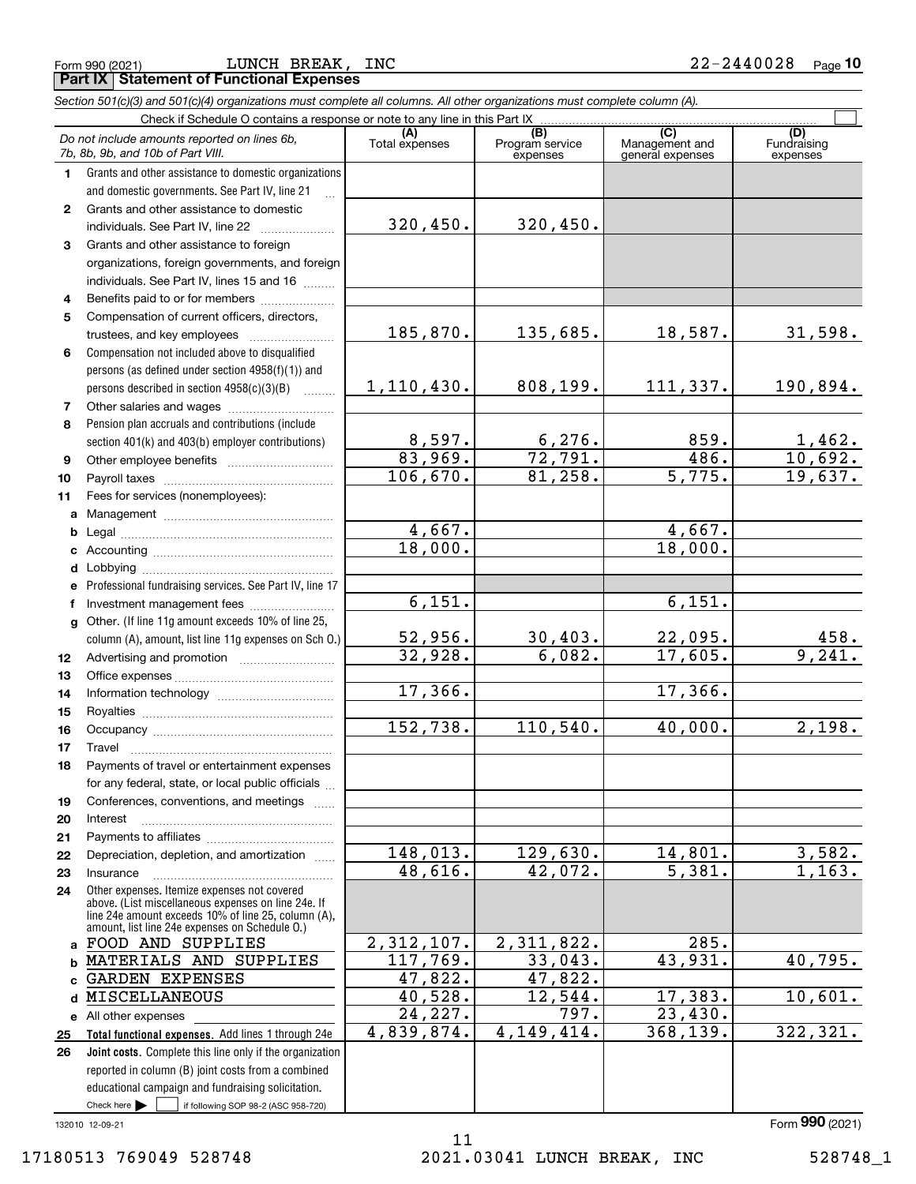Form 990 (2021) LUNCH BREAK, INC 22-2440028 Page 10

**Part IX Statement of Functional Expenses**

*Section 501(c)(3) and 501(c)(4) organizations must complete all columns. All other organizations must complete column (A).*

Check if Schedule O contains a response or note to any line in this Part IX ☐

| *Do not include amounts reported on lines 6b, 7b, 8b, 9b, and 10b of Part VIII.* | (A) Total expenses | (B) Program service expenses | (C) Management and general expenses | (D) Fundraising expenses |
|---|---|---|---|---|
| **1** Grants and other assistance to domestic organizations and domestic governments. See Part IV, line 21 | | | | |
| **2** Grants and other assistance to domestic individuals. See Part IV, line 22 | 320,450. | 320,450. | | |
| **3** Grants and other assistance to foreign organizations, foreign governments, and foreign individuals. See Part IV, lines 15 and 16 | | | | |
| **4** Benefits paid to or for members | | | | |
| **5** Compensation of current officers, directors, trustees, and key employees | 185,870. | 135,685. | 18,587. | 31,598. |
| **6** Compensation not included above to disqualified persons (as defined under section 4958(f)(1)) and persons described in section 4958(c)(3)(B) | 1,110,430. | 808,199. | 111,337. | 190,894. |
| **7** Other salaries and wages | | | | |
| **8** Pension plan accruals and contributions (include section 401(k) and 403(b) employer contributions) | 8,597. | 6,276. | 859. | 1,462. |
| **9** Other employee benefits | 83,969. | 72,791. | 486. | 10,692. |
| **10** Payroll taxes | 106,670. | 81,258. | 5,775. | 19,637. |
| **11** Fees for services (nonemployees): | | | | |
| **a** Management | | | | |
| **b** Legal | 4,667. | | 4,667. | |
| **c** Accounting | 18,000. | | 18,000. | |
| **d** Lobbying | | | | |
| **e** Professional fundraising services. See Part IV, line 17 | | | | |
| **f** Investment management fees | 6,151. | | 6,151. | |
| **g** Other. (If line 11g amount exceeds 10% of line 25, column (A), amount, list line 11g expenses on Sch O.) | 52,956. | 30,403. | 22,095. | 458. |
| **12** Advertising and promotion | 32,928. | 6,082. | 17,605. | 9,241. |
| **13** Office expenses | | | | |
| **14** Information technology | 17,366. | | 17,366. | |
| **15** Royalties | | | | |
| **16** Occupancy | 152,738. | 110,540. | 40,000. | 2,198. |
| **17** Travel | | | | |
| **18** Payments of travel or entertainment expenses for any federal, state, or local public officials | | | | |
| **19** Conferences, conventions, and meetings | | | | |
| **20** Interest | | | | |
| **21** Payments to affiliates | | | | |
| **22** Depreciation, depletion, and amortization | 148,013. | 129,630. | 14,801. | 3,582. |
| **23** Insurance | 48,616. | 42,072. | 5,381. | 1,163. |
| **24** Other expenses. Itemize expenses not covered above. (List miscellaneous expenses on line 24e. If line 24e amount exceeds 10% of line 25, column (A), amount, list line 24e expenses on Schedule O.) | | | | |
| **a** FOOD AND SUPPLIES | 2,312,107. | 2,311,822. | 285. | |
| **b** MATERIALS AND SUPPLIES | 117,769. | 33,043. | 43,931. | 40,795. |
| **c** GARDEN EXPENSES | 47,822. | 47,822. | | |
| **d** MISCELLANEOUS | 40,528. | 12,544. | 17,383. | 10,601. |
| **e** All other expenses | 24,227. | 797. | 23,430. | |
| **25 Total functional expenses.** Add lines 1 through 24e | 4,839,874. | 4,149,414. | 368,139. | 322,321. |
| **26 Joint costs.** Complete this line only if the organization reported in column (B) joint costs from a combined educational campaign and fundraising solicitation. Check here ☐ if following SOP 98-2 (ASC 958-720) | | | | |

132010 12-09-21

Form **990** (2021)

17180513 769049 528748 2021.03041 LUNCH BREAK, INC 528748_1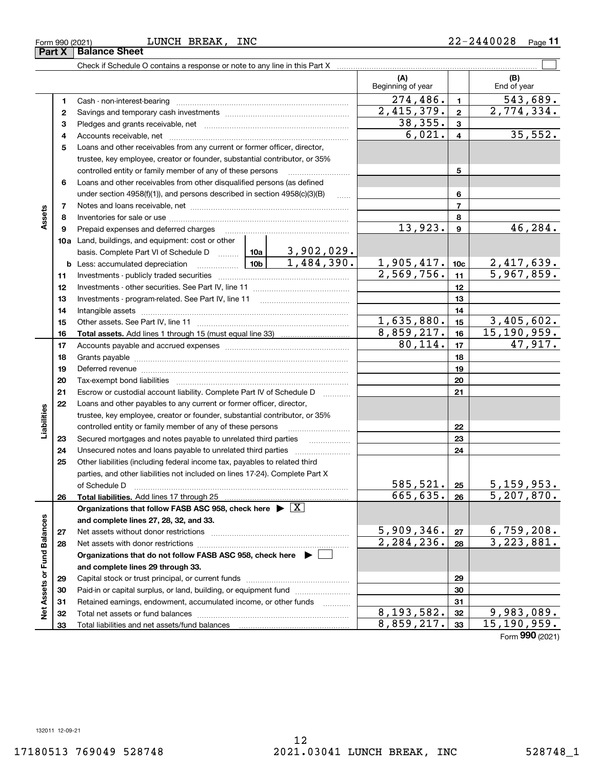Form 990 (2021) LUNCH BREAK, INC 22-2440028

## Part X Balance Sheet

Check if Schedule O contains a response or note to any line in this Part X ☐

| | | | | (A) Beginning of year | | (B) End of year |
|---|---|---|---|---|---|---|
| **Assets** | 1 | Cash - non-interest-bearing | | 274,486. | 1 | 543,689. |
| | 2 | Savings and temporary cash investments | | 2,415,379. | 2 | 2,774,334. |
| | 3 | Pledges and grants receivable, net | | 38,355. | 3 | |
| | 4 | Accounts receivable, net | | 6,021. | 4 | 35,552. |
| | 5 | Loans and other receivables from any current or former officer, director, trustee, key employee, creator or founder, substantial contributor, or 35% controlled entity or family member of any of these persons | | | 5 | |
| | 6 | Loans and other receivables from other disqualified persons (as defined under section 4958(f)(1)), and persons described in section 4958(c)(3)(B) | | | 6 | |
| | 7 | Notes and loans receivable, net | | | 7 | |
| | 8 | Inventories for sale or use | | | 8 | |
| | 9 | Prepaid expenses and deferred charges | | 13,923. | 9 | 46,284. |
| | 10a | Land, buildings, and equipment: cost or other basis. Complete Part VI of Schedule D | 10a 3,902,029. | | | |
| | b | Less: accumulated depreciation | 10b 1,484,390. | 1,905,417. | 10c | 2,417,639. |
| | 11 | Investments - publicly traded securities | | 2,569,756. | 11 | 5,967,859. |
| | 12 | Investments - other securities. See Part IV, line 11 | | | 12 | |
| | 13 | Investments - program-related. See Part IV, line 11 | | | 13 | |
| | 14 | Intangible assets | | | 14 | |
| | 15 | Other assets. See Part IV, line 11 | | 1,635,880. | 15 | 3,405,602. |
| | 16 | **Total assets.** Add lines 1 through 15 (must equal line 33) | | 8,859,217. | 16 | 15,190,959. |
| **Liabilities** | 17 | Accounts payable and accrued expenses | | 80,114. | 17 | 47,917. |
| | 18 | Grants payable | | | 18 | |
| | 19 | Deferred revenue | | | 19 | |
| | 20 | Tax-exempt bond liabilities | | | 20 | |
| | 21 | Escrow or custodial account liability. Complete Part IV of Schedule D | | | 21 | |
| | 22 | Loans and other payables to any current or former officer, director, trustee, key employee, creator or founder, substantial contributor, or 35% controlled entity or family member of any of these persons | | | 22 | |
| | 23 | Secured mortgages and notes payable to unrelated third parties | | | 23 | |
| | 24 | Unsecured notes and loans payable to unrelated third parties | | | 24 | |
| | 25 | Other liabilities (including federal income tax, payables to related third parties, and other liabilities not included on lines 17-24). Complete Part X of Schedule D | | 585,521. | 25 | 5,159,953. |
| | 26 | **Total liabilities.** Add lines 17 through 25 | | 665,635. | 26 | 5,207,870. |
| **Net Assets or Fund Balances** | | **Organizations that follow FASB ASC 958, check here** ▶ ☒ **and complete lines 27, 28, 32, and 33.** | | | | |
| | 27 | Net assets without donor restrictions | | 5,909,346. | 27 | 6,759,208. |
| | 28 | Net assets with donor restrictions | | 2,284,236. | 28 | 3,223,881. |
| | | **Organizations that do not follow FASB ASC 958, check here** ▶ ☐ **and complete lines 29 through 33.** | | | | |
| | 29 | Capital stock or trust principal, or current funds | | | 29 | |
| | 30 | Paid-in or capital surplus, or land, building, or equipment fund | | | 30 | |
| | 31 | Retained earnings, endowment, accumulated income, or other funds | | | 31 | |
| | 32 | Total net assets or fund balances | | 8,193,582. | 32 | 9,983,089. |
| | 33 | Total liabilities and net assets/fund balances | | 8,859,217. | 33 | 15,190,959. |

Form **990** (2021)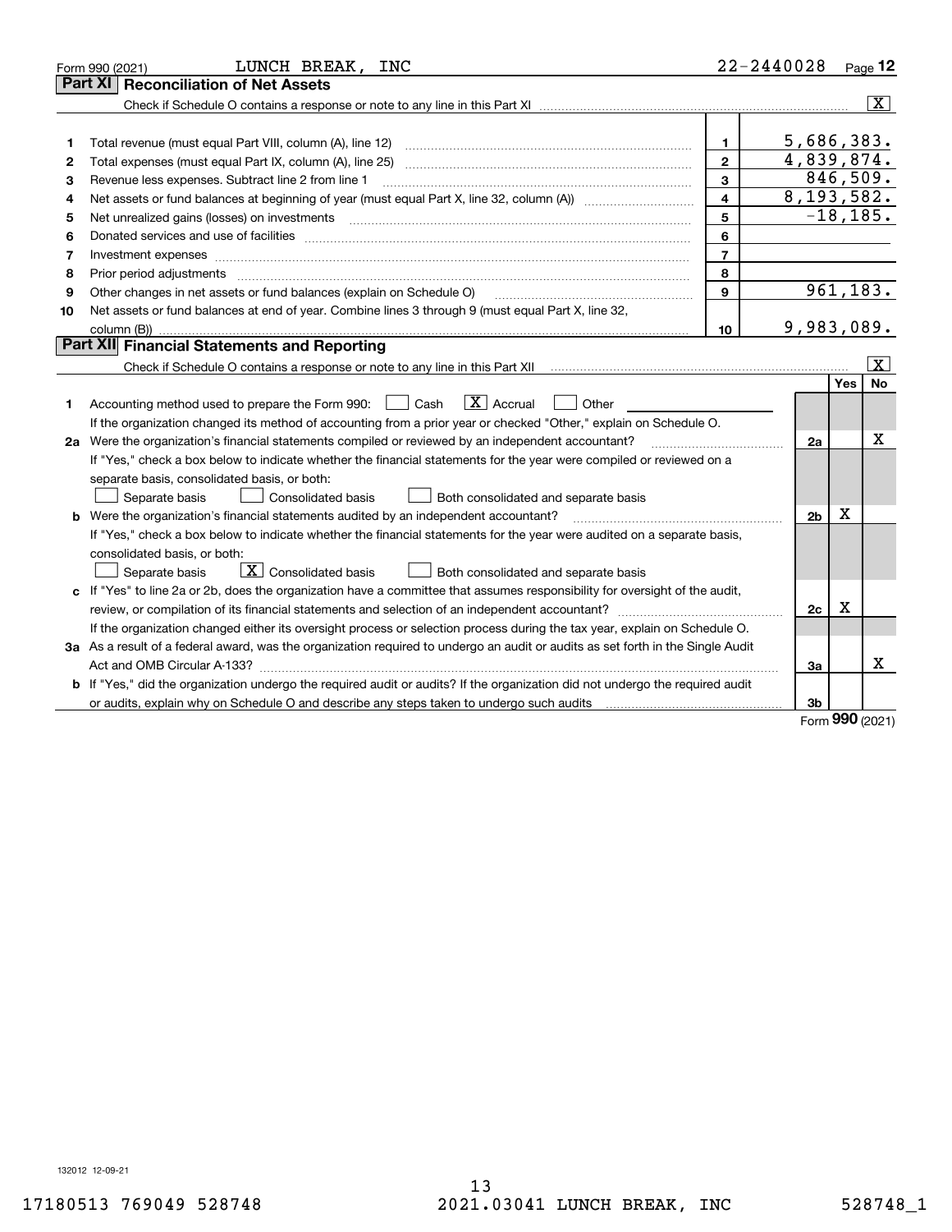Form 990 (2021) LUNCH BREAK, INC 22-2440028

## Part XI Reconciliation of Net Assets

Check if Schedule O contains a response or note to any line in this Part XI .......... [X]

| | | | |
|---|---|---|---|
| 1 | Total revenue (must equal Part VIII, column (A), line 12) | 1 | 5,686,383. |
| 2 | Total expenses (must equal Part IX, column (A), line 25) | 2 | 4,839,874. |
| 3 | Revenue less expenses. Subtract line 2 from line 1 | 3 | 846,509. |
| 4 | Net assets or fund balances at beginning of year (must equal Part X, line 32, column (A)) | 4 | 8,193,582. |
| 5 | Net unrealized gains (losses) on investments | 5 | -18,185. |
| 6 | Donated services and use of facilities | 6 | |
| 7 | Investment expenses | 7 | |
| 8 | Prior period adjustments | 8 | |
| 9 | Other changes in net assets or fund balances (explain on Schedule O) | 9 | 961,183. |
| 10 | Net assets or fund balances at end of year. Combine lines 3 through 9 (must equal Part X, line 32, column (B)) | 10 | 9,983,089. |

## Part XII Financial Statements and Reporting

Check if Schedule O contains a response or note to any line in this Part XII .......... [X]

| | | | Yes | No |
|---|---|---|---|---|
| 1 | Accounting method used to prepare the Form 990: [ ] Cash [X] Accrual [ ] Other | | | |
| | If the organization changed its method of accounting from a prior year or checked "Other," explain on Schedule O. | | | |
| 2a | Were the organization's financial statements compiled or reviewed by an independent accountant? | 2a | | X |
| | If "Yes," check a box below to indicate whether the financial statements for the year were compiled or reviewed on a separate basis, consolidated basis, or both: [ ] Separate basis [ ] Consolidated basis [ ] Both consolidated and separate basis | | | |
| b | Were the organization's financial statements audited by an independent accountant? | 2b | X | |
| | If "Yes," check a box below to indicate whether the financial statements for the year were audited on a separate basis, consolidated basis, or both: [ ] Separate basis [X] Consolidated basis [ ] Both consolidated and separate basis | | | |
| c | If "Yes" to line 2a or 2b, does the organization have a committee that assumes responsibility for oversight of the audit, review, or compilation of its financial statements and selection of an independent accountant? | 2c | X | |
| | If the organization changed either its oversight process or selection process during the tax year, explain on Schedule O. | | | |
| 3a | As a result of a federal award, was the organization required to undergo an audit or audits as set forth in the Single Audit Act and OMB Circular A-133? | 3a | | X |
| b | If "Yes," did the organization undergo the required audit or audits? If the organization did not undergo the required audit or audits, explain why on Schedule O and describe any steps taken to undergo such audits | 3b | | |

Form **990** (2021)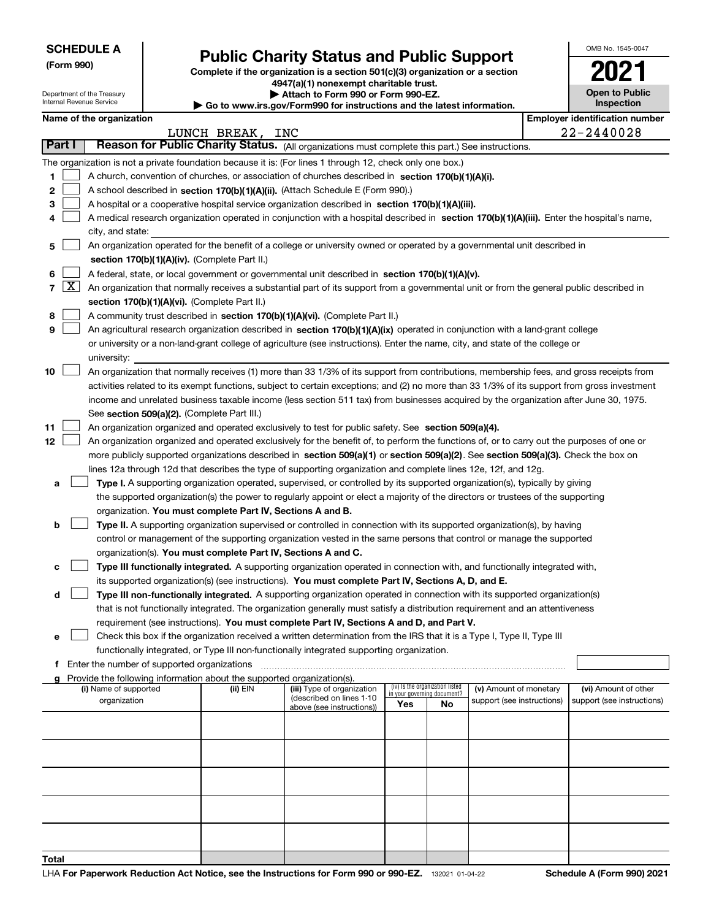**SCHEDULE A**
**(Form 990)**

Department of the Treasury
Internal Revenue Service

# Public Charity Status and Public Support

**Complete if the organization is a section 501(c)(3) organization or a section 4947(a)(1) nonexempt charitable trust.**
**▶ Attach to Form 990 or Form 990-EZ.**
**▶ Go to www.irs.gov/Form990 for instructions and the latest information.**

OMB No. 1545-0047

**2021**

**Open to Public Inspection**

**Name of the organization:** LUNCH BREAK, INC

**Employer identification number:** 22-2440028

## Part I Reason for Public Charity Status. (All organizations must complete this part.) See instructions.

The organization is not a private foundation because it is: (For lines 1 through 12, check only one box.)

1. [ ] A church, convention of churches, or association of churches described in **section 170(b)(1)(A)(i).**
2. [ ] A school described in **section 170(b)(1)(A)(ii).** (Attach Schedule E (Form 990).)
3. [ ] A hospital or a cooperative hospital service organization described in **section 170(b)(1)(A)(iii).**
4. [ ] A medical research organization operated in conjunction with a hospital described in **section 170(b)(1)(A)(iii).** Enter the hospital's name, city, and state:
5. [ ] An organization operated for the benefit of a college or university owned or operated by a governmental unit described in **section 170(b)(1)(A)(iv).** (Complete Part II.)
6. [ ] A federal, state, or local government or governmental unit described in **section 170(b)(1)(A)(v).**
7. [X] An organization that normally receives a substantial part of its support from a governmental unit or from the general public described in **section 170(b)(1)(A)(vi).** (Complete Part II.)
8. [ ] A community trust described in **section 170(b)(1)(A)(vi).** (Complete Part II.)
9. [ ] An agricultural research organization described in **section 170(b)(1)(A)(ix)** operated in conjunction with a land-grant college or university or a non-land-grant college of agriculture (see instructions). Enter the name, city, and state of the college or university:
10. [ ] An organization that normally receives (1) more than 33 1/3% of its support from contributions, membership fees, and gross receipts from activities related to its exempt functions, subject to certain exceptions; and (2) no more than 33 1/3% of its support from gross investment income and unrelated business taxable income (less section 511 tax) from businesses acquired by the organization after June 30, 1975. See **section 509(a)(2).** (Complete Part III.)
11. [ ] An organization organized and operated exclusively to test for public safety. See **section 509(a)(4).**
12. [ ] An organization organized and operated exclusively for the benefit of, to perform the functions of, or to carry out the purposes of one or more publicly supported organizations described in **section 509(a)(1)** or **section 509(a)(2)**. See **section 509(a)(3).** Check the box on lines 12a through 12d that describes the type of supporting organization and complete lines 12e, 12f, and 12g.

   **a** [ ] **Type I.** A supporting organization operated, supervised, or controlled by its supported organization(s), typically by giving the supported organization(s) the power to regularly appoint or elect a majority of the directors or trustees of the supporting organization. **You must complete Part IV, Sections A and B.**

   **b** [ ] **Type II.** A supporting organization supervised or controlled in connection with its supported organization(s), by having control or management of the supporting organization vested in the same persons that control or manage the supported organization(s). **You must complete Part IV, Sections A and C.**

   **c** [ ] **Type III functionally integrated.** A supporting organization operated in connection with, and functionally integrated with, its supported organization(s) (see instructions). **You must complete Part IV, Sections A, D, and E.**

   **d** [ ] **Type III non-functionally integrated.** A supporting organization operated in connection with its supported organization(s) that is not functionally integrated. The organization generally must satisfy a distribution requirement and an attentiveness requirement (see instructions). **You must complete Part IV, Sections A and D, and Part V.**

   **e** [ ] Check this box if the organization received a written determination from the IRS that it is a Type I, Type II, Type III functionally integrated, or Type III non-functionally integrated supporting organization.

   **f** Enter the number of supported organizations

   **g** Provide the following information about the supported organization(s).

| (i) Name of supported organization | (ii) EIN | (iii) Type of organization (described on lines 1-10 above (see instructions)) | (iv) Is the organization listed in your governing document? Yes | No | (v) Amount of monetary support (see instructions) | (vi) Amount of other support (see instructions) |
|---|---|---|---|---|---|---|
| | | | | | | |
| | | | | | | |
| | | | | | | |
| | | | | | | |
| | | | | | | |
| **Total** | | | | | | |

LHA **For Paperwork Reduction Act Notice, see the Instructions for Form 990 or 990-EZ.** 132021 01-04-22 **Schedule A (Form 990) 2021**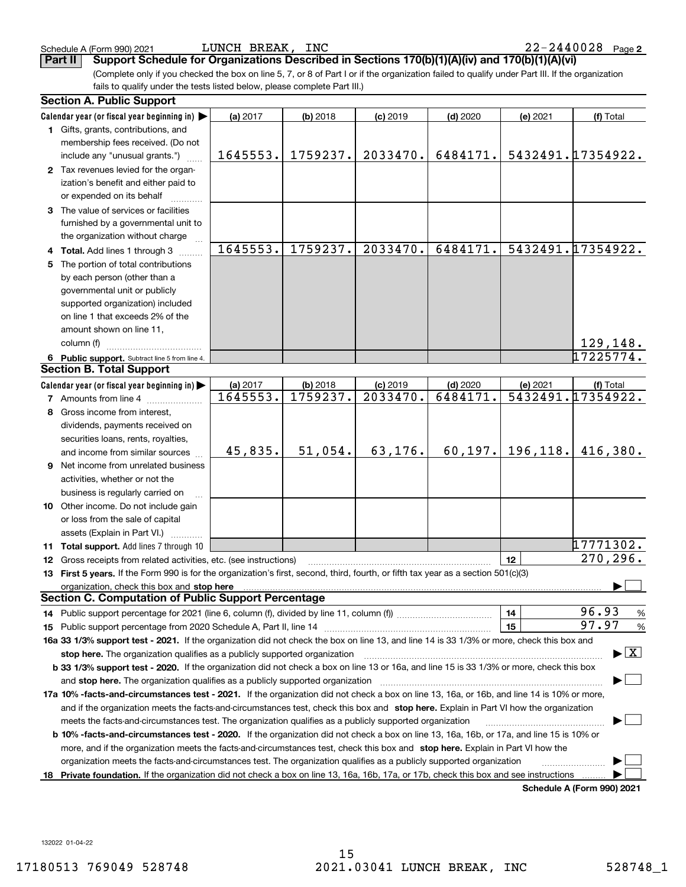Schedule A (Form 990) 2021 LUNCH BREAK, INC 22-2440028 Page 2

## Part II Support Schedule for Organizations Described in Sections 170(b)(1)(A)(iv) and 170(b)(1)(A)(vi)

(Complete only if you checked the box on line 5, 7, or 8 of Part I or if the organization failed to qualify under Part III. If the organization fails to qualify under the tests listed below, please complete Part III.)

### Section A. Public Support

| Calendar year (or fiscal year beginning in) ▶ | (a) 2017 | (b) 2018 | (c) 2019 | (d) 2020 | (e) 2021 | (f) Total |
|---|---|---|---|---|---|---|
| 1 Gifts, grants, contributions, and membership fees received. (Do not include any "unusual grants.") | 1645553. | 1759237. | 2033470. | 6484171. | 5432491. | 17354922. |
| 2 Tax revenues levied for the organization's benefit and either paid to or expended on its behalf | | | | | | |
| 3 The value of services or facilities furnished by a governmental unit to the organization without charge | | | | | | |
| 4 Total. Add lines 1 through 3 | 1645553. | 1759237. | 2033470. | 6484171. | 5432491. | 17354922. |
| 5 The portion of total contributions by each person (other than a governmental unit or publicly supported organization) included on line 1 that exceeds 2% of the amount shown on line 11, column (f) | | | | | | 129,148. |
| 6 Public support. Subtract line 5 from line 4. | | | | | | 17225774. |

### Section B. Total Support

| Calendar year (or fiscal year beginning in) ▶ | (a) 2017 | (b) 2018 | (c) 2019 | (d) 2020 | (e) 2021 | (f) Total |
|---|---|---|---|---|---|---|
| 7 Amounts from line 4 | 1645553. | 1759237. | 2033470. | 6484171. | 5432491. | 17354922. |
| 8 Gross income from interest, dividends, payments received on securities loans, rents, royalties, and income from similar sources | 45,835. | 51,054. | 63,176. | 60,197. | 196,118. | 416,380. |
| 9 Net income from unrelated business activities, whether or not the business is regularly carried on | | | | | | |
| 10 Other income. Do not include gain or loss from the sale of capital assets (Explain in Part VI.) | | | | | | |
| 11 Total support. Add lines 7 through 10 | | | | | | 17771302. |

12 Gross receipts from related activities, etc. (see instructions) | 12 | 270,296.

13 **First 5 years.** If the Form 990 is for the organization's first, second, third, fourth, or fifth tax year as a section 501(c)(3) organization, check this box and **stop here** ▶ ☐

### Section C. Computation of Public Support Percentage

14 Public support percentage for 2021 (line 6, column (f), divided by line 11, column (f)) | 14 | 96.93 %

15 Public support percentage from 2020 Schedule A, Part II, line 14 | 15 | 97.97 %

**16a 33 1/3% support test - 2021.** If the organization did not check the box on line 13, and line 14 is 33 1/3% or more, check this box and **stop here.** The organization qualifies as a publicly supported organization ▶ ☒

**b 33 1/3% support test - 2020.** If the organization did not check a box on line 13 or 16a, and line 15 is 33 1/3% or more, check this box and **stop here.** The organization qualifies as a publicly supported organization ▶ ☐

**17a 10% -facts-and-circumstances test - 2021.** If the organization did not check a box on line 13, 16a, or 16b, and line 14 is 10% or more, and if the organization meets the facts-and-circumstances test, check this box and **stop here.** Explain in Part VI how the organization meets the facts-and-circumstances test. The organization qualifies as a publicly supported organization ▶ ☐

**b 10% -facts-and-circumstances test - 2020.** If the organization did not check a box on line 13, 16a, 16b, or 17a, and line 15 is 10% or more, and if the organization meets the facts-and-circumstances test, check this box and **stop here.** Explain in Part VI how the organization meets the facts-and-circumstances test. The organization qualifies as a publicly supported organization ▶ ☐

**18 Private foundation.** If the organization did not check a box on line 13, 16a, 16b, 17a, or 17b, check this box and see instructions ▶ ☐

**Schedule A (Form 990) 2021**

132022 01-04-22

17180513 769049 528748 2021.03041 LUNCH BREAK, INC 528748_1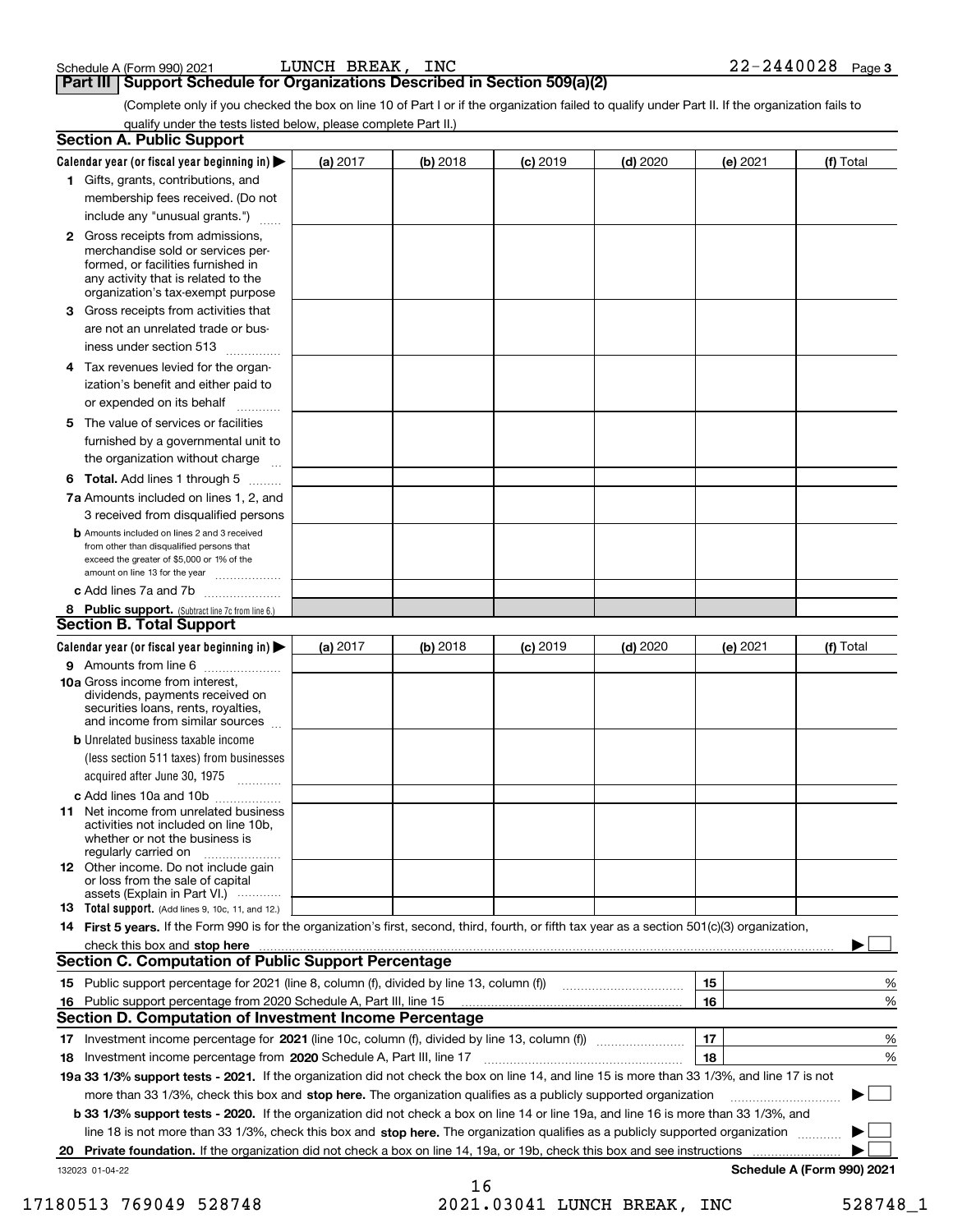Schedule A (Form 990) 2021 LUNCH BREAK, INC 22-2440028 Page 3

## Part III Support Schedule for Organizations Described in Section 509(a)(2)

(Complete only if you checked the box on line 10 of Part I or if the organization failed to qualify under Part II. If the organization fails to qualify under the tests listed below, please complete Part II.)

### Section A. Public Support

| Calendar year (or fiscal year beginning in) ▶ | (a) 2017 | (b) 2018 | (c) 2019 | (d) 2020 | (e) 2021 | (f) Total |
|---|---|---|---|---|---|---|
| 1 Gifts, grants, contributions, and membership fees received. (Do not include any "unusual grants.") | | | | | | |
| 2 Gross receipts from admissions, merchandise sold or services performed, or facilities furnished in any activity that is related to the organization's tax-exempt purpose | | | | | | |
| 3 Gross receipts from activities that are not an unrelated trade or business under section 513 | | | | | | |
| 4 Tax revenues levied for the organization's benefit and either paid to or expended on its behalf | | | | | | |
| 5 The value of services or facilities furnished by a governmental unit to the organization without charge | | | | | | |
| 6 **Total.** Add lines 1 through 5 | | | | | | |
| 7a Amounts included on lines 1, 2, and 3 received from disqualified persons | | | | | | |
| b Amounts included on lines 2 and 3 received from other than disqualified persons that exceed the greater of $5,000 or 1% of the amount on line 13 for the year | | | | | | |
| c Add lines 7a and 7b | | | | | | |
| 8 **Public support.** (Subtract line 7c from line 6.) | | | | | | |

### Section B. Total Support

| Calendar year (or fiscal year beginning in) ▶ | (a) 2017 | (b) 2018 | (c) 2019 | (d) 2020 | (e) 2021 | (f) Total |
|---|---|---|---|---|---|---|
| 9 Amounts from line 6 | | | | | | |
| 10a Gross income from interest, dividends, payments received on securities loans, rents, royalties, and income from similar sources | | | | | | |
| b Unrelated business taxable income (less section 511 taxes) from businesses acquired after June 30, 1975 | | | | | | |
| c Add lines 10a and 10b | | | | | | |
| 11 Net income from unrelated business activities not included on line 10b, whether or not the business is regularly carried on | | | | | | |
| 12 Other income. Do not include gain or loss from the sale of capital assets (Explain in Part VI.) | | | | | | |
| 13 **Total support.** (Add lines 9, 10c, 11, and 12.) | | | | | | |

14 **First 5 years.** If the Form 990 is for the organization's first, second, third, fourth, or fifth tax year as a section 501(c)(3) organization, check this box and **stop here** ▶ ☐

### Section C. Computation of Public Support Percentage

| | | |
|---|---|---|
| 15 Public support percentage for 2021 (line 8, column (f), divided by line 13, column (f)) | 15 | % |
| 16 Public support percentage from 2020 Schedule A, Part III, line 15 | 16 | % |

### Section D. Computation of Investment Income Percentage

| | | |
|---|---|---|
| 17 Investment income percentage for **2021** (line 10c, column (f), divided by line 13, column (f)) | 17 | % |
| 18 Investment income percentage from **2020** Schedule A, Part III, line 17 | 18 | % |

**19a 33 1/3% support tests - 2021.** If the organization did not check the box on line 14, and line 15 is more than 33 1/3%, and line 17 is not more than 33 1/3%, check this box and **stop here.** The organization qualifies as a publicly supported organization ▶ ☐

**b 33 1/3% support tests - 2020.** If the organization did not check a box on line 14 or line 19a, and line 16 is more than 33 1/3%, and line 18 is not more than 33 1/3%, check this box and **stop here.** The organization qualifies as a publicly supported organization ▶ ☐

**20 Private foundation.** If the organization did not check a box on line 14, 19a, or 19b, check this box and see instructions ▶ ☐

132023 01-04-22 **Schedule A (Form 990) 2021**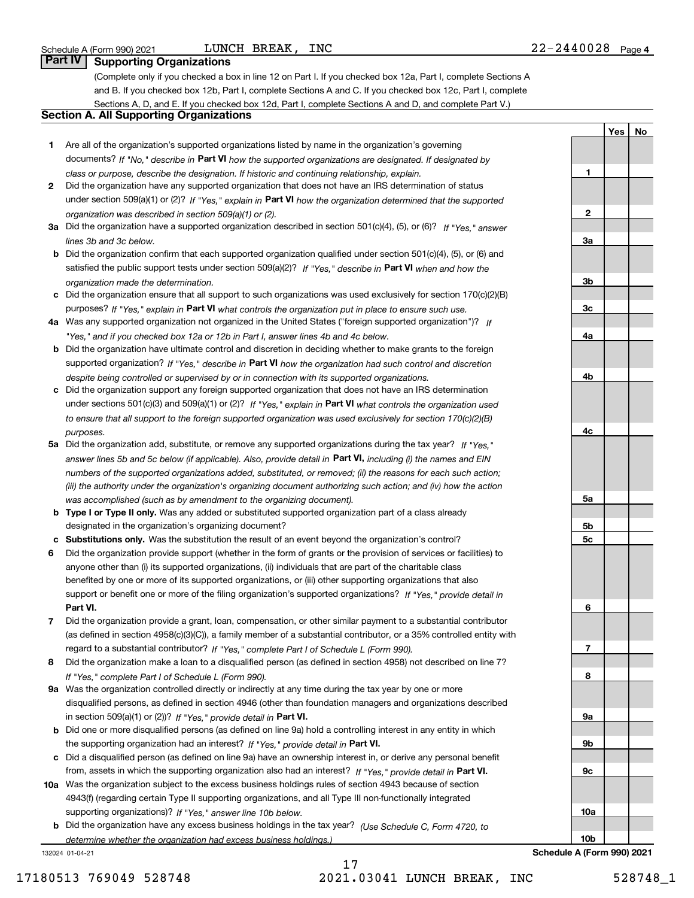Schedule A (Form 990) 2021 LUNCH BREAK, INC 22-2440028 Page 4

## Part IV Supporting Organizations

(Complete only if you checked a box in line 12 on Part I. If you checked box 12a, Part I, complete Sections A and B. If you checked box 12b, Part I, complete Sections A and C. If you checked box 12c, Part I, complete Sections A, D, and E. If you checked box 12d, Part I, complete Sections A and D, and complete Part V.)

### Section A. All Supporting Organizations

| | | | Yes | No |
|---|---|---|---|---|
| **1** | Are all of the organization's supported organizations listed by name in the organization's governing documents? *If "No," describe in* **Part VI** *how the supported organizations are designated. If designated by class or purpose, describe the designation. If historic and continuing relationship, explain.* | 1 | | |
| **2** | Did the organization have any supported organization that does not have an IRS determination of status under section 509(a)(1) or (2)? *If "Yes," explain in* **Part VI** *how the organization determined that the supported organization was described in section 509(a)(1) or (2).* | 2 | | |
| **3a** | Did the organization have a supported organization described in section 501(c)(4), (5), or (6)? *If "Yes," answer lines 3b and 3c below.* | 3a | | |
| **b** | Did the organization confirm that each supported organization qualified under section 501(c)(4), (5), or (6) and satisfied the public support tests under section 509(a)(2)? *If "Yes," describe in* **Part VI** *when and how the organization made the determination.* | 3b | | |
| **c** | Did the organization ensure that all support to such organizations was used exclusively for section 170(c)(2)(B) purposes? *If "Yes," explain in* **Part VI** *what controls the organization put in place to ensure such use.* | 3c | | |
| **4a** | Was any supported organization not organized in the United States ("foreign supported organization")? *If "Yes," and if you checked box 12a or 12b in Part I, answer lines 4b and 4c below.* | 4a | | |
| **b** | Did the organization have ultimate control and discretion in deciding whether to make grants to the foreign supported organization? *If "Yes," describe in* **Part VI** *how the organization had such control and discretion despite being controlled or supervised by or in connection with its supported organizations.* | 4b | | |
| **c** | Did the organization support any foreign supported organization that does not have an IRS determination under sections 501(c)(3) and 509(a)(1) or (2)? *If "Yes," explain in* **Part VI** *what controls the organization used to ensure that all support to the foreign supported organization was used exclusively for section 170(c)(2)(B) purposes.* | 4c | | |
| **5a** | Did the organization add, substitute, or remove any supported organizations during the tax year? *If "Yes," answer lines 5b and 5c below (if applicable). Also, provide detail in* **Part VI,** *including (i) the names and EIN numbers of the supported organizations added, substituted, or removed; (ii) the reasons for each such action; (iii) the authority under the organization's organizing document authorizing such action; and (iv) how the action was accomplished (such as by amendment to the organizing document).* | 5a | | |
| **b** | **Type I or Type II only.** Was any added or substituted supported organization part of a class already designated in the organization's organizing document? | 5b | | |
| **c** | **Substitutions only.** Was the substitution the result of an event beyond the organization's control? | 5c | | |
| **6** | Did the organization provide support (whether in the form of grants or the provision of services or facilities) to anyone other than (i) its supported organizations, (ii) individuals that are part of the charitable class benefited by one or more of its supported organizations, or (iii) other supporting organizations that also support or benefit one or more of the filing organization's supported organizations? *If "Yes," provide detail in* **Part VI.** | 6 | | |
| **7** | Did the organization provide a grant, loan, compensation, or other similar payment to a substantial contributor (as defined in section 4958(c)(3)(C)), a family member of a substantial contributor, or a 35% controlled entity with regard to a substantial contributor? *If "Yes," complete Part I of Schedule L (Form 990).* | 7 | | |
| **8** | Did the organization make a loan to a disqualified person (as defined in section 4958) not described on line 7? *If "Yes," complete Part I of Schedule L (Form 990).* | 8 | | |
| **9a** | Was the organization controlled directly or indirectly at any time during the tax year by one or more disqualified persons, as defined in section 4946 (other than foundation managers and organizations described in section 509(a)(1) or (2))? *If "Yes," provide detail in* **Part VI.** | 9a | | |
| **b** | Did one or more disqualified persons (as defined on line 9a) hold a controlling interest in any entity in which the supporting organization had an interest? *If "Yes," provide detail in* **Part VI.** | 9b | | |
| **c** | Did a disqualified person (as defined on line 9a) have an ownership interest in, or derive any personal benefit from, assets in which the supporting organization also had an interest? *If "Yes," provide detail in* **Part VI.** | 9c | | |
| **10a** | Was the organization subject to the excess business holdings rules of section 4943 because of section 4943(f) (regarding certain Type II supporting organizations, and all Type III non-functionally integrated supporting organizations)? *If "Yes," answer line 10b below.* | 10a | | |
| **b** | Did the organization have any excess business holdings in the tax year? *(Use Schedule C, Form 4720, to determine whether the organization had excess business holdings.)* | 10b | | |

132024 01-04-21 **Schedule A (Form 990) 2021**

17180513 769049 528748 2021.03041 LUNCH BREAK, INC 528748_1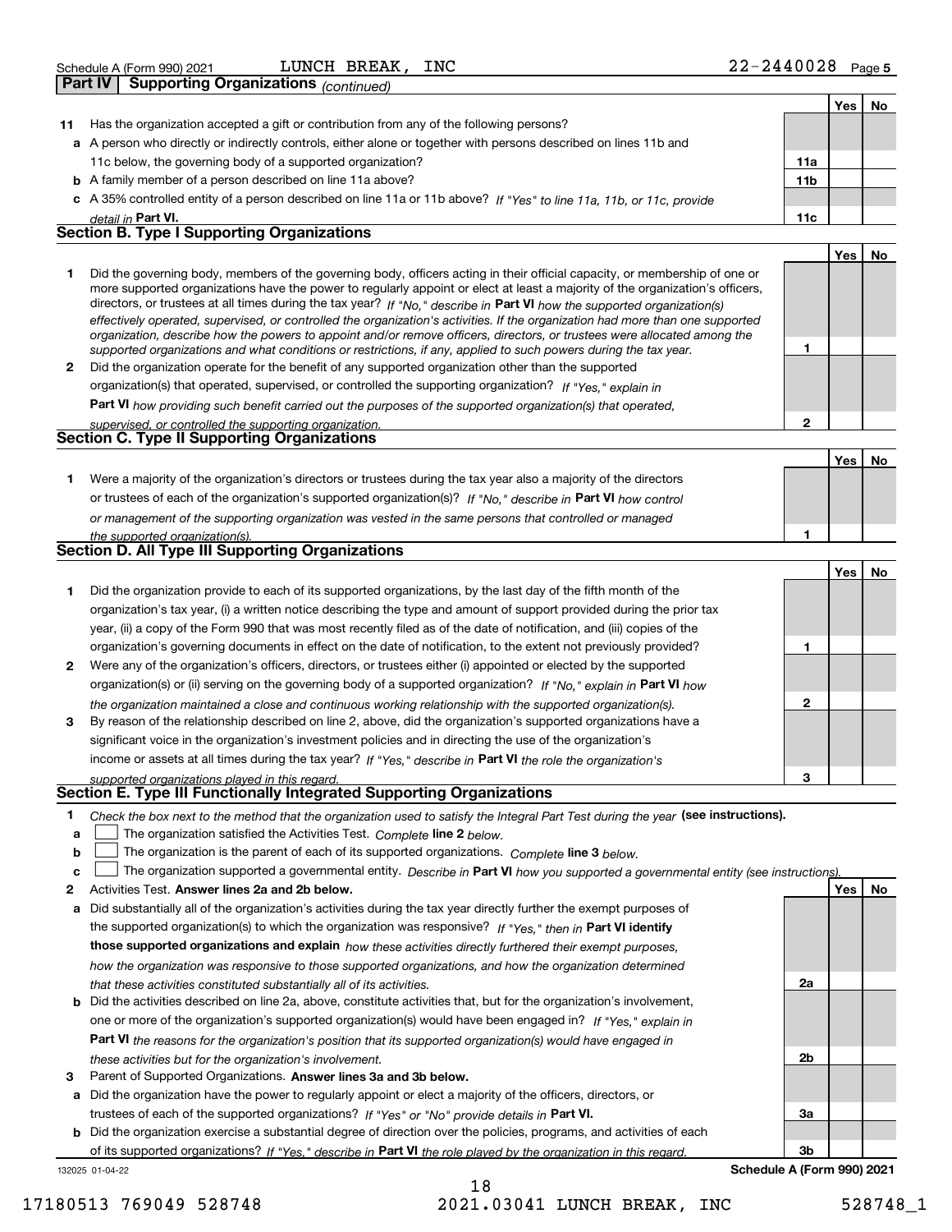Schedule A (Form 990) 2021 LUNCH BREAK, INC 22-2440028

## Part IV Supporting Organizations *(continued)*

| | | | Yes | No |
|---|---|---|---|---|
| **11** | Has the organization accepted a gift or contribution from any of the following persons? | | | |
| **a** | A person who directly or indirectly controls, either alone or together with persons described on lines 11b and 11c below, the governing body of a supported organization? | **11a** | | |
| **b** | A family member of a person described on line 11a above? | **11b** | | |
| **c** | A 35% controlled entity of a person described on line 11a or 11b above? *If "Yes" to line 11a, 11b, or 11c, provide detail in* **Part VI.** | **11c** | | |

### Section B. Type I Supporting Organizations

| | | | Yes | No |
|---|---|---|---|---|
| **1** | Did the governing body, members of the governing body, officers acting in their official capacity, or membership of one or more supported organizations have the power to regularly appoint or elect at least a majority of the organization's officers, directors, or trustees at all times during the tax year? *If "No," describe in* **Part VI** *how the supported organization(s) effectively operated, supervised, or controlled the organization's activities. If the organization had more than one supported organization, describe how the powers to appoint and/or remove officers, directors, or trustees were allocated among the supported organizations and what conditions or restrictions, if any, applied to such powers during the tax year.* | **1** | | |
| **2** | Did the organization operate for the benefit of any supported organization other than the supported organization(s) that operated, supervised, or controlled the supporting organization? *If "Yes," explain in* **Part VI** *how providing such benefit carried out the purposes of the supported organization(s) that operated, supervised, or controlled the supporting organization.* | **2** | | |

### Section C. Type II Supporting Organizations

| | | | Yes | No |
|---|---|---|---|---|
| **1** | Were a majority of the organization's directors or trustees during the tax year also a majority of the directors or trustees of each of the organization's supported organization(s)? *If "No," describe in* **Part VI** *how control or management of the supporting organization was vested in the same persons that controlled or managed the supported organization(s).* | **1** | | |

### Section D. All Type III Supporting Organizations

| | | | Yes | No |
|---|---|---|---|---|
| **1** | Did the organization provide to each of its supported organizations, by the last day of the fifth month of the organization's tax year, (i) a written notice describing the type and amount of support provided during the prior tax year, (ii) a copy of the Form 990 that was most recently filed as of the date of notification, and (iii) copies of the organization's governing documents in effect on the date of notification, to the extent not previously provided? | **1** | | |
| **2** | Were any of the organization's officers, directors, or trustees either (i) appointed or elected by the supported organization(s) or (ii) serving on the governing body of a supported organization? *If "No," explain in* **Part VI** *how the organization maintained a close and continuous working relationship with the supported organization(s).* | **2** | | |
| **3** | By reason of the relationship described on line 2, above, did the organization's supported organizations have a significant voice in the organization's investment policies and in directing the use of the organization's income or assets at all times during the tax year? *If "Yes," describe in* **Part VI** *the role the organization's supported organizations played in this regard.* | **3** | | |

### Section E. Type III Functionally Integrated Supporting Organizations

**1** *Check the box next to the method that the organization used to satisfy the Integral Part Test during the year* **(see instructions).**

**a** ☐ The organization satisfied the Activities Test. *Complete* **line 2** *below.*

**b** ☐ The organization is the parent of each of its supported organizations. *Complete* **line 3** *below.*

**c** ☐ The organization supported a governmental entity. *Describe in* **Part VI** *how you supported a governmental entity (see instructions).*

| | | | Yes | No |
|---|---|---|---|---|
| **2** | Activities Test. **Answer lines 2a and 2b below.** | | | |
| **a** | Did substantially all of the organization's activities during the tax year directly further the exempt purposes of the supported organization(s) to which the organization was responsive? *If "Yes," then in* **Part VI identify those supported organizations and explain** *how these activities directly furthered their exempt purposes, how the organization was responsive to those supported organizations, and how the organization determined that these activities constituted substantially all of its activities.* | **2a** | | |
| **b** | Did the activities described on line 2a, above, constitute activities that, but for the organization's involvement, one or more of the organization's supported organization(s) would have been engaged in? *If "Yes," explain in* **Part VI** *the reasons for the organization's position that its supported organization(s) would have engaged in these activities but for the organization's involvement.* | **2b** | | |
| **3** | Parent of Supported Organizations. **Answer lines 3a and 3b below.** | | | |
| **a** | Did the organization have the power to regularly appoint or elect a majority of the officers, directors, or trustees of each of the supported organizations? *If "Yes" or "No" provide details in* **Part VI.** | **3a** | | |
| **b** | Did the organization exercise a substantial degree of direction over the policies, programs, and activities of each of its supported organizations? *If "Yes," describe in* **Part VI** *the role played by the organization in this regard.* | **3b** | | |

132025 01-04-22 **Schedule A (Form 990) 2021**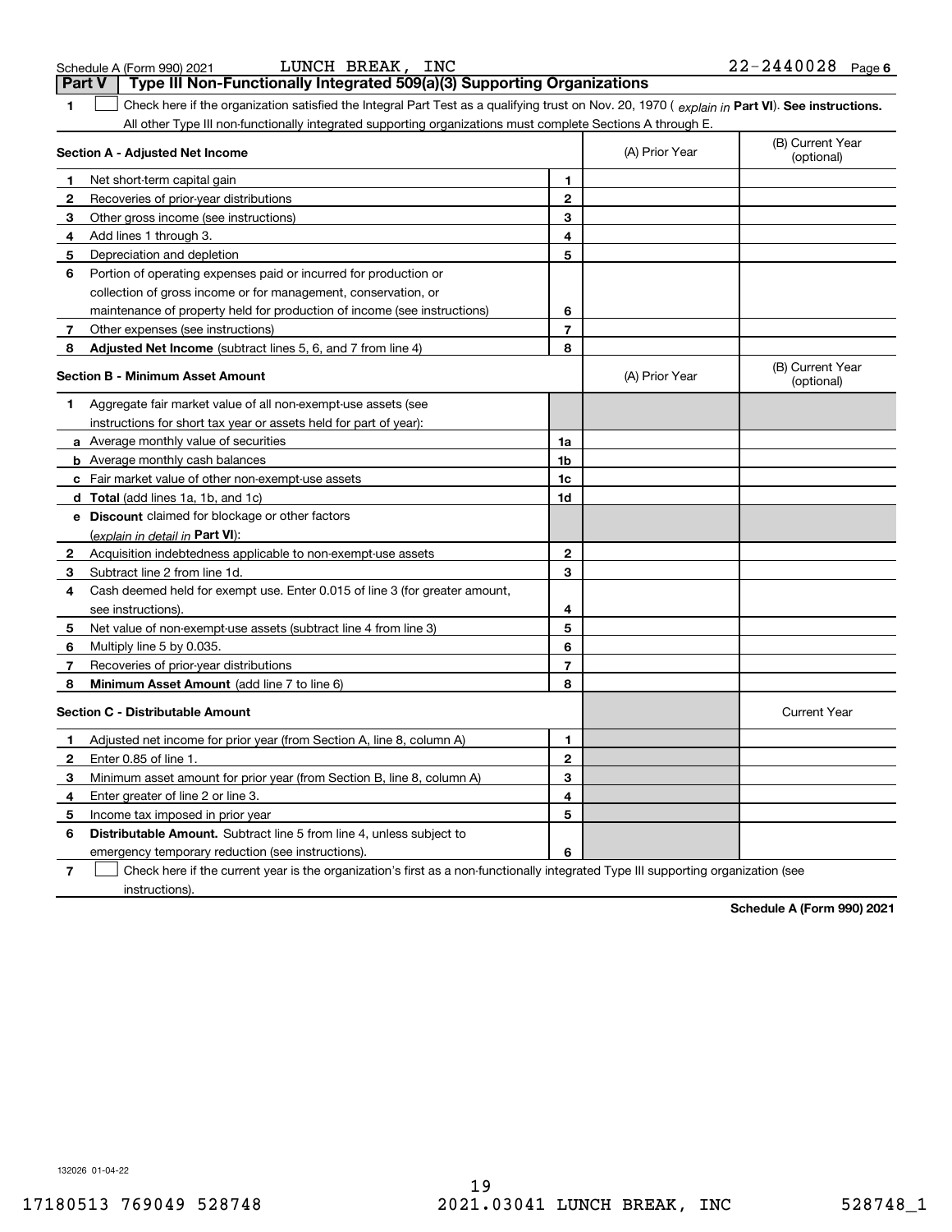Schedule A (Form 990) 2021 LUNCH BREAK, INC 22-2440028 Page 6

## Part V Type III Non-Functionally Integrated 509(a)(3) Supporting Organizations

**1** ☐ Check here if the organization satisfied the Integral Part Test as a qualifying trust on Nov. 20, 1970 ( *explain in* **Part VI**). **See instructions.** All other Type III non-functionally integrated supporting organizations must complete Sections A through E.

| **Section A - Adjusted Net Income** | | (A) Prior Year | (B) Current Year (optional) |
|---|---|---|---|
| **1** Net short-term capital gain | 1 | | |
| **2** Recoveries of prior-year distributions | 2 | | |
| **3** Other gross income (see instructions) | 3 | | |
| **4** Add lines 1 through 3. | 4 | | |
| **5** Depreciation and depletion | 5 | | |
| **6** Portion of operating expenses paid or incurred for production or collection of gross income or for management, conservation, or maintenance of property held for production of income (see instructions) | 6 | | |
| **7** Other expenses (see instructions) | 7 | | |
| **8** **Adjusted Net Income** (subtract lines 5, 6, and 7 from line 4) | 8 | | |

| **Section B - Minimum Asset Amount** | | (A) Prior Year | (B) Current Year (optional) |
|---|---|---|---|
| **1** Aggregate fair market value of all non-exempt-use assets (see instructions for short tax year or assets held for part of year): | | | |
| **a** Average monthly value of securities | 1a | | |
| **b** Average monthly cash balances | 1b | | |
| **c** Fair market value of other non-exempt-use assets | 1c | | |
| **d** **Total** (add lines 1a, 1b, and 1c) | 1d | | |
| **e** **Discount** claimed for blockage or other factors (*explain in detail in* **Part VI**): | | | |
| **2** Acquisition indebtedness applicable to non-exempt-use assets | 2 | | |
| **3** Subtract line 2 from line 1d. | 3 | | |
| **4** Cash deemed held for exempt use. Enter 0.015 of line 3 (for greater amount, see instructions). | 4 | | |
| **5** Net value of non-exempt-use assets (subtract line 4 from line 3) | 5 | | |
| **6** Multiply line 5 by 0.035. | 6 | | |
| **7** Recoveries of prior-year distributions | 7 | | |
| **8** **Minimum Asset Amount** (add line 7 to line 6) | 8 | | |

| **Section C - Distributable Amount** | | | Current Year |
|---|---|---|---|
| **1** Adjusted net income for prior year (from Section A, line 8, column A) | 1 | | |
| **2** Enter 0.85 of line 1. | 2 | | |
| **3** Minimum asset amount for prior year (from Section B, line 8, column A) | 3 | | |
| **4** Enter greater of line 2 or line 3. | 4 | | |
| **5** Income tax imposed in prior year | 5 | | |
| **6** **Distributable Amount.** Subtract line 5 from line 4, unless subject to emergency temporary reduction (see instructions). | 6 | | |

**7** ☐ Check here if the current year is the organization's first as a non-functionally integrated Type III supporting organization (see instructions).

**Schedule A (Form 990) 2021**

132026 01-04-22

17180513 769049 528748 2021.03041 LUNCH BREAK, INC 528748_1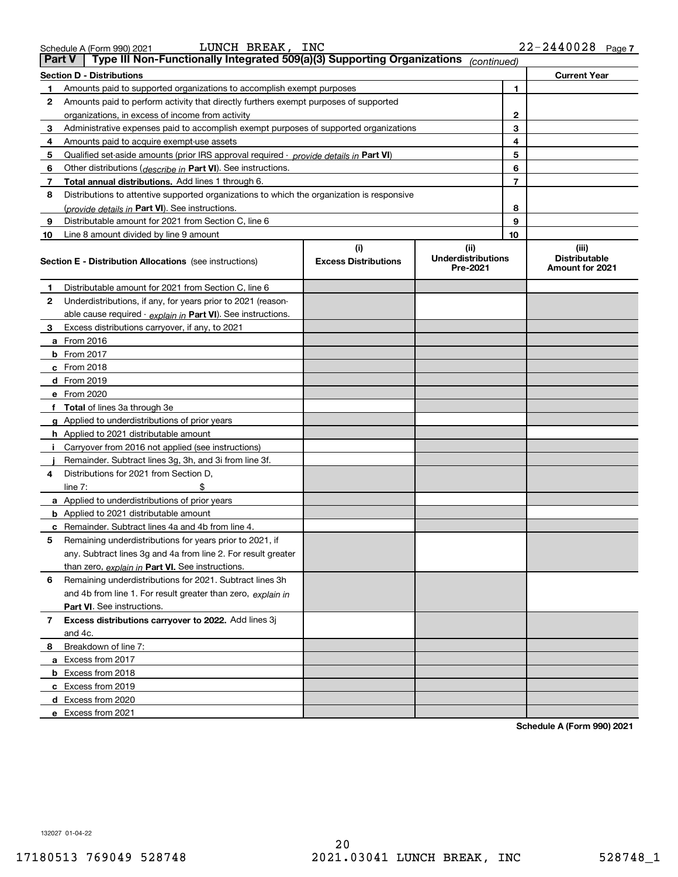Schedule A (Form 990) 2021 LUNCH BREAK, INC 22-2440028

## Part V | Type III Non-Functionally Integrated 509(a)(3) Supporting Organizations *(continued)*

| **Section D - Distributions** | | | **Current Year** |
|---|---|---|---|
| **1** | Amounts paid to supported organizations to accomplish exempt purposes | 1 | |
| **2** | Amounts paid to perform activity that directly furthers exempt purposes of supported organizations, in excess of income from activity | 2 | |
| **3** | Administrative expenses paid to accomplish exempt purposes of supported organizations | 3 | |
| **4** | Amounts paid to acquire exempt-use assets | 4 | |
| **5** | Qualified set-aside amounts (prior IRS approval required - *provide details in* **Part VI**) | 5 | |
| **6** | Other distributions (*describe in* **Part VI**). See instructions. | 6 | |
| **7** | **Total annual distributions.** Add lines 1 through 6. | 7 | |
| **8** | Distributions to attentive supported organizations to which the organization is responsive (*provide details in* **Part VI**). See instructions. | 8 | |
| **9** | Distributable amount for 2021 from Section C, line 6 | 9 | |
| **10** | Line 8 amount divided by line 9 amount | 10 | |

| **Section E - Distribution Allocations** (see instructions) | (i) Excess Distributions | (ii) Underdistributions Pre-2021 | (iii) Distributable Amount for 2021 |
|---|---|---|---|
| **1** Distributable amount for 2021 from Section C, line 6 | | | |
| **2** Underdistributions, if any, for years prior to 2021 (reasonable cause required - *explain in* **Part VI**). See instructions. | | | |
| **3** Excess distributions carryover, if any, to 2021 | | | |
| **a** From 2016 | | | |
| **b** From 2017 | | | |
| **c** From 2018 | | | |
| **d** From 2019 | | | |
| **e** From 2020 | | | |
| **f** **Total** of lines 3a through 3e | | | |
| **g** Applied to underdistributions of prior years | | | |
| **h** Applied to 2021 distributable amount | | | |
| **i** Carryover from 2016 not applied (see instructions) | | | |
| **j** Remainder. Subtract lines 3g, 3h, and 3i from line 3f. | | | |
| **4** Distributions for 2021 from Section D, line 7: $ | | | |
| **a** Applied to underdistributions of prior years | | | |
| **b** Applied to 2021 distributable amount | | | |
| **c** Remainder. Subtract lines 4a and 4b from line 4. | | | |
| **5** Remaining underdistributions for years prior to 2021, if any. Subtract lines 3g and 4a from line 2. For result greater than zero, *explain in* **Part VI.** See instructions. | | | |
| **6** Remaining underdistributions for 2021. Subtract lines 3h and 4b from line 1. For result greater than zero, *explain in* **Part VI**. See instructions. | | | |
| **7** **Excess distributions carryover to 2022.** Add lines 3j and 4c. | | | |
| **8** Breakdown of line 7: | | | |
| **a** Excess from 2017 | | | |
| **b** Excess from 2018 | | | |
| **c** Excess from 2019 | | | |
| **d** Excess from 2020 | | | |
| **e** Excess from 2021 | | | |

**Schedule A (Form 990) 2021**

132027 01-04-22

17180513 769049 528748 2021.03041 LUNCH BREAK, INC 528748_1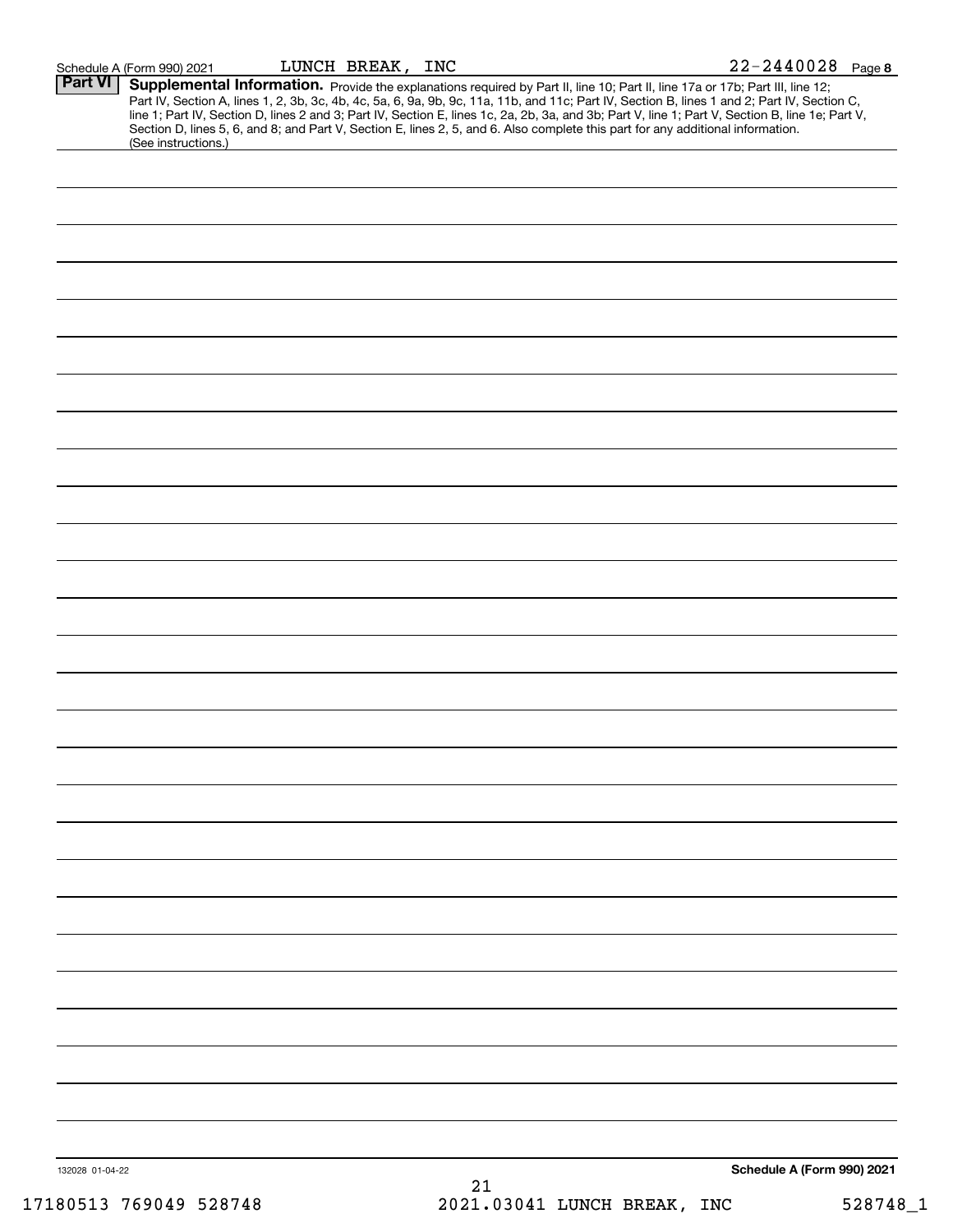Schedule A (Form 990) 2021 LUNCH BREAK, INC 22-2440028 Page 8

## Part VI Supplemental Information.

Provide the explanations required by Part II, line 10; Part II, line 17a or 17b; Part III, line 12; Part IV, Section A, lines 1, 2, 3b, 3c, 4b, 4c, 5a, 6, 9a, 9b, 9c, 11a, 11b, and 11c; Part IV, Section B, lines 1 and 2; Part IV, Section C, line 1; Part IV, Section D, lines 2 and 3; Part IV, Section E, lines 1c, 2a, 2b, 3a, and 3b; Part V, line 1; Part V, Section B, line 1e; Part V, Section D, lines 5, 6, and 8; and Part V, Section E, lines 2, 5, and 6. Also complete this part for any additional information. (See instructions.)

132028 01-04-22 **Schedule A (Form 990) 2021**

17180513 769049 528748 2021.03041 LUNCH BREAK, INC 528748_1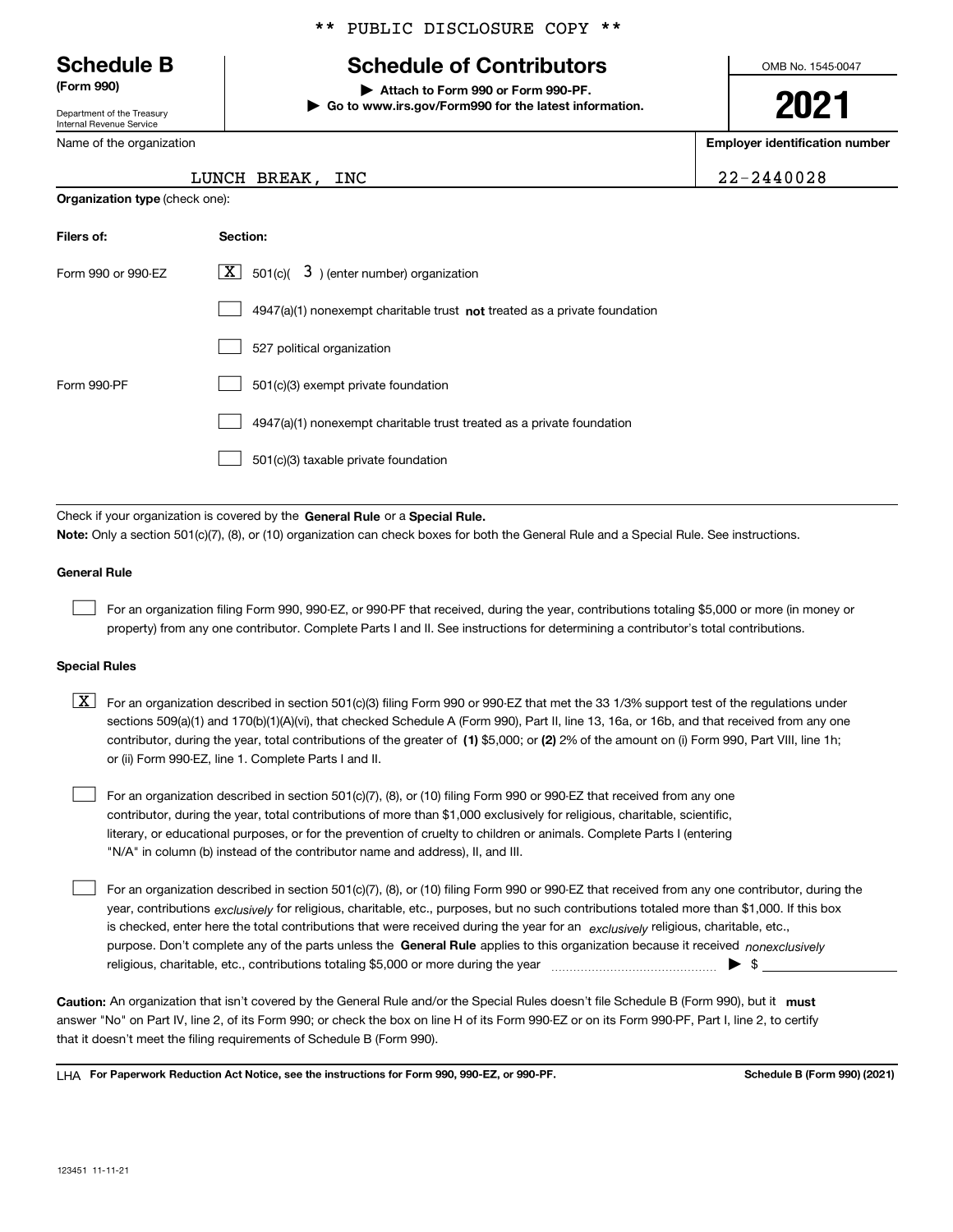** PUBLIC DISCLOSURE COPY **

**Schedule B**
**(Form 990)**

Department of the Treasury
Internal Revenue Service

# Schedule of Contributors

▶ **Attach to Form 990 or Form 990-PF.**
▶ **Go to www.irs.gov/Form990 for the latest information.**

OMB No. 1545-0047

**2021**

Name of the organization: LUNCH BREAK, INC

**Employer identification number:** 22-2440028

**Organization type** (check one):

| **Filers of:** | **Section:** |
|---|---|
| Form 990 or 990-EZ | [X] 501(c)( 3 ) (enter number) organization |
| | [ ] 4947(a)(1) nonexempt charitable trust **not** treated as a private foundation |
| | [ ] 527 political organization |
| Form 990-PF | [ ] 501(c)(3) exempt private foundation |
| | [ ] 4947(a)(1) nonexempt charitable trust treated as a private foundation |
| | [ ] 501(c)(3) taxable private foundation |

Check if your organization is covered by the **General Rule** or a **Special Rule.**

**Note:** Only a section 501(c)(7), (8), or (10) organization can check boxes for both the General Rule and a Special Rule. See instructions.

**General Rule**

[ ] For an organization filing Form 990, 990-EZ, or 990-PF that received, during the year, contributions totaling $5,000 or more (in money or property) from any one contributor. Complete Parts I and II. See instructions for determining a contributor's total contributions.

**Special Rules**

[X] For an organization described in section 501(c)(3) filing Form 990 or 990-EZ that met the 33 1/3% support test of the regulations under sections 509(a)(1) and 170(b)(1)(A)(vi), that checked Schedule A (Form 990), Part II, line 13, 16a, or 16b, and that received from any one contributor, during the year, total contributions of the greater of **(1)** $5,000; or **(2)** 2% of the amount on (i) Form 990, Part VIII, line 1h; or (ii) Form 990-EZ, line 1. Complete Parts I and II.

[ ] For an organization described in section 501(c)(7), (8), or (10) filing Form 990 or 990-EZ that received from any one contributor, during the year, total contributions of more than $1,000 exclusively for religious, charitable, scientific, literary, or educational purposes, or for the prevention of cruelty to children or animals. Complete Parts I (entering "N/A" in column (b) instead of the contributor name and address), II, and III.

[ ] For an organization described in section 501(c)(7), (8), or (10) filing Form 990 or 990-EZ that received from any one contributor, during the year, contributions *exclusively* for religious, charitable, etc., purposes, but no such contributions totaled more than $1,000. If this box is checked, enter here the total contributions that were received during the year for an *exclusively* religious, charitable, etc., purpose. Don't complete any of the parts unless the **General Rule** applies to this organization because it received *nonexclusively* religious, charitable, etc., contributions totaling $5,000 or more during the year ▶ $ ______

**Caution:** An organization that isn't covered by the General Rule and/or the Special Rules doesn't file Schedule B (Form 990), but it **must** answer "No" on Part IV, line 2, of its Form 990; or check the box on line H of its Form 990-EZ or on its Form 990-PF, Part I, line 2, to certify that it doesn't meet the filing requirements of Schedule B (Form 990).

LHA **For Paperwork Reduction Act Notice, see the instructions for Form 990, 990-EZ, or 990-PF.** **Schedule B (Form 990) (2021)**

123451 11-11-21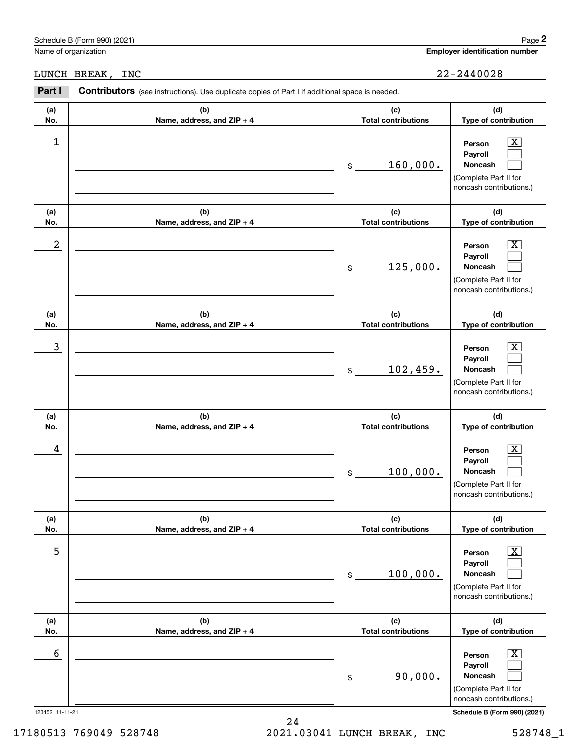Schedule B (Form 990) (2021)

Name of organization: LUNCH BREAK, INC

**Employer identification number:** 22-2440028

## Part I Contributors

(see instructions). Use duplicate copies of Part I if additional space is needed.

| (a) No. | (b) Name, address, and ZIP + 4 | (c) Total contributions | (d) Type of contribution |
|---|---|---|---|
| 1 | | $ 160,000. | Person [X] Payroll [ ] Noncash [ ] (Complete Part II for noncash contributions.) |
| 2 | | $ 125,000. | Person [X] Payroll [ ] Noncash [ ] (Complete Part II for noncash contributions.) |
| 3 | | $ 102,459. | Person [X] Payroll [ ] Noncash [ ] (Complete Part II for noncash contributions.) |
| 4 | | $ 100,000. | Person [X] Payroll [ ] Noncash [ ] (Complete Part II for noncash contributions.) |
| 5 | | $ 100,000. | Person [X] Payroll [ ] Noncash [ ] (Complete Part II for noncash contributions.) |
| 6 | | $ 90,000. | Person [X] Payroll [ ] Noncash [ ] (Complete Part II for noncash contributions.) |

123452 11-11-21

Schedule B (Form 990) (2021)

17180513 769049 528748 2021.03041 LUNCH BREAK, INC 528748_1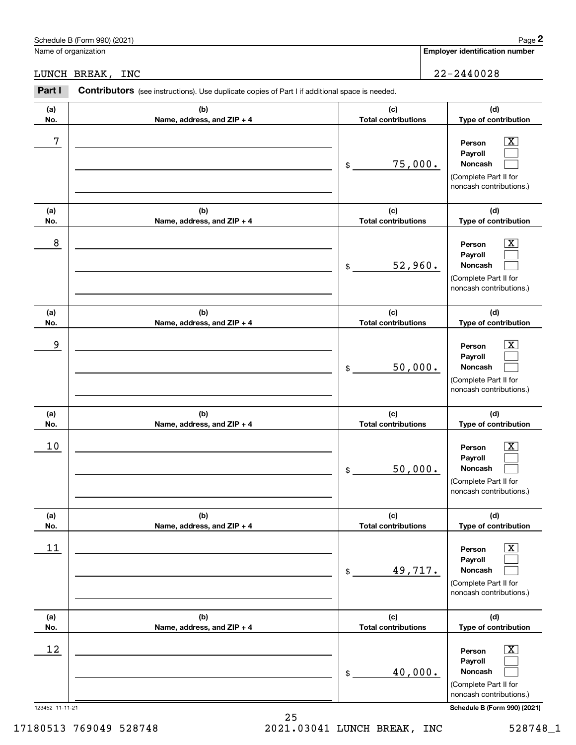Schedule B (Form 990) (2021)

Name of organization: LUNCH BREAK, INC

**Employer identification number:** 22-2440028

**Part I** **Contributors** (see instructions). Use duplicate copies of Part I if additional space is needed.

| (a) No. | (b) Name, address, and ZIP + 4 | (c) Total contributions | (d) Type of contribution |
|---|---|---|---|
| 7 | | $ 75,000. | Person [X] Payroll [ ] Noncash [ ] (Complete Part II for noncash contributions.) |
| 8 | | $ 52,960. | Person [X] Payroll [ ] Noncash [ ] (Complete Part II for noncash contributions.) |
| 9 | | $ 50,000. | Person [X] Payroll [ ] Noncash [ ] (Complete Part II for noncash contributions.) |
| 10 | | $ 50,000. | Person [X] Payroll [ ] Noncash [ ] (Complete Part II for noncash contributions.) |
| 11 | | $ 49,717. | Person [X] Payroll [ ] Noncash [ ] (Complete Part II for noncash contributions.) |
| 12 | | $ 40,000. | Person [X] Payroll [ ] Noncash [ ] (Complete Part II for noncash contributions.) |

123452 11-11-21

**Schedule B (Form 990) (2021)**

17180513 769049 528748 2021.03041 LUNCH BREAK, INC 528748_1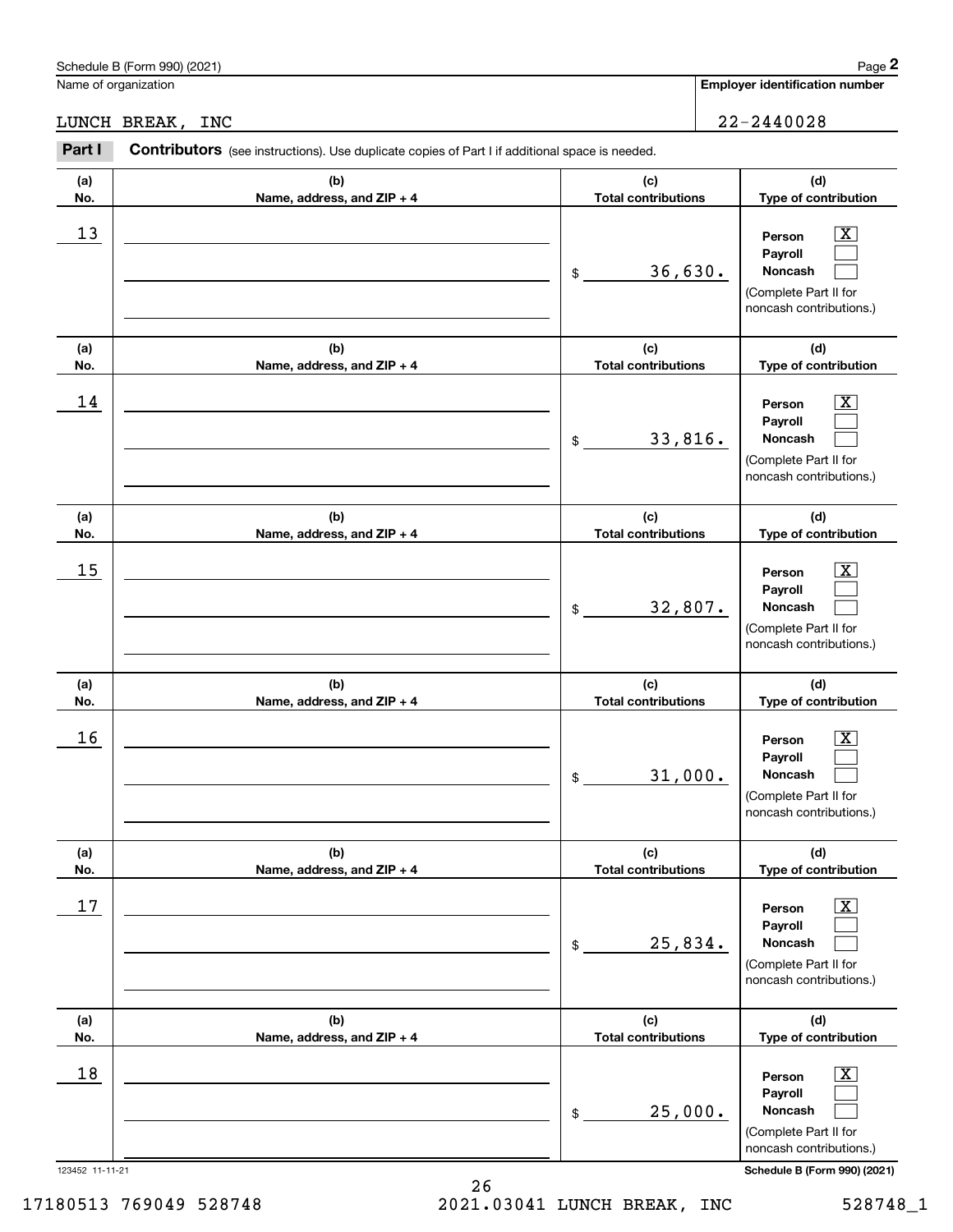Schedule B (Form 990) (2021)

Name of organization: LUNCH BREAK, INC

**Employer identification number**: 22-2440028

**Part I** **Contributors** (see instructions). Use duplicate copies of Part I if additional space is needed.

| (a) No. | (b) Name, address, and ZIP + 4 | (c) Total contributions | (d) Type of contribution |
|---|---|---|---|
| 13 | | $ 36,630. | Person [X] Payroll [ ] Noncash [ ] (Complete Part II for noncash contributions.) |
| 14 | | $ 33,816. | Person [X] Payroll [ ] Noncash [ ] (Complete Part II for noncash contributions.) |
| 15 | | $ 32,807. | Person [X] Payroll [ ] Noncash [ ] (Complete Part II for noncash contributions.) |
| 16 | | $ 31,000. | Person [X] Payroll [ ] Noncash [ ] (Complete Part II for noncash contributions.) |
| 17 | | $ 25,834. | Person [X] Payroll [ ] Noncash [ ] (Complete Part II for noncash contributions.) |
| 18 | | $ 25,000. | Person [X] Payroll [ ] Noncash [ ] (Complete Part II for noncash contributions.) |

123452 11-11-21

Schedule B (Form 990) (2021)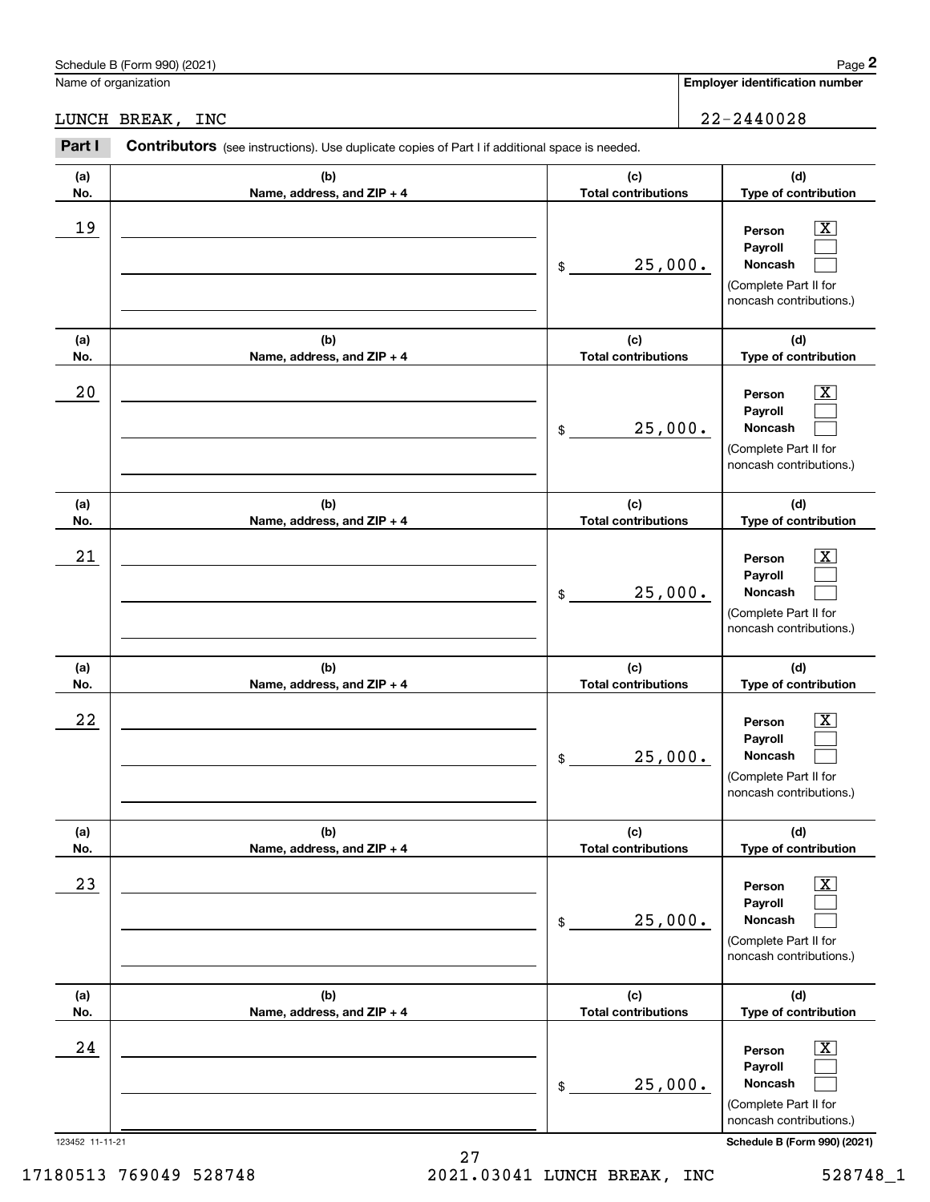Schedule B (Form 990) (2021) Page **2**

Name of organization: LUNCH BREAK, INC

**Employer identification number:** 22-2440028

**Part I** **Contributors** (see instructions). Use duplicate copies of Part I if additional space is needed.

| (a) No. | (b) Name, address, and ZIP + 4 | (c) Total contributions | (d) Type of contribution |
|---|---|---|---|
| 19 | | $ 25,000. | Person [X] Payroll [ ] Noncash [ ] (Complete Part II for noncash contributions.) |
| 20 | | $ 25,000. | Person [X] Payroll [ ] Noncash [ ] (Complete Part II for noncash contributions.) |
| 21 | | $ 25,000. | Person [X] Payroll [ ] Noncash [ ] (Complete Part II for noncash contributions.) |
| 22 | | $ 25,000. | Person [X] Payroll [ ] Noncash [ ] (Complete Part II for noncash contributions.) |
| 23 | | $ 25,000. | Person [X] Payroll [ ] Noncash [ ] (Complete Part II for noncash contributions.) |
| 24 | | $ 25,000. | Person [X] Payroll [ ] Noncash [ ] (Complete Part II for noncash contributions.) |

123452 11-11-21 **Schedule B (Form 990) (2021)**

17180513 769049 528748 2021.03041 LUNCH BREAK, INC 528748_1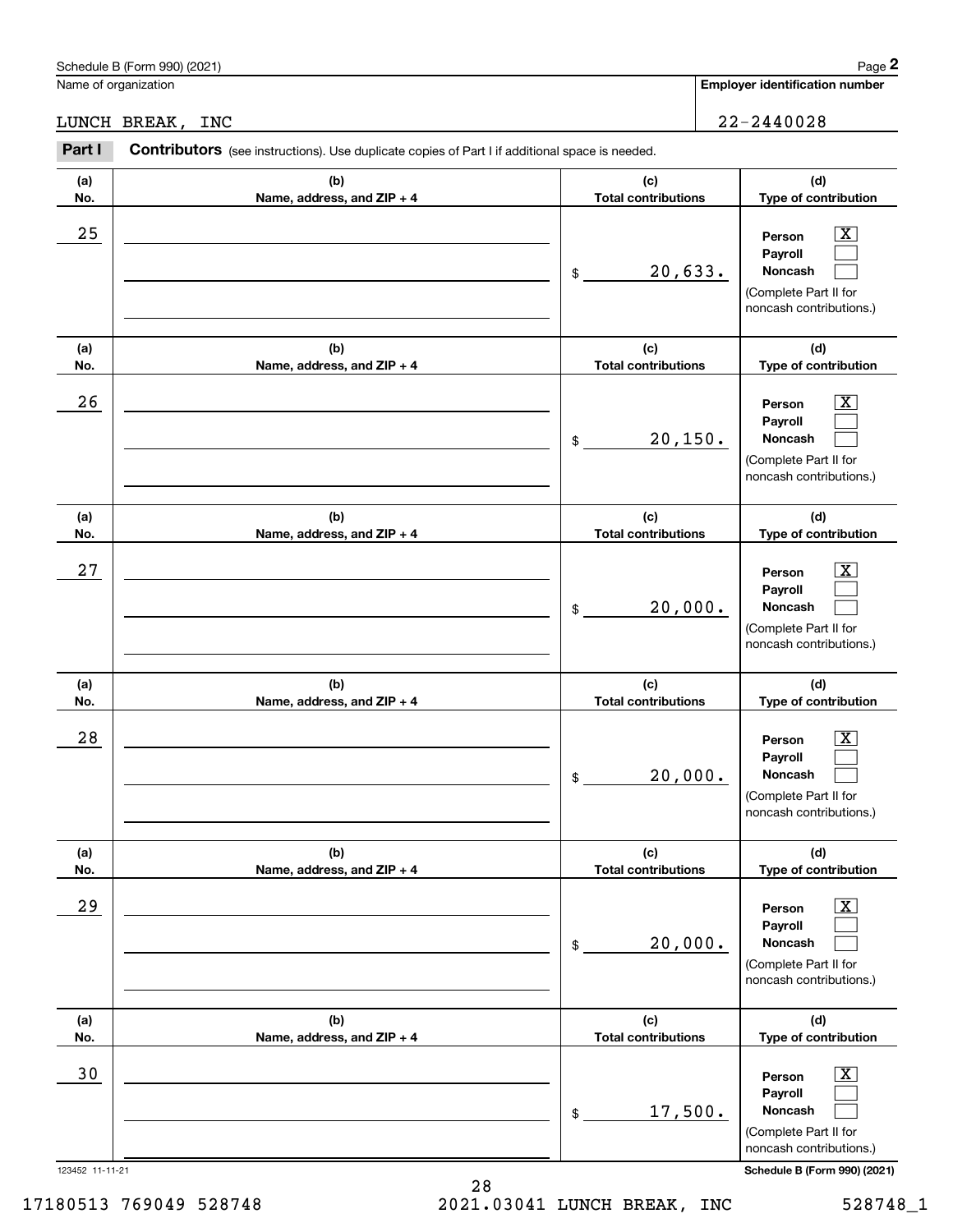Schedule B (Form 990) (2021)

Name of organization: LUNCH BREAK, INC

**Employer identification number:** 22-2440028

**Part I** **Contributors** (see instructions). Use duplicate copies of Part I if additional space is needed.

| (a) No. | (b) Name, address, and ZIP + 4 | (c) Total contributions | (d) Type of contribution |
|---|---|---|---|
| 25 | | $ 20,633. | Person [X] Payroll [ ] Noncash [ ] (Complete Part II for noncash contributions.) |
| 26 | | $ 20,150. | Person [X] Payroll [ ] Noncash [ ] (Complete Part II for noncash contributions.) |
| 27 | | $ 20,000. | Person [X] Payroll [ ] Noncash [ ] (Complete Part II for noncash contributions.) |
| 28 | | $ 20,000. | Person [X] Payroll [ ] Noncash [ ] (Complete Part II for noncash contributions.) |
| 29 | | $ 20,000. | Person [X] Payroll [ ] Noncash [ ] (Complete Part II for noncash contributions.) |
| 30 | | $ 17,500. | Person [X] Payroll [ ] Noncash [ ] (Complete Part II for noncash contributions.) |

123452 11-11-21

**Schedule B (Form 990) (2021)**

17180513 769049 528748 2021.03041 LUNCH BREAK, INC 528748_1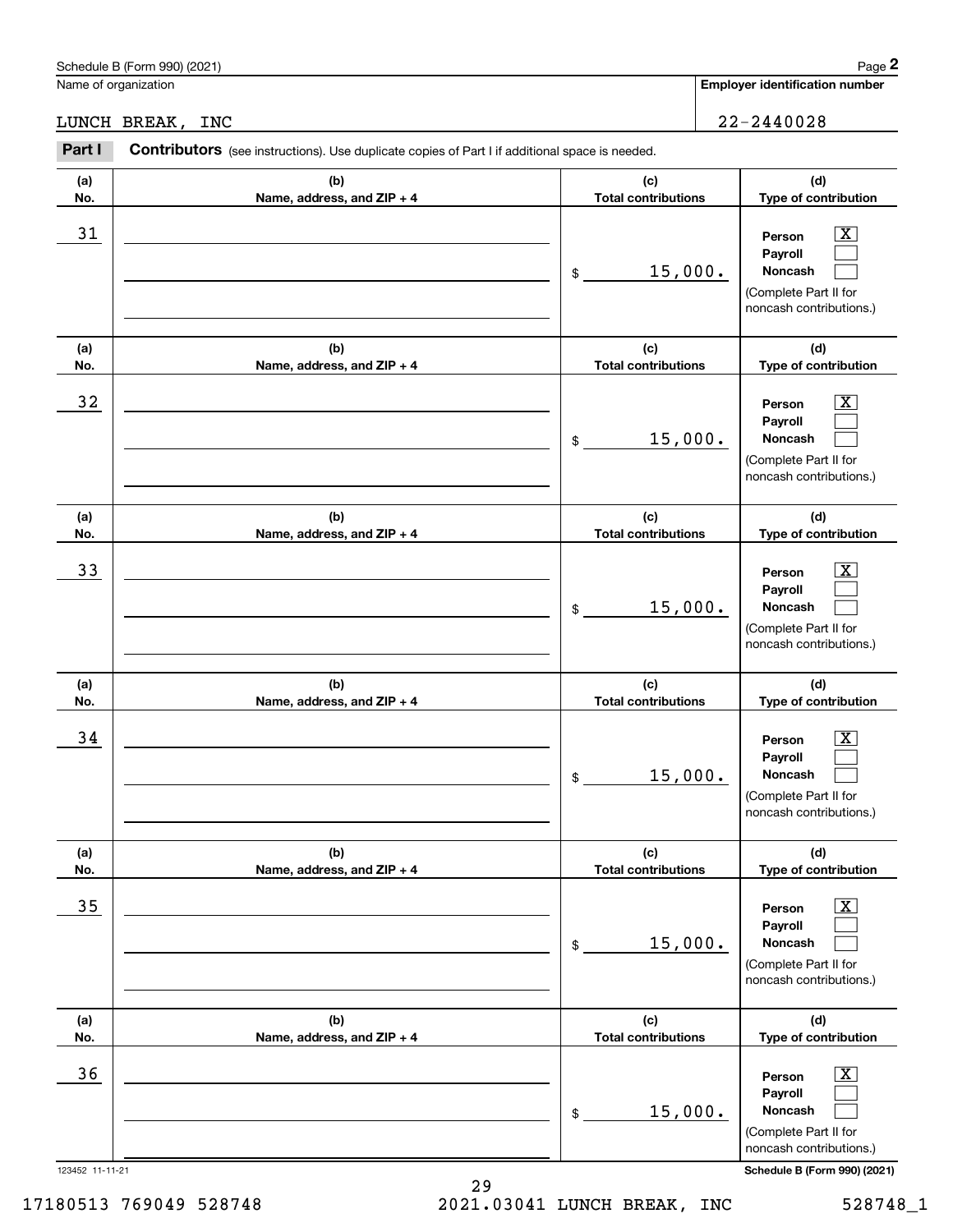Schedule B (Form 990) (2021)

Name of organization: LUNCH BREAK, INC

Employer identification number: 22-2440028

**Part I** **Contributors** (see instructions). Use duplicate copies of Part I if additional space is needed.

| (a) No. | (b) Name, address, and ZIP + 4 | (c) Total contributions | (d) Type of contribution |
|---|---|---|---|
| 31 | | $ 15,000. | Person [X] Payroll [ ] Noncash [ ] (Complete Part II for noncash contributions.) |
| 32 | | $ 15,000. | Person [X] Payroll [ ] Noncash [ ] (Complete Part II for noncash contributions.) |
| 33 | | $ 15,000. | Person [X] Payroll [ ] Noncash [ ] (Complete Part II for noncash contributions.) |
| 34 | | $ 15,000. | Person [X] Payroll [ ] Noncash [ ] (Complete Part II for noncash contributions.) |
| 35 | | $ 15,000. | Person [X] Payroll [ ] Noncash [ ] (Complete Part II for noncash contributions.) |
| 36 | | $ 15,000. | Person [X] Payroll [ ] Noncash [ ] (Complete Part II for noncash contributions.) |

123452 11-11-21

Schedule B (Form 990) (2021)

17180513 769049 528748 2021.03041 LUNCH BREAK, INC 528748_1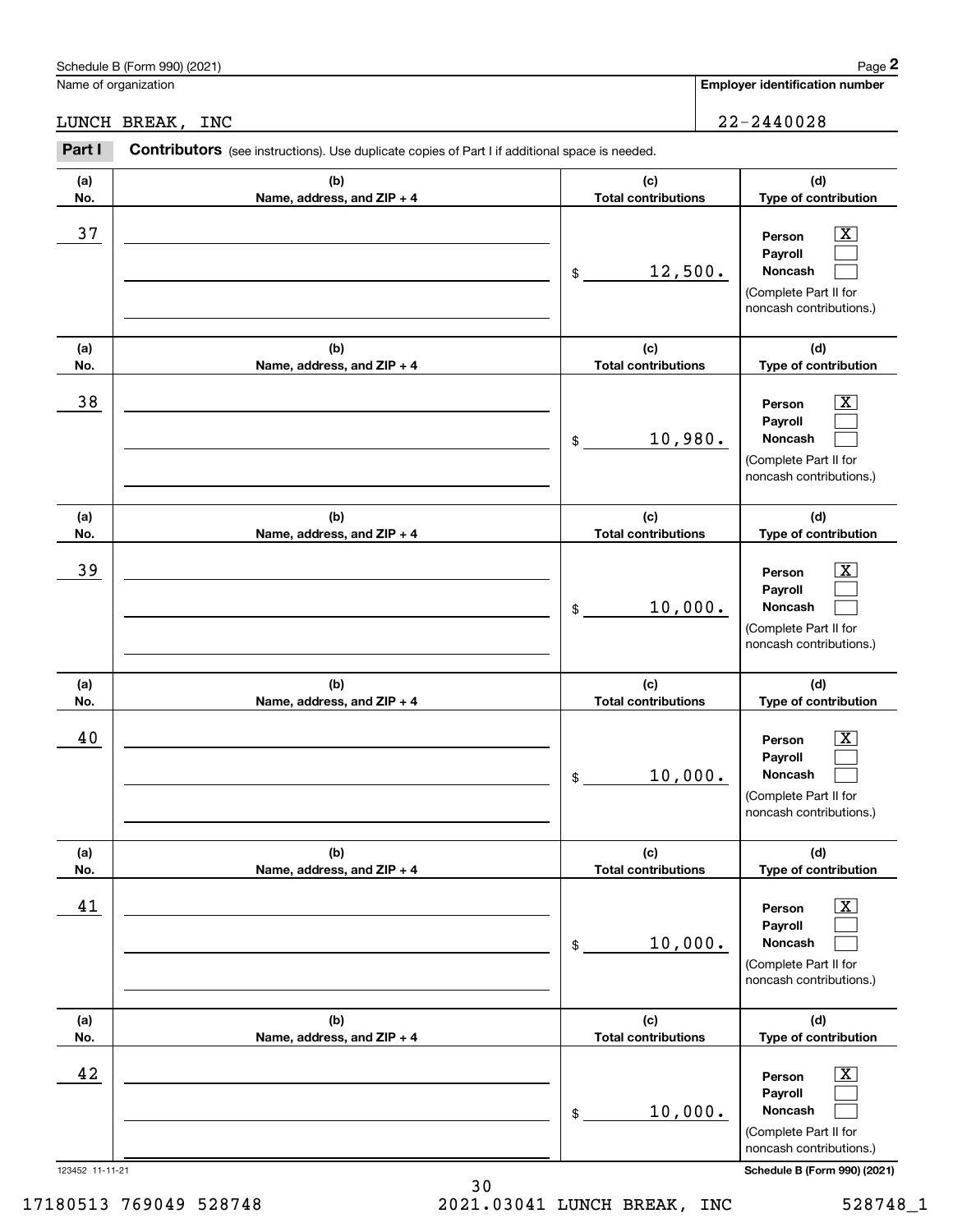Name of organization: LUNCH BREAK, INC

**Employer identification number:** 22-2440028

**Part I** **Contributors** (see instructions). Use duplicate copies of Part I if additional space is needed.

| (a) No. | (b) Name, address, and ZIP + 4 | (c) Total contributions | (d) Type of contribution |
|---|---|---|---|
| 37 | | $ 12,500. | Person [X] Payroll [ ] Noncash [ ] (Complete Part II for noncash contributions.) |
| 38 | | $ 10,980. | Person [X] Payroll [ ] Noncash [ ] (Complete Part II for noncash contributions.) |
| 39 | | $ 10,000. | Person [X] Payroll [ ] Noncash [ ] (Complete Part II for noncash contributions.) |
| 40 | | $ 10,000. | Person [X] Payroll [ ] Noncash [ ] (Complete Part II for noncash contributions.) |
| 41 | | $ 10,000. | Person [X] Payroll [ ] Noncash [ ] (Complete Part II for noncash contributions.) |
| 42 | | $ 10,000. | Person [X] Payroll [ ] Noncash [ ] (Complete Part II for noncash contributions.) |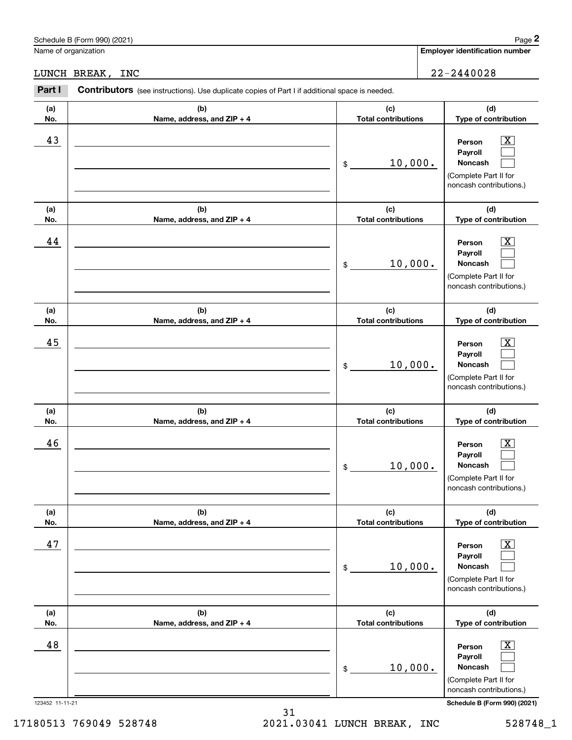Schedule B (Form 990) (2021)

Name of organization: LUNCH BREAK, INC

Employer identification number: 22-2440028

**Part I** **Contributors** (see instructions). Use duplicate copies of Part I if additional space is needed.

| (a) No. | (b) Name, address, and ZIP + 4 | (c) Total contributions | (d) Type of contribution |
|---|---|---|---|
| 43 | | $ 10,000. | Person [X] Payroll [ ] Noncash [ ] (Complete Part II for noncash contributions.) |
| 44 | | $ 10,000. | Person [X] Payroll [ ] Noncash [ ] (Complete Part II for noncash contributions.) |
| 45 | | $ 10,000. | Person [X] Payroll [ ] Noncash [ ] (Complete Part II for noncash contributions.) |
| 46 | | $ 10,000. | Person [X] Payroll [ ] Noncash [ ] (Complete Part II for noncash contributions.) |
| 47 | | $ 10,000. | Person [X] Payroll [ ] Noncash [ ] (Complete Part II for noncash contributions.) |
| 48 | | $ 10,000. | Person [X] Payroll [ ] Noncash [ ] (Complete Part II for noncash contributions.) |

123452 11-11-21

Schedule B (Form 990) (2021)

17180513 769049 528748 2021.03041 LUNCH BREAK, INC 528748_1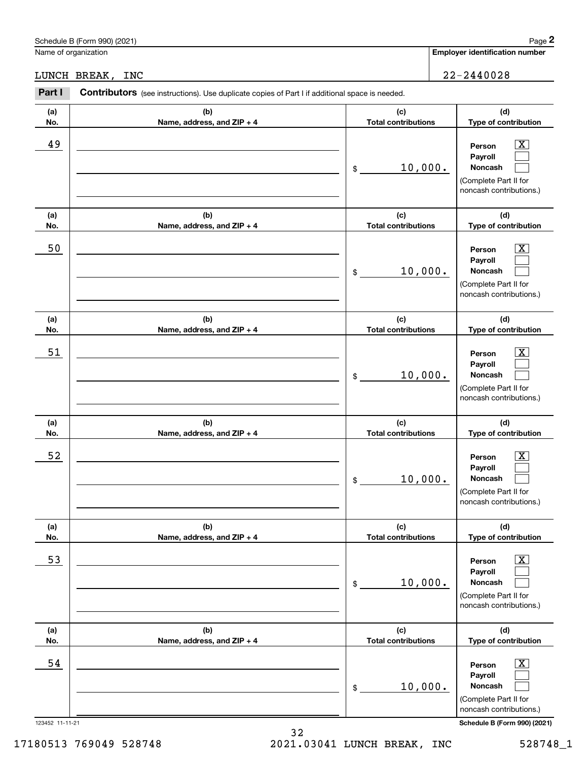Schedule B (Form 990) (2021) Page **2**

Name of organization: LUNCH BREAK, INC

**Employer identification number:** 22-2440028

**Part I** **Contributors** (see instructions). Use duplicate copies of Part I if additional space is needed.

| (a) No. | (b) Name, address, and ZIP + 4 | (c) Total contributions | (d) Type of contribution |
|---|---|---|---|
| 49 | | $ 10,000. | Person [X] Payroll [ ] Noncash [ ] (Complete Part II for noncash contributions.) |
| 50 | | $ 10,000. | Person [X] Payroll [ ] Noncash [ ] (Complete Part II for noncash contributions.) |
| 51 | | $ 10,000. | Person [X] Payroll [ ] Noncash [ ] (Complete Part II for noncash contributions.) |
| 52 | | $ 10,000. | Person [X] Payroll [ ] Noncash [ ] (Complete Part II for noncash contributions.) |
| 53 | | $ 10,000. | Person [X] Payroll [ ] Noncash [ ] (Complete Part II for noncash contributions.) |
| 54 | | $ 10,000. | Person [X] Payroll [ ] Noncash [ ] (Complete Part II for noncash contributions.) |

123452 11-11-21 **Schedule B (Form 990) (2021)**

17180513 769049 528748 2021.03041 LUNCH BREAK, INC 528748_1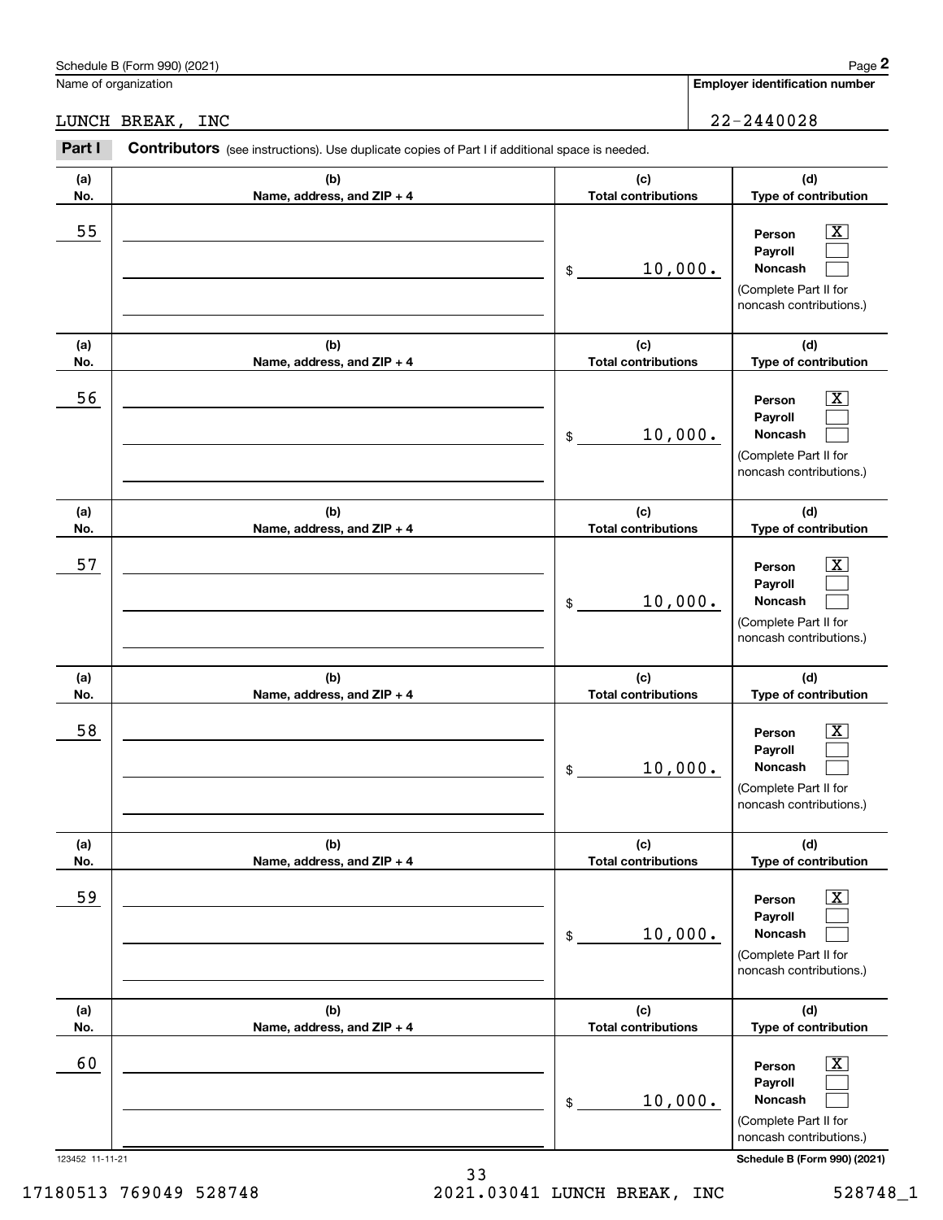Schedule B (Form 990) (2021)

Name of organization: LUNCH BREAK, INC

Employer identification number: 22-2440028

**Part I** **Contributors** (see instructions). Use duplicate copies of Part I if additional space is needed.

| (a) No. | (b) Name, address, and ZIP + 4 | (c) Total contributions | (d) Type of contribution |
|---|---|---|---|
| 55 | | $ 10,000. | Person [X] Payroll [ ] Noncash [ ] (Complete Part II for noncash contributions.) |
| 56 | | $ 10,000. | Person [X] Payroll [ ] Noncash [ ] (Complete Part II for noncash contributions.) |
| 57 | | $ 10,000. | Person [X] Payroll [ ] Noncash [ ] (Complete Part II for noncash contributions.) |
| 58 | | $ 10,000. | Person [X] Payroll [ ] Noncash [ ] (Complete Part II for noncash contributions.) |
| 59 | | $ 10,000. | Person [X] Payroll [ ] Noncash [ ] (Complete Part II for noncash contributions.) |
| 60 | | $ 10,000. | Person [X] Payroll [ ] Noncash [ ] (Complete Part II for noncash contributions.) |

123452 11-11-21

Schedule B (Form 990) (2021)

17180513 769049 528748 2021.03041 LUNCH BREAK, INC 528748_1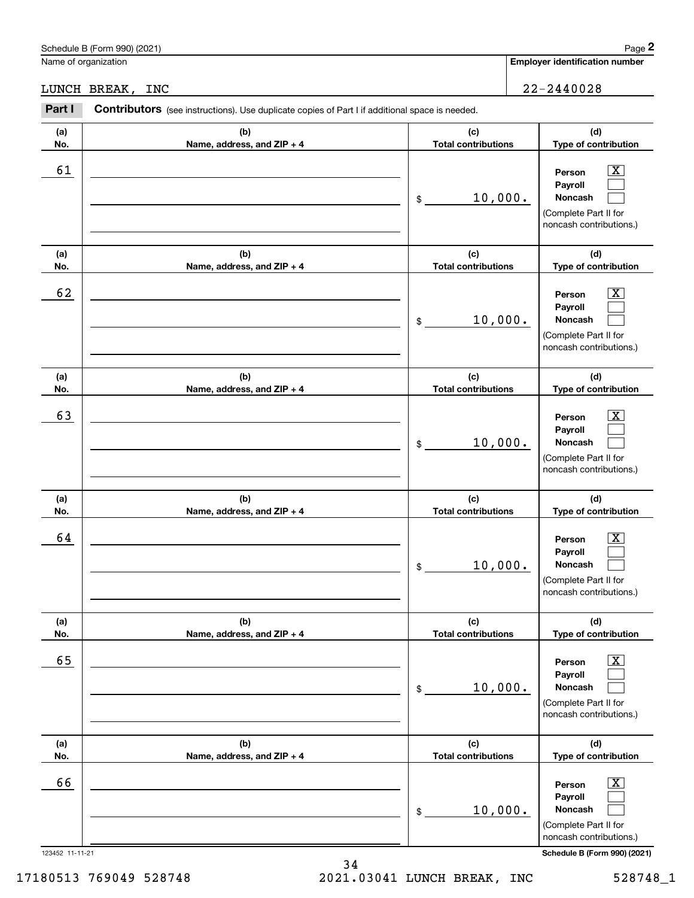Schedule B (Form 990) (2021)

Name of organization: LUNCH BREAK, INC

Employer identification number: 22-2440028

**Part I** **Contributors** (see instructions). Use duplicate copies of Part I if additional space is needed.

| (a) No. | (b) Name, address, and ZIP + 4 | (c) Total contributions | (d) Type of contribution |
|---|---|---|---|
| 61 | | $ 10,000. | Person [X] Payroll [ ] Noncash [ ] (Complete Part II for noncash contributions.) |
| 62 | | $ 10,000. | Person [X] Payroll [ ] Noncash [ ] (Complete Part II for noncash contributions.) |
| 63 | | $ 10,000. | Person [X] Payroll [ ] Noncash [ ] (Complete Part II for noncash contributions.) |
| 64 | | $ 10,000. | Person [X] Payroll [ ] Noncash [ ] (Complete Part II for noncash contributions.) |
| 65 | | $ 10,000. | Person [X] Payroll [ ] Noncash [ ] (Complete Part II for noncash contributions.) |
| 66 | | $ 10,000. | Person [X] Payroll [ ] Noncash [ ] (Complete Part II for noncash contributions.) |

123452 11-11-21

Schedule B (Form 990) (2021)

17180513 769049 528748 2021.03041 LUNCH BREAK, INC 528748_1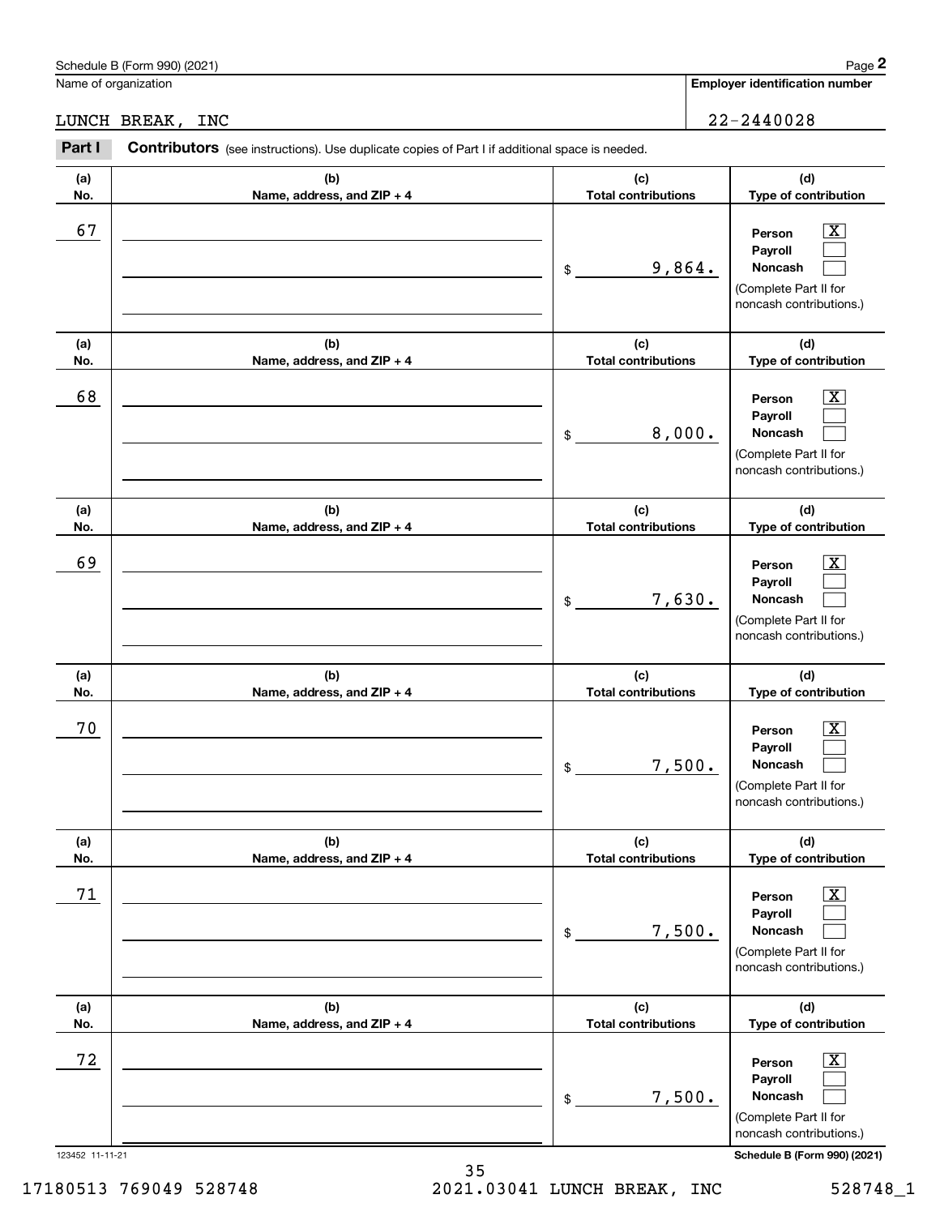Schedule B (Form 990) (2021)

| Name of organization | Employer identification number |
|---|---|
| LUNCH BREAK, INC | 22-2440028 |

**Part I** **Contributors** (see instructions). Use duplicate copies of Part I if additional space is needed.

| (a) No. | (b) Name, address, and ZIP + 4 | (c) Total contributions | (d) Type of contribution |
|---|---|---|---|
| 67 | | $ 9,864. | Person [X] Payroll [ ] Noncash [ ] (Complete Part II for noncash contributions.) |
| 68 | | $ 8,000. | Person [X] Payroll [ ] Noncash [ ] (Complete Part II for noncash contributions.) |
| 69 | | $ 7,630. | Person [X] Payroll [ ] Noncash [ ] (Complete Part II for noncash contributions.) |
| 70 | | $ 7,500. | Person [X] Payroll [ ] Noncash [ ] (Complete Part II for noncash contributions.) |
| 71 | | $ 7,500. | Person [X] Payroll [ ] Noncash [ ] (Complete Part II for noncash contributions.) |
| 72 | | $ 7,500. | Person [X] Payroll [ ] Noncash [ ] (Complete Part II for noncash contributions.) |

123452 11-11-21

17180513 769049 528748 2021.03041 LUNCH BREAK, INC 528748_1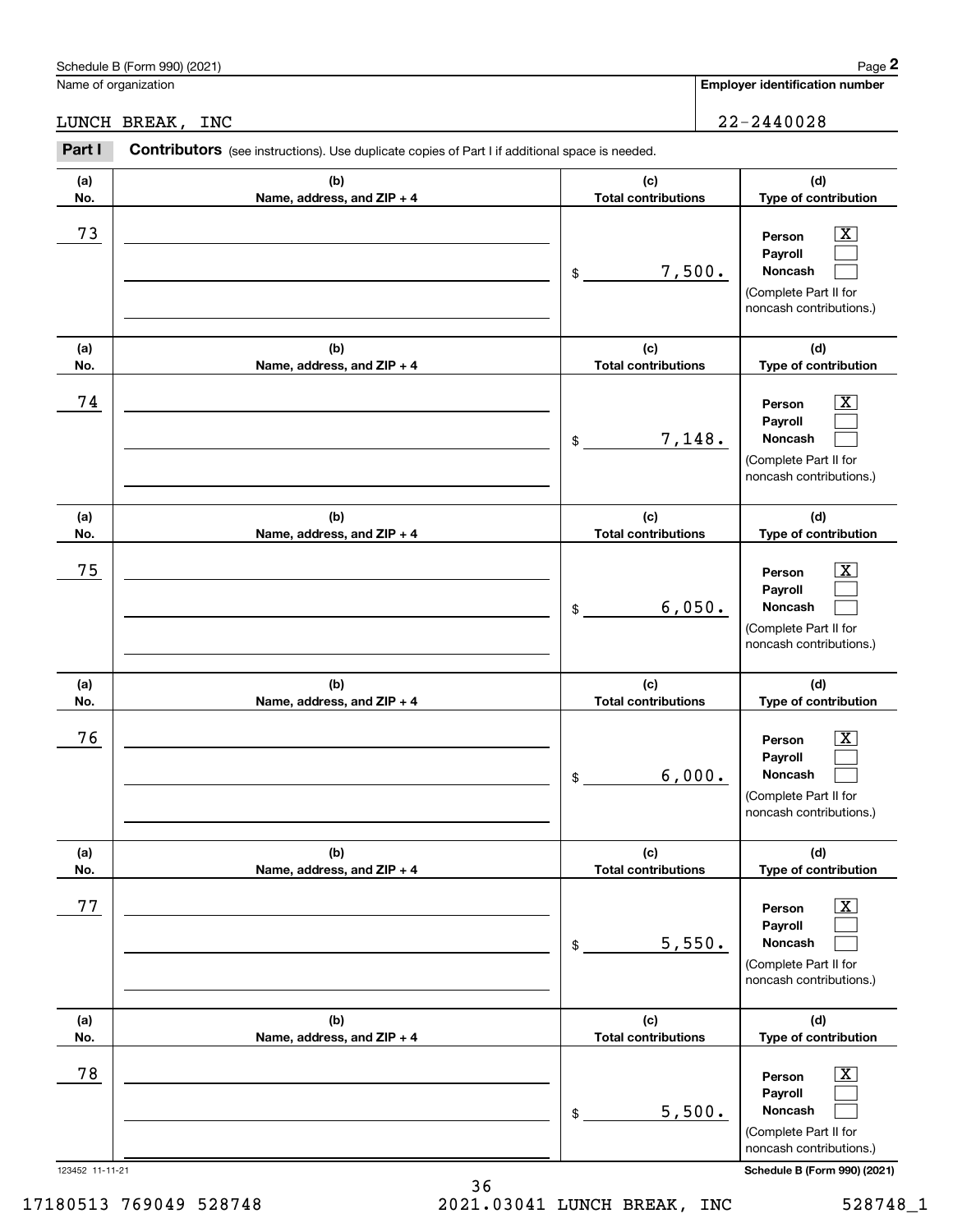Schedule B (Form 990) (2021)

Name of organization: LUNCH BREAK, INC

Employer identification number: 22-2440028

**Part I** **Contributors** (see instructions). Use duplicate copies of Part I if additional space is needed.

| (a) No. | (b) Name, address, and ZIP + 4 | (c) Total contributions | (d) Type of contribution |
|---|---|---|---|
| 73 | | $ 7,500. | Person [X] Payroll [ ] Noncash [ ] (Complete Part II for noncash contributions.) |
| 74 | | $ 7,148. | Person [X] Payroll [ ] Noncash [ ] (Complete Part II for noncash contributions.) |
| 75 | | $ 6,050. | Person [X] Payroll [ ] Noncash [ ] (Complete Part II for noncash contributions.) |
| 76 | | $ 6,000. | Person [X] Payroll [ ] Noncash [ ] (Complete Part II for noncash contributions.) |
| 77 | | $ 5,550. | Person [X] Payroll [ ] Noncash [ ] (Complete Part II for noncash contributions.) |
| 78 | | $ 5,500. | Person [X] Payroll [ ] Noncash [ ] (Complete Part II for noncash contributions.) |

123452 11-11-21

Schedule B (Form 990) (2021)

17180513 769049 528748 2021.03041 LUNCH BREAK, INC 528748_1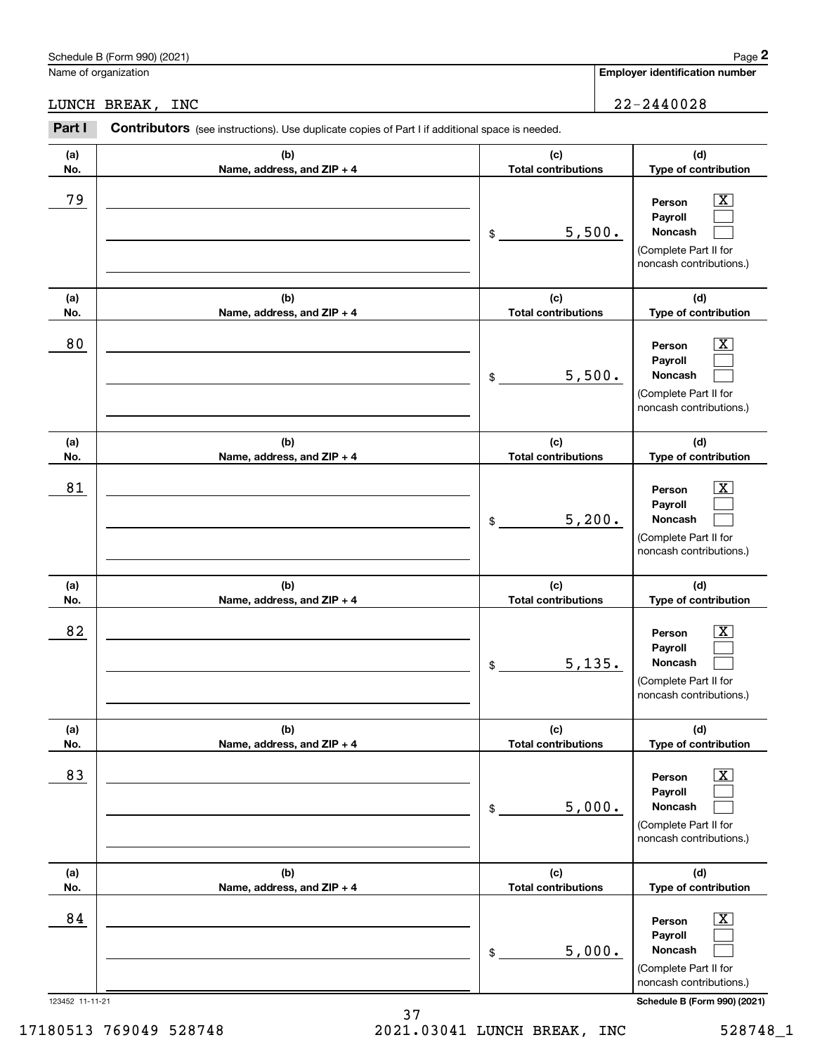Schedule B (Form 990) (2021) Page **2**

Name of organization: LUNCH BREAK, INC

**Employer identification number:** 22-2440028

**Part I** **Contributors** (see instructions). Use duplicate copies of Part I if additional space is needed.

| (a) No. | (b) Name, address, and ZIP + 4 | (c) Total contributions | (d) Type of contribution |
|---|---|---|---|
| 79 | | $ 5,500. | Person [X] Payroll [ ] Noncash [ ] (Complete Part II for noncash contributions.) |
| 80 | | $ 5,500. | Person [X] Payroll [ ] Noncash [ ] (Complete Part II for noncash contributions.) |
| 81 | | $ 5,200. | Person [X] Payroll [ ] Noncash [ ] (Complete Part II for noncash contributions.) |
| 82 | | $ 5,135. | Person [X] Payroll [ ] Noncash [ ] (Complete Part II for noncash contributions.) |
| 83 | | $ 5,000. | Person [X] Payroll [ ] Noncash [ ] (Complete Part II for noncash contributions.) |
| 84 | | $ 5,000. | Person [X] Payroll [ ] Noncash [ ] (Complete Part II for noncash contributions.) |

123452 11-11-21 **Schedule B (Form 990) (2021)**

17180513 769049 528748 2021.03041 LUNCH BREAK, INC 528748_1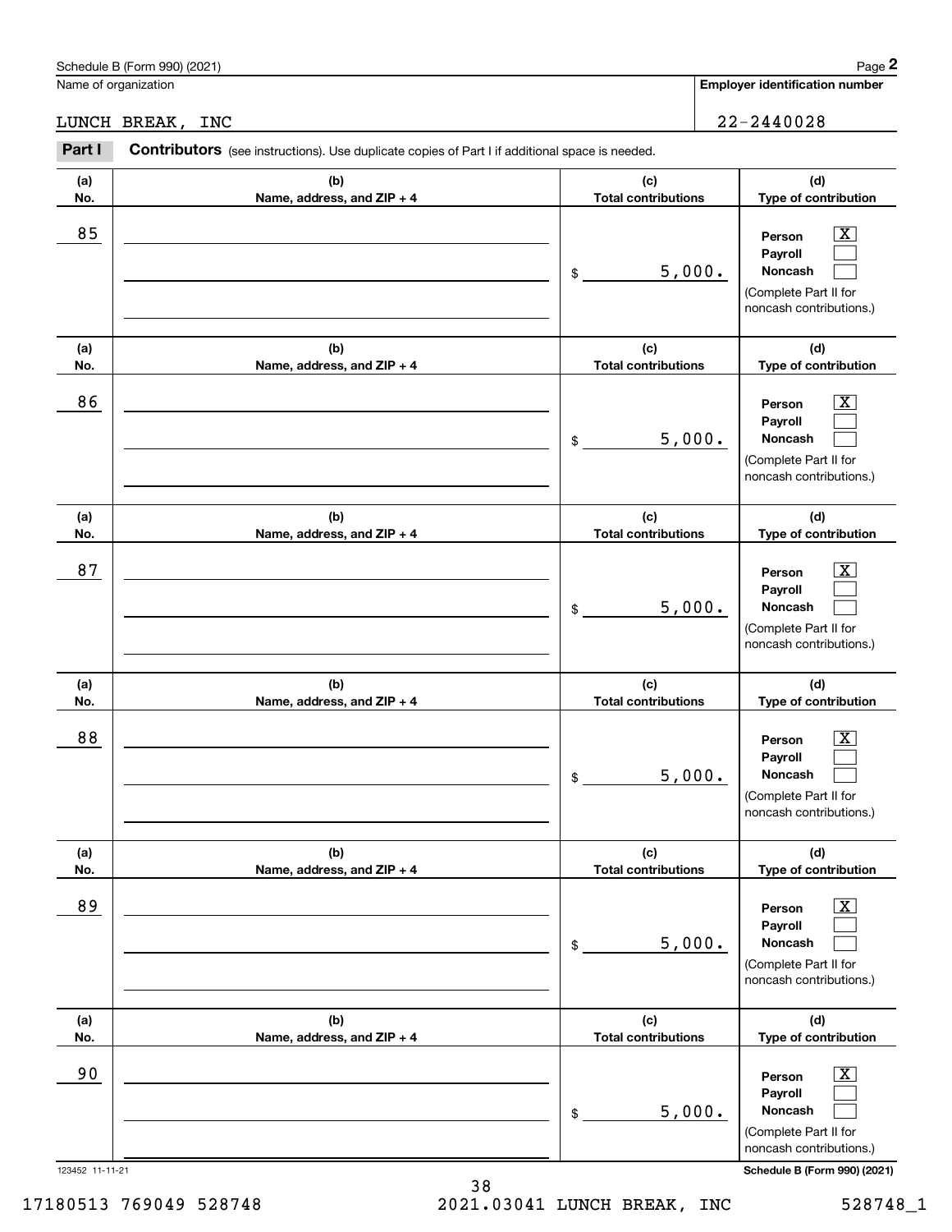Schedule B (Form 990) (2021)

Name of organization: LUNCH BREAK, INC

Employer identification number: 22-2440028

**Part I** **Contributors** (see instructions). Use duplicate copies of Part I if additional space is needed.

| (a) No. | (b) Name, address, and ZIP + 4 | (c) Total contributions | (d) Type of contribution |
|---|---|---|---|
| 85 | | $ 5,000. | Person [X] Payroll [ ] Noncash [ ] (Complete Part II for noncash contributions.) |
| 86 | | $ 5,000. | Person [X] Payroll [ ] Noncash [ ] (Complete Part II for noncash contributions.) |
| 87 | | $ 5,000. | Person [X] Payroll [ ] Noncash [ ] (Complete Part II for noncash contributions.) |
| 88 | | $ 5,000. | Person [X] Payroll [ ] Noncash [ ] (Complete Part II for noncash contributions.) |
| 89 | | $ 5,000. | Person [X] Payroll [ ] Noncash [ ] (Complete Part II for noncash contributions.) |
| 90 | | $ 5,000. | Person [X] Payroll [ ] Noncash [ ] (Complete Part II for noncash contributions.) |

123452 11-11-21 Schedule B (Form 990) (2021)

17180513 769049 528748 2021.03041 LUNCH BREAK, INC 528748_1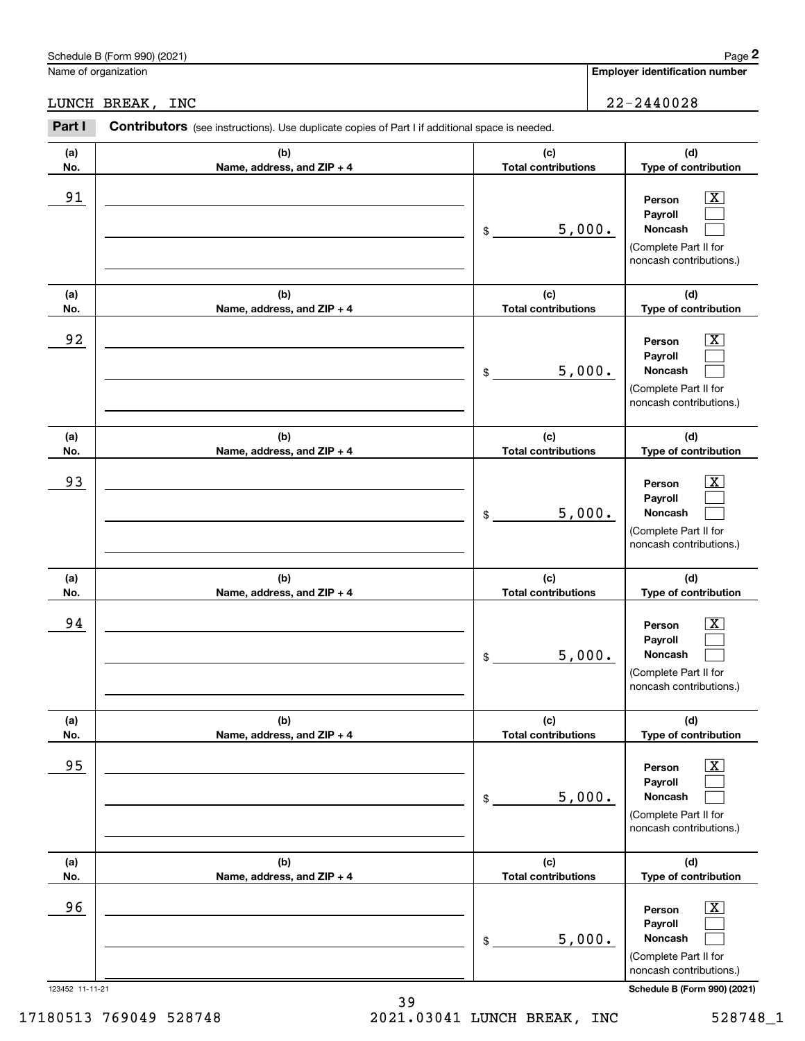Schedule B (Form 990) (2021)

Name of organization: LUNCH BREAK, INC

Employer identification number: 22-2440028

**Part I** **Contributors** (see instructions). Use duplicate copies of Part I if additional space is needed.

| (a) No. | (b) Name, address, and ZIP + 4 | (c) Total contributions | (d) Type of contribution |
|---|---|---|---|
| 91 | | $ 5,000. | Person [X] Payroll [ ] Noncash [ ] (Complete Part II for noncash contributions.) |
| 92 | | $ 5,000. | Person [X] Payroll [ ] Noncash [ ] (Complete Part II for noncash contributions.) |
| 93 | | $ 5,000. | Person [X] Payroll [ ] Noncash [ ] (Complete Part II for noncash contributions.) |
| 94 | | $ 5,000. | Person [X] Payroll [ ] Noncash [ ] (Complete Part II for noncash contributions.) |
| 95 | | $ 5,000. | Person [X] Payroll [ ] Noncash [ ] (Complete Part II for noncash contributions.) |
| 96 | | $ 5,000. | Person [X] Payroll [ ] Noncash [ ] (Complete Part II for noncash contributions.) |

123452 11-11-21

Schedule B (Form 990) (2021)

17180513 769049 528748 2021.03041 LUNCH BREAK, INC 528748_1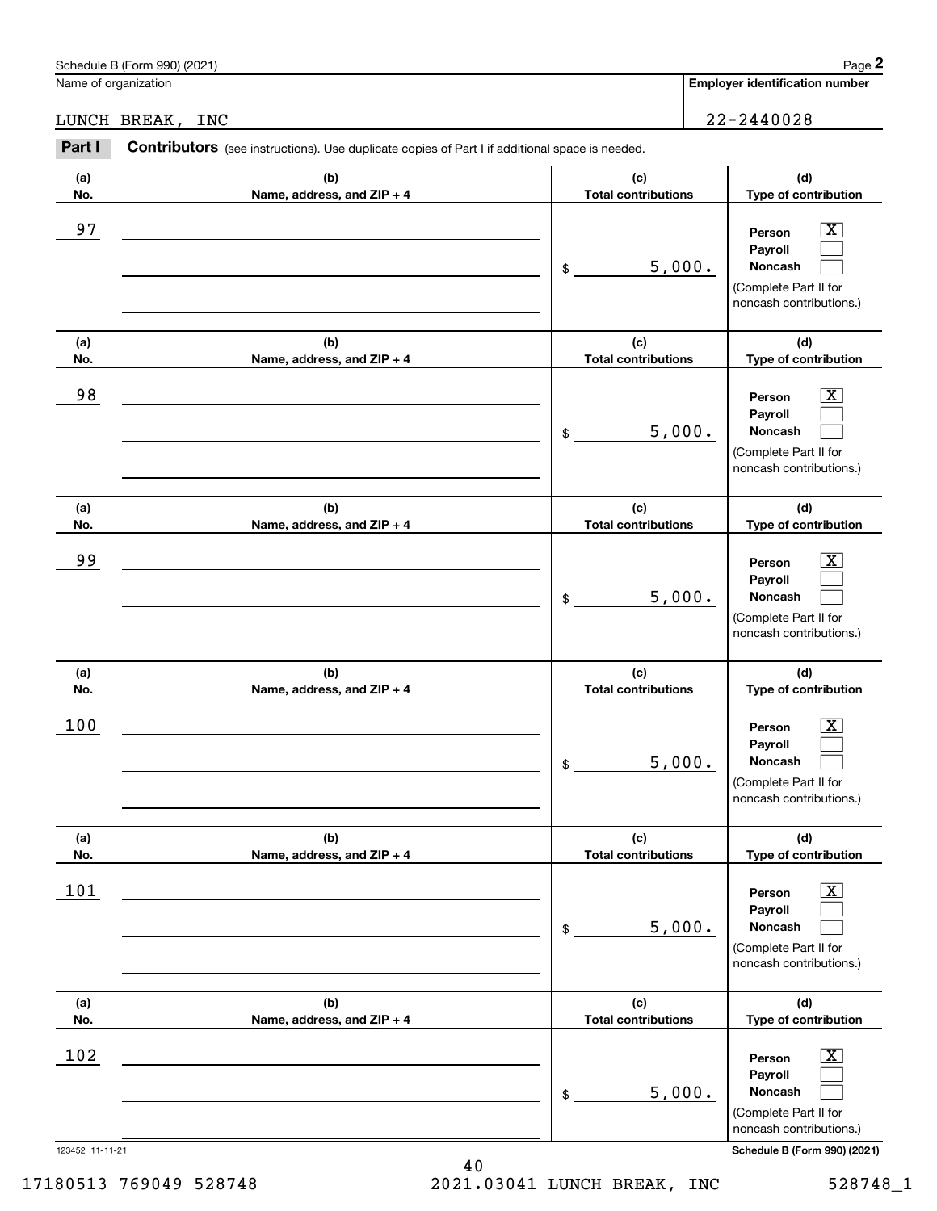Schedule B (Form 990) (2021)

Name of organization: LUNCH BREAK, INC

Employer identification number: 22-2440028

**Part I** **Contributors** (see instructions). Use duplicate copies of Part I if additional space is needed.

| (a) No. | (b) Name, address, and ZIP + 4 | (c) Total contributions | (d) Type of contribution |
|---|---|---|---|
| 97 | | $ 5,000. | Person [X] Payroll [ ] Noncash [ ] (Complete Part II for noncash contributions.) |
| 98 | | $ 5,000. | Person [X] Payroll [ ] Noncash [ ] (Complete Part II for noncash contributions.) |
| 99 | | $ 5,000. | Person [X] Payroll [ ] Noncash [ ] (Complete Part II for noncash contributions.) |
| 100 | | $ 5,000. | Person [X] Payroll [ ] Noncash [ ] (Complete Part II for noncash contributions.) |
| 101 | | $ 5,000. | Person [X] Payroll [ ] Noncash [ ] (Complete Part II for noncash contributions.) |
| 102 | | $ 5,000. | Person [X] Payroll [ ] Noncash [ ] (Complete Part II for noncash contributions.) |

123452 11-11-21

Schedule B (Form 990) (2021)

17180513 769049 528748 2021.03041 LUNCH BREAK, INC 528748_1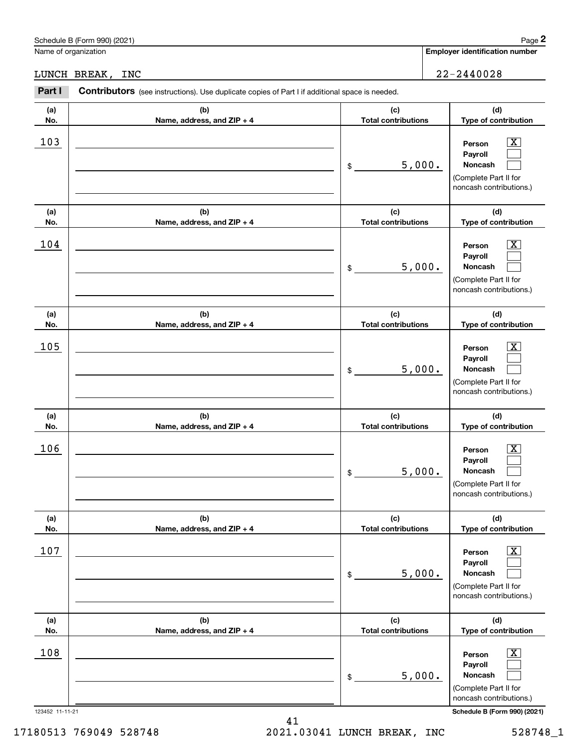Schedule B (Form 990) (2021)

Name of organization: LUNCH BREAK, INC

Employer identification number: 22-2440028

## Part I Contributors

(see instructions). Use duplicate copies of Part I if additional space is needed.

| (a) No. | (b) Name, address, and ZIP + 4 | (c) Total contributions | (d) Type of contribution |
|---|---|---|---|
| 103 | | $ 5,000. | Person [X] Payroll [ ] Noncash [ ] (Complete Part II for noncash contributions.) |
| 104 | | $ 5,000. | Person [X] Payroll [ ] Noncash [ ] (Complete Part II for noncash contributions.) |
| 105 | | $ 5,000. | Person [X] Payroll [ ] Noncash [ ] (Complete Part II for noncash contributions.) |
| 106 | | $ 5,000. | Person [X] Payroll [ ] Noncash [ ] (Complete Part II for noncash contributions.) |
| 107 | | $ 5,000. | Person [X] Payroll [ ] Noncash [ ] (Complete Part II for noncash contributions.) |
| 108 | | $ 5,000. | Person [X] Payroll [ ] Noncash [ ] (Complete Part II for noncash contributions.) |

123452 11-11-21

Schedule B (Form 990) (2021)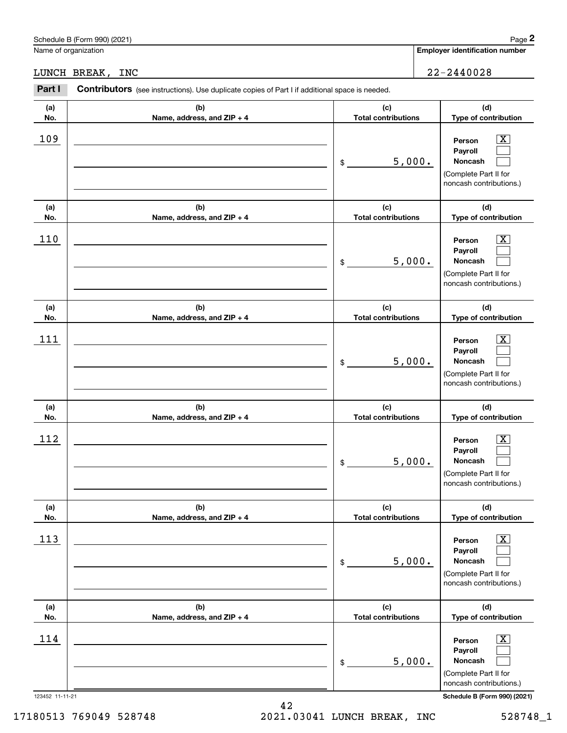Schedule B (Form 990) (2021) Page **2**

Name of organization: LUNCH BREAK, INC

**Employer identification number:** 22-2440028

**Part I** **Contributors** (see instructions). Use duplicate copies of Part I if additional space is needed.

| (a) No. | (b) Name, address, and ZIP + 4 | (c) Total contributions | (d) Type of contribution |
|---|---|---|---|
| 109 | | $ 5,000. | Person [X] Payroll [ ] Noncash [ ] (Complete Part II for noncash contributions.) |
| 110 | | $ 5,000. | Person [X] Payroll [ ] Noncash [ ] (Complete Part II for noncash contributions.) |
| 111 | | $ 5,000. | Person [X] Payroll [ ] Noncash [ ] (Complete Part II for noncash contributions.) |
| 112 | | $ 5,000. | Person [X] Payroll [ ] Noncash [ ] (Complete Part II for noncash contributions.) |
| 113 | | $ 5,000. | Person [X] Payroll [ ] Noncash [ ] (Complete Part II for noncash contributions.) |
| 114 | | $ 5,000. | Person [X] Payroll [ ] Noncash [ ] (Complete Part II for noncash contributions.) |

123452 11-11-21 **Schedule B (Form 990) (2021)**

17180513 769049 528748 2021.03041 LUNCH BREAK, INC 528748_1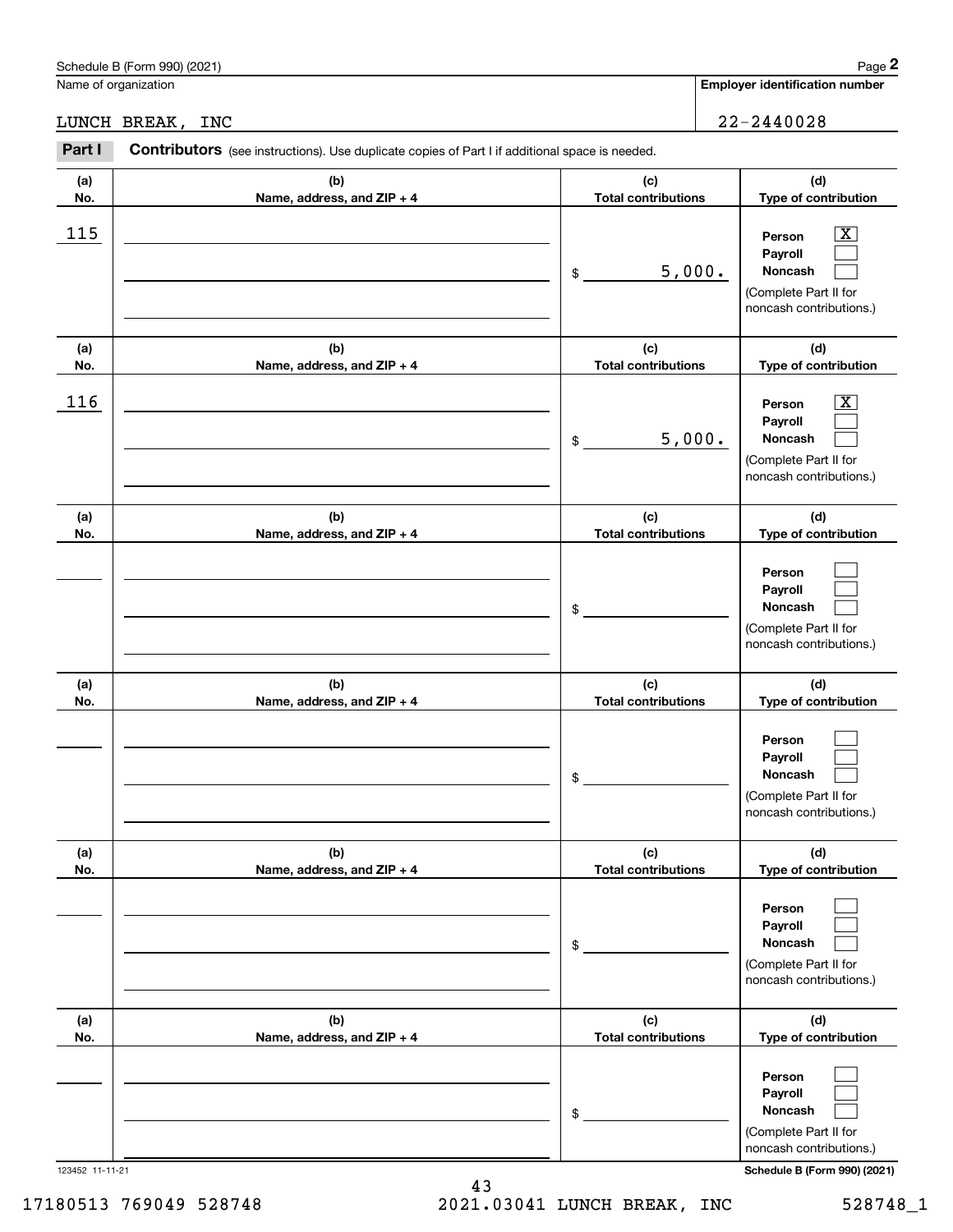Name of organization

LUNCH BREAK, INC

**Employer identification number**

22-2440028

**Part I** **Contributors** (see instructions). Use duplicate copies of Part I if additional space is needed.

| (a) No. | (b) Name, address, and ZIP + 4 | (c) Total contributions | (d) Type of contribution |
|---|---|---|---|
| 115 | | $ 5,000. | Person [X] Payroll [ ] Noncash [ ] (Complete Part II for noncash contributions.) |
| 116 | | $ 5,000. | Person [X] Payroll [ ] Noncash [ ] (Complete Part II for noncash contributions.) |
| | | $ | Person [ ] Payroll [ ] Noncash [ ] (Complete Part II for noncash contributions.) |
| | | $ | Person [ ] Payroll [ ] Noncash [ ] (Complete Part II for noncash contributions.) |
| | | $ | Person [ ] Payroll [ ] Noncash [ ] (Complete Part II for noncash contributions.) |
| | | $ | Person [ ] Payroll [ ] Noncash [ ] (Complete Part II for noncash contributions.) |

123452 11-11-21

**Schedule B (Form 990) (2021)**

17180513 769049 528748 2021.03041 LUNCH BREAK, INC 528748_1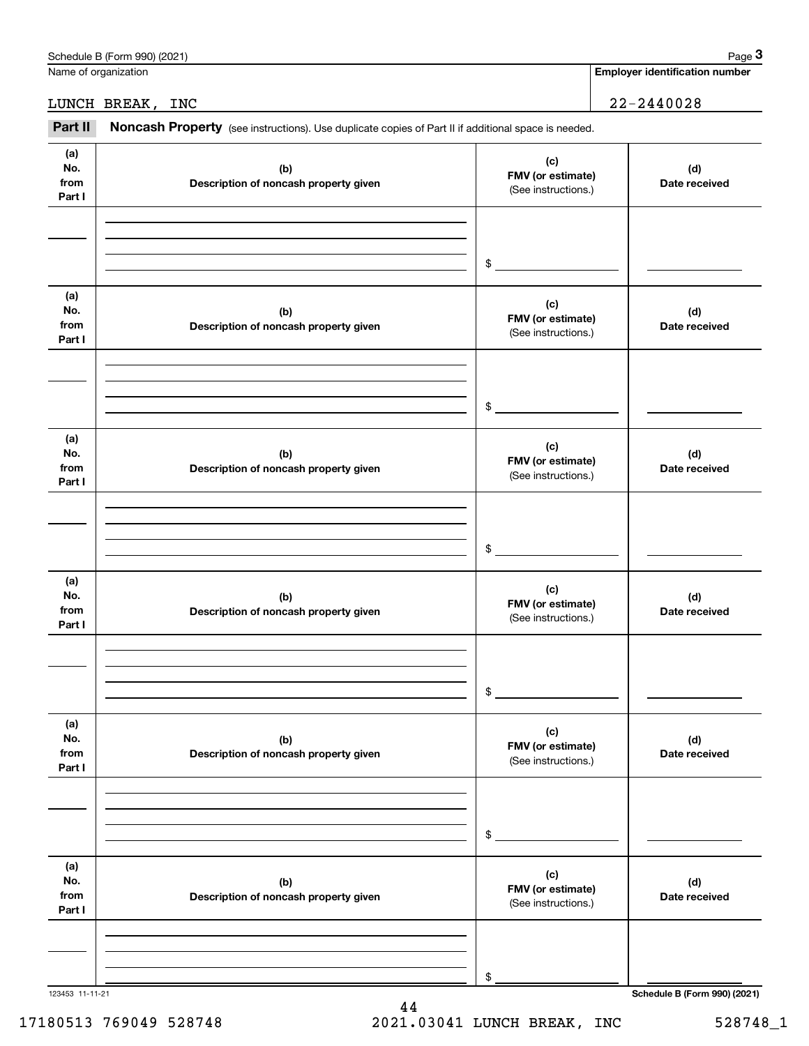Schedule B (Form 990) (2021) Page **3**

Name of organization: LUNCH BREAK, INC

**Employer identification number**: 22-2440028

**Part II** **Noncash Property** (see instructions). Use duplicate copies of Part II if additional space is needed.

| (a) No. from Part I | (b) Description of noncash property given | (c) FMV (or estimate) (See instructions.) | (d) Date received |
|---|---|---|---|
| | | $ | |

| (a) No. from Part I | (b) Description of noncash property given | (c) FMV (or estimate) (See instructions.) | (d) Date received |
|---|---|---|---|
| | | $ | |

| (a) No. from Part I | (b) Description of noncash property given | (c) FMV (or estimate) (See instructions.) | (d) Date received |
|---|---|---|---|
| | | $ | |

| (a) No. from Part I | (b) Description of noncash property given | (c) FMV (or estimate) (See instructions.) | (d) Date received |
|---|---|---|---|
| | | $ | |

| (a) No. from Part I | (b) Description of noncash property given | (c) FMV (or estimate) (See instructions.) | (d) Date received |
|---|---|---|---|
| | | $ | |

| (a) No. from Part I | (b) Description of noncash property given | (c) FMV (or estimate) (See instructions.) | (d) Date received |
|---|---|---|---|
| | | $ | |

123453 11-11-21 **Schedule B (Form 990) (2021)**

17180513 769049 528748 2021.03041 LUNCH BREAK, INC 528748_1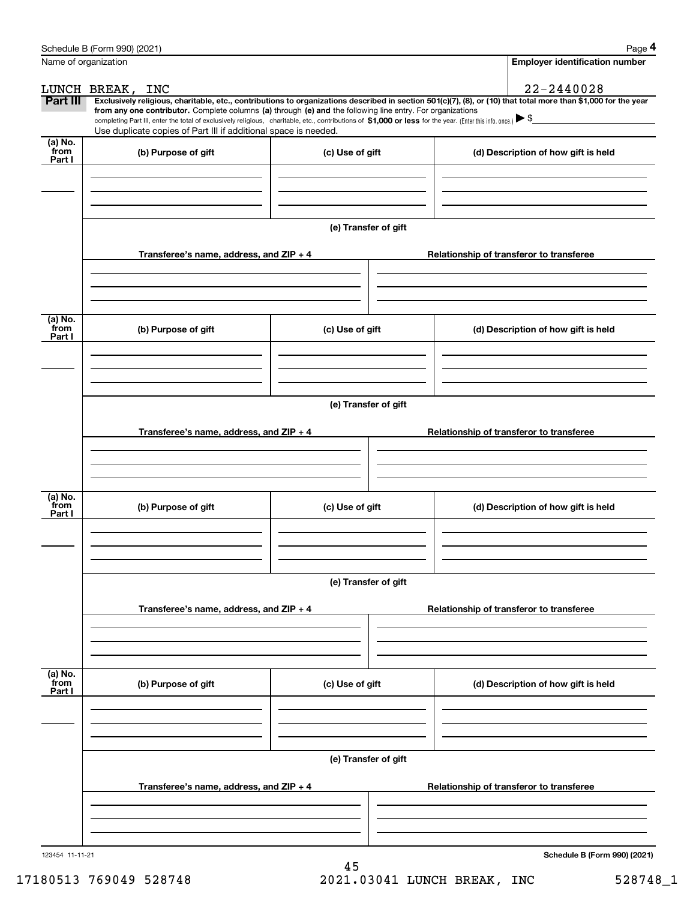Schedule B (Form 990) (2021) Page **4**

Name of organization: LUNCH BREAK, INC

**Employer identification number:** 22-2440028

**Part III** **Exclusively religious, charitable, etc., contributions to organizations described in section 501(c)(7), (8), or (10) that total more than $1,000 for the year from any one contributor.** Complete columns **(a)** through **(e)** and the following line entry. For organizations completing Part III, enter the total of exclusively religious, charitable, etc., contributions of **$1,000 or less** for the year. (Enter this info. once.) ▶ $

Use duplicate copies of Part III if additional space is needed.

| (a) No. from Part I | (b) Purpose of gift | (c) Use of gift | (d) Description of how gift is held |
|---|---|---|---|
| | | | |

**(e) Transfer of gift**

| Transferee's name, address, and ZIP + 4 | Relationship of transferor to transferee |
|---|---|
| | |

| (a) No. from Part I | (b) Purpose of gift | (c) Use of gift | (d) Description of how gift is held |
|---|---|---|---|
| | | | |

**(e) Transfer of gift**

| Transferee's name, address, and ZIP + 4 | Relationship of transferor to transferee |
|---|---|
| | |

| (a) No. from Part I | (b) Purpose of gift | (c) Use of gift | (d) Description of how gift is held |
|---|---|---|---|
| | | | |

**(e) Transfer of gift**

| Transferee's name, address, and ZIP + 4 | Relationship of transferor to transferee |
|---|---|
| | |

| (a) No. from Part I | (b) Purpose of gift | (c) Use of gift | (d) Description of how gift is held |
|---|---|---|---|
| | | | |

**(e) Transfer of gift**

| Transferee's name, address, and ZIP + 4 | Relationship of transferor to transferee |
|---|---|
| | |

123454 11-11-21 **Schedule B (Form 990) (2021)**

17180513 769049 528748 2021.03041 LUNCH BREAK, INC 528748_1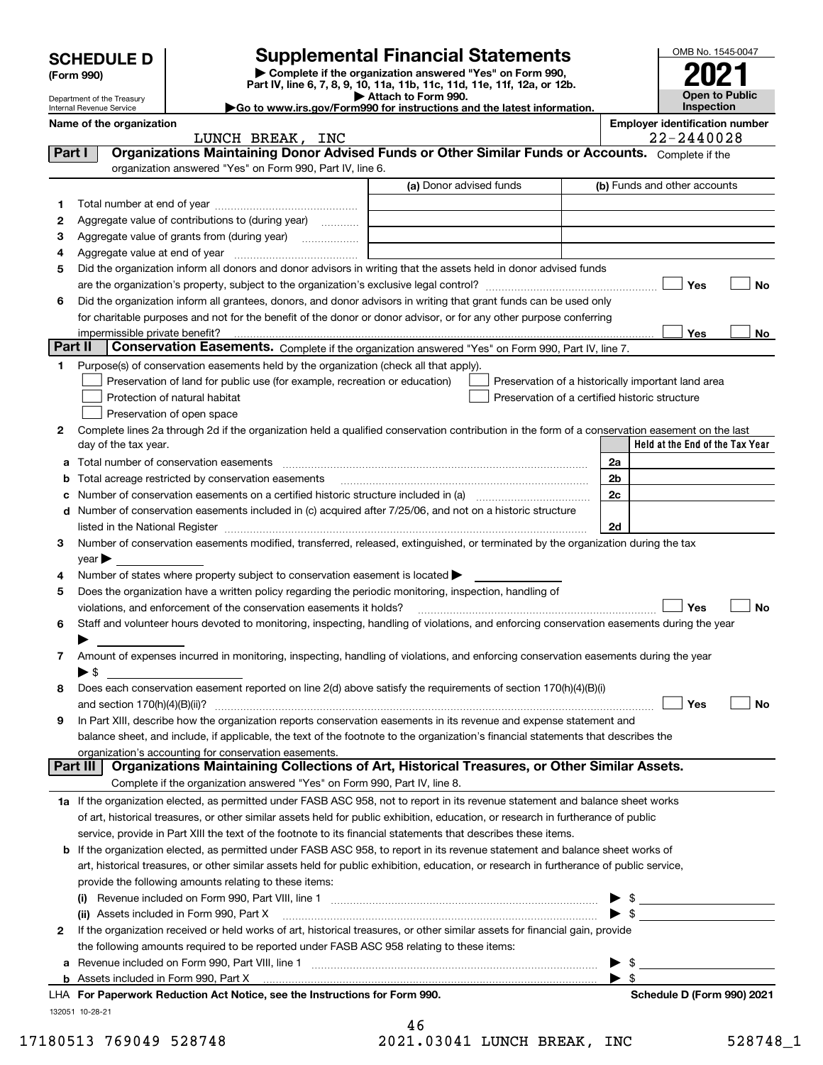# SCHEDULE D (Form 990)

Department of the Treasury
Internal Revenue Service

# Supplemental Financial Statements

▶ Complete if the organization answered "Yes" on Form 990, Part IV, line 6, 7, 8, 9, 10, 11a, 11b, 11c, 11d, 11e, 11f, 12a, or 12b.
▶ Attach to Form 990.
▶Go to www.irs.gov/Form990 for instructions and the latest information.

OMB No. 1545-0047

**2021**

**Open to Public Inspection**

**Name of the organization:** LUNCH BREAK, INC

**Employer identification number:** 22-2440028

## Part I — Organizations Maintaining Donor Advised Funds or Other Similar Funds or Accounts.

Complete if the organization answered "Yes" on Form 990, Part IV, line 6.

| | | (a) Donor advised funds | (b) Funds and other accounts |
|---|---|---|---|
| 1 | Total number at end of year | | |
| 2 | Aggregate value of contributions to (during year) | | |
| 3 | Aggregate value of grants from (during year) | | |
| 4 | Aggregate value at end of year | | |

5 Did the organization inform all donors and donor advisors in writing that the assets held in donor advised funds are the organization's property, subject to the organization's exclusive legal control? ☐ Yes ☐ No

6 Did the organization inform all grantees, donors, and donor advisors in writing that grant funds can be used only for charitable purposes and not for the benefit of the donor or donor advisor, or for any other purpose conferring impermissible private benefit? ☐ Yes ☐ No

## Part II — Conservation Easements.

Complete if the organization answered "Yes" on Form 990, Part IV, line 7.

1 Purpose(s) of conservation easements held by the organization (check all that apply).

- ☐ Preservation of land for public use (for example, recreation or education)
- ☐ Protection of natural habitat
- ☐ Preservation of open space
- ☐ Preservation of a historically important land area
- ☐ Preservation of a certified historic structure

2 Complete lines 2a through 2d if the organization held a qualified conservation contribution in the form of a conservation easement on the last day of the tax year.

| | | | Held at the End of the Tax Year |
|---|---|---|---|
| a | Total number of conservation easements | 2a | |
| b | Total acreage restricted by conservation easements | 2b | |
| c | Number of conservation easements on a certified historic structure included in (a) | 2c | |
| d | Number of conservation easements included in (c) acquired after 7/25/06, and not on a historic structure listed in the National Register | 2d | |

3 Number of conservation easements modified, transferred, released, extinguished, or terminated by the organization during the tax year ▶

4 Number of states where property subject to conservation easement is located ▶

5 Does the organization have a written policy regarding the periodic monitoring, inspection, handling of violations, and enforcement of the conservation easements it holds? ☐ Yes ☐ No

6 Staff and volunteer hours devoted to monitoring, inspecting, handling of violations, and enforcing conservation easements during the year ▶

7 Amount of expenses incurred in monitoring, inspecting, handling of violations, and enforcing conservation easements during the year ▶ $

8 Does each conservation easement reported on line 2(d) above satisfy the requirements of section 170(h)(4)(B)(i) and section 170(h)(4)(B)(ii)? ☐ Yes ☐ No

9 In Part XIII, describe how the organization reports conservation easements in its revenue and expense statement and balance sheet, and include, if applicable, the text of the footnote to the organization's financial statements that describes the organization's accounting for conservation easements.

## Part III — Organizations Maintaining Collections of Art, Historical Treasures, or Other Similar Assets.

Complete if the organization answered "Yes" on Form 990, Part IV, line 8.

1a If the organization elected, as permitted under FASB ASC 958, not to report in its revenue statement and balance sheet works of art, historical treasures, or other similar assets held for public exhibition, education, or research in furtherance of public service, provide in Part XIII the text of the footnote to its financial statements that describes these items.

b If the organization elected, as permitted under FASB ASC 958, to report in its revenue statement and balance sheet works of art, historical treasures, or other similar assets held for public exhibition, education, or research in furtherance of public service, provide the following amounts relating to these items:

(i) Revenue included on Form 990, Part VIII, line 1 ▶ $

(ii) Assets included in Form 990, Part X ▶ $

2 If the organization received or held works of art, historical treasures, or other similar assets for financial gain, provide the following amounts required to be reported under FASB ASC 958 relating to these items:

a Revenue included on Form 990, Part VIII, line 1 ▶ $

b Assets included in Form 990, Part X ▶ $

LHA **For Paperwork Reduction Act Notice, see the Instructions for Form 990.** **Schedule D (Form 990) 2021**

132051 10-28-21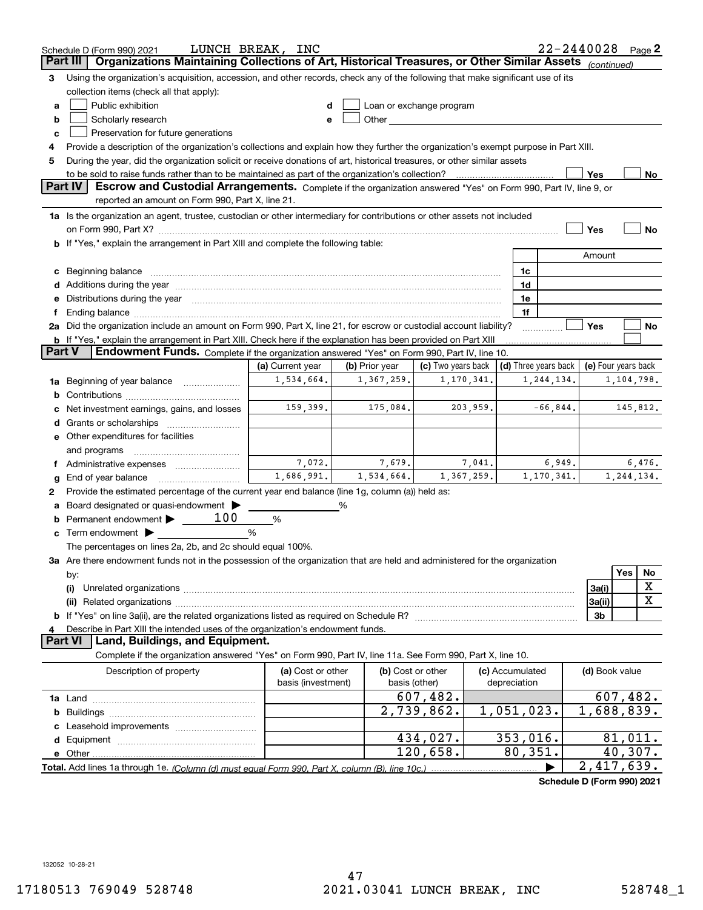Schedule D (Form 990) 2021 LUNCH BREAK, INC 22-2440028 Page 2

## Part III | Organizations Maintaining Collections of Art, Historical Treasures, or Other Similar Assets *(continued)*

**3** Using the organization's acquisition, accession, and other records, check any of the following that make significant use of its collection items (check all that apply):

- **a** ☐ Public exhibition
- **b** ☐ Scholarly research
- **c** ☐ Preservation for future generations
- **d** ☐ Loan or exchange program
- **e** ☐ Other

**4** Provide a description of the organization's collections and explain how they further the organization's exempt purpose in Part XIII.

**5** During the year, did the organization solicit or receive donations of art, historical treasures, or other similar assets to be sold to raise funds rather than to be maintained as part of the organization's collection? ☐ Yes ☐ No

## Part IV | Escrow and Custodial Arrangements. 
Complete if the organization answered "Yes" on Form 990, Part IV, line 9, or reported an amount on Form 990, Part X, line 21.

**1a** Is the organization an agent, trustee, custodian or other intermediary for contributions or other assets not included on Form 990, Part X? ☐ Yes ☐ No

**b** If "Yes," explain the arrangement in Part XIII and complete the following table:

| | | Amount |
|---|---|---|
| **c** Beginning balance | 1c | |
| **d** Additions during the year | 1d | |
| **e** Distributions during the year | 1e | |
| **f** Ending balance | 1f | |

**2a** Did the organization include an amount on Form 990, Part X, line 21, for escrow or custodial account liability? ☐ Yes ☐ No

**b** If "Yes," explain the arrangement in Part XIII. Check here if the explanation has been provided on Part XIII ☐

## Part V | Endowment Funds. 
Complete if the organization answered "Yes" on Form 990, Part IV, line 10.

| | (a) Current year | (b) Prior year | (c) Two years back | (d) Three years back | (e) Four years back |
|---|---|---|---|---|---|
| **1a** Beginning of year balance | 1,534,664. | 1,367,259. | 1,170,341. | 1,244,134. | 1,104,798. |
| **b** Contributions | | | | | |
| **c** Net investment earnings, gains, and losses | 159,399. | 175,084. | 203,959. | -66,844. | 145,812. |
| **d** Grants or scholarships | | | | | |
| **e** Other expenditures for facilities and programs | | | | | |
| **f** Administrative expenses | 7,072. | 7,679. | 7,041. | 6,949. | 6,476. |
| **g** End of year balance | 1,686,991. | 1,534,664. | 1,367,259. | 1,170,341. | 1,244,134. |

**2** Provide the estimated percentage of the current year end balance (line 1g, column (a)) held as:

- **a** Board designated or quasi-endowment ▶ ______ %
- **b** Permanent endowment ▶ 100 %
- **c** Term endowment ▶ ______ %

The percentages on lines 2a, 2b, and 2c should equal 100%.

**3a** Are there endowment funds not in the possession of the organization that are held and administered for the organization by:

| | | Yes | No |
|---|---|---|---|
| **(i)** Unrelated organizations | 3a(i) | | X |
| **(ii)** Related organizations | 3a(ii) | | X |
| **b** If "Yes" on line 3a(ii), are the related organizations listed as required on Schedule R? | 3b | | |

**4** Describe in Part XIII the intended uses of the organization's endowment funds.

## Part VI | Land, Buildings, and Equipment.

Complete if the organization answered "Yes" on Form 990, Part IV, line 11a. See Form 990, Part X, line 10.

| Description of property | (a) Cost or other basis (investment) | (b) Cost or other basis (other) | (c) Accumulated depreciation | (d) Book value |
|---|---|---|---|---|
| **1a** Land | | 607,482. | | 607,482. |
| **b** Buildings | | 2,739,862. | 1,051,023. | 1,688,839. |
| **c** Leasehold improvements | | | | |
| **d** Equipment | | 434,027. | 353,016. | 81,011. |
| **e** Other | | 120,658. | 80,351. | 40,307. |
| **Total.** Add lines 1a through 1e. *(Column (d) must equal Form 990, Part X, column (B), line 10c.)* ▶ | | | | 2,417,639. |

**Schedule D (Form 990) 2021**

132052 10-28-21

17180513 769049 528748 2021.03041 LUNCH BREAK, INC 528748_1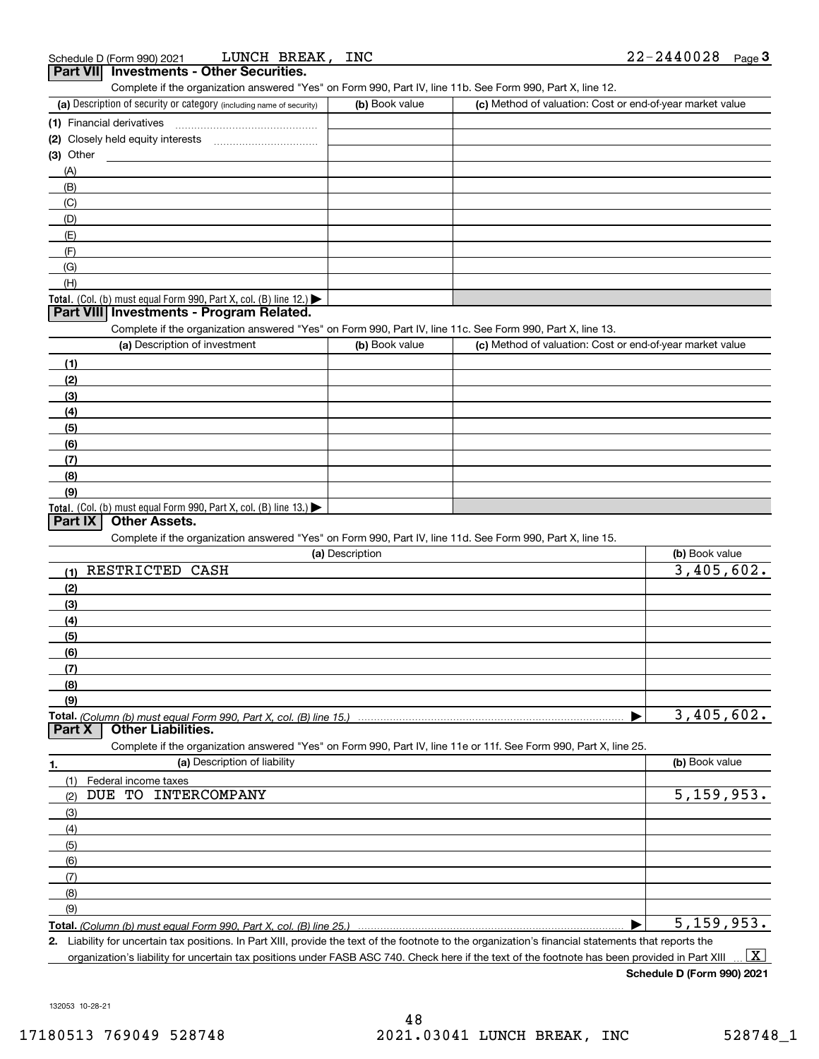Schedule D (Form 990) 2021 LUNCH BREAK, INC 22-2440028

## Part VII Investments - Other Securities.

Complete if the organization answered "Yes" on Form 990, Part IV, line 11b. See Form 990, Part X, line 12.

| (a) Description of security or category (including name of security) | (b) Book value | (c) Method of valuation: Cost or end-of-year market value |
|---|---|---|
| (1) Financial derivatives | | |
| (2) Closely held equity interests | | |
| (3) Other | | |
| (A) | | |
| (B) | | |
| (C) | | |
| (D) | | |
| (E) | | |
| (F) | | |
| (G) | | |
| (H) | | |
| **Total.** (Col. (b) must equal Form 990, Part X, col. (B) line 12.) ▶ | | |

## Part VIII Investments - Program Related.

Complete if the organization answered "Yes" on Form 990, Part IV, line 11c. See Form 990, Part X, line 13.

| (a) Description of investment | (b) Book value | (c) Method of valuation: Cost or end-of-year market value |
|---|---|---|
| (1) | | |
| (2) | | |
| (3) | | |
| (4) | | |
| (5) | | |
| (6) | | |
| (7) | | |
| (8) | | |
| (9) | | |
| **Total.** (Col. (b) must equal Form 990, Part X, col. (B) line 13.) ▶ | | |

## Part IX Other Assets.

Complete if the organization answered "Yes" on Form 990, Part IV, line 11d. See Form 990, Part X, line 15.

| (a) Description | (b) Book value |
|---|---|
| (1) RESTRICTED CASH | 3,405,602. |
| (2) | |
| (3) | |
| (4) | |
| (5) | |
| (6) | |
| (7) | |
| (8) | |
| (9) | |
| **Total.** *(Column (b) must equal Form 990, Part X, col. (B) line 15.)* ▶ | 3,405,602. |

## Part X Other Liabilities.

Complete if the organization answered "Yes" on Form 990, Part IV, line 11e or 11f. See Form 990, Part X, line 25.

| 1. (a) Description of liability | (b) Book value |
|---|---|
| (1) Federal income taxes | |
| (2) DUE TO INTERCOMPANY | 5,159,953. |
| (3) | |
| (4) | |
| (5) | |
| (6) | |
| (7) | |
| (8) | |
| (9) | |
| **Total.** *(Column (b) must equal Form 990, Part X, col. (B) line 25.)* ▶ | 5,159,953. |

2. Liability for uncertain tax positions. In Part XIII, provide the text of the footnote to the organization's financial statements that reports the organization's liability for uncertain tax positions under FASB ASC 740. Check here if the text of the footnote has been provided in Part XIII ... [X]

**Schedule D (Form 990) 2021**

132053 10-28-21

17180513 769049 528748 2021.03041 LUNCH BREAK, INC 528748_1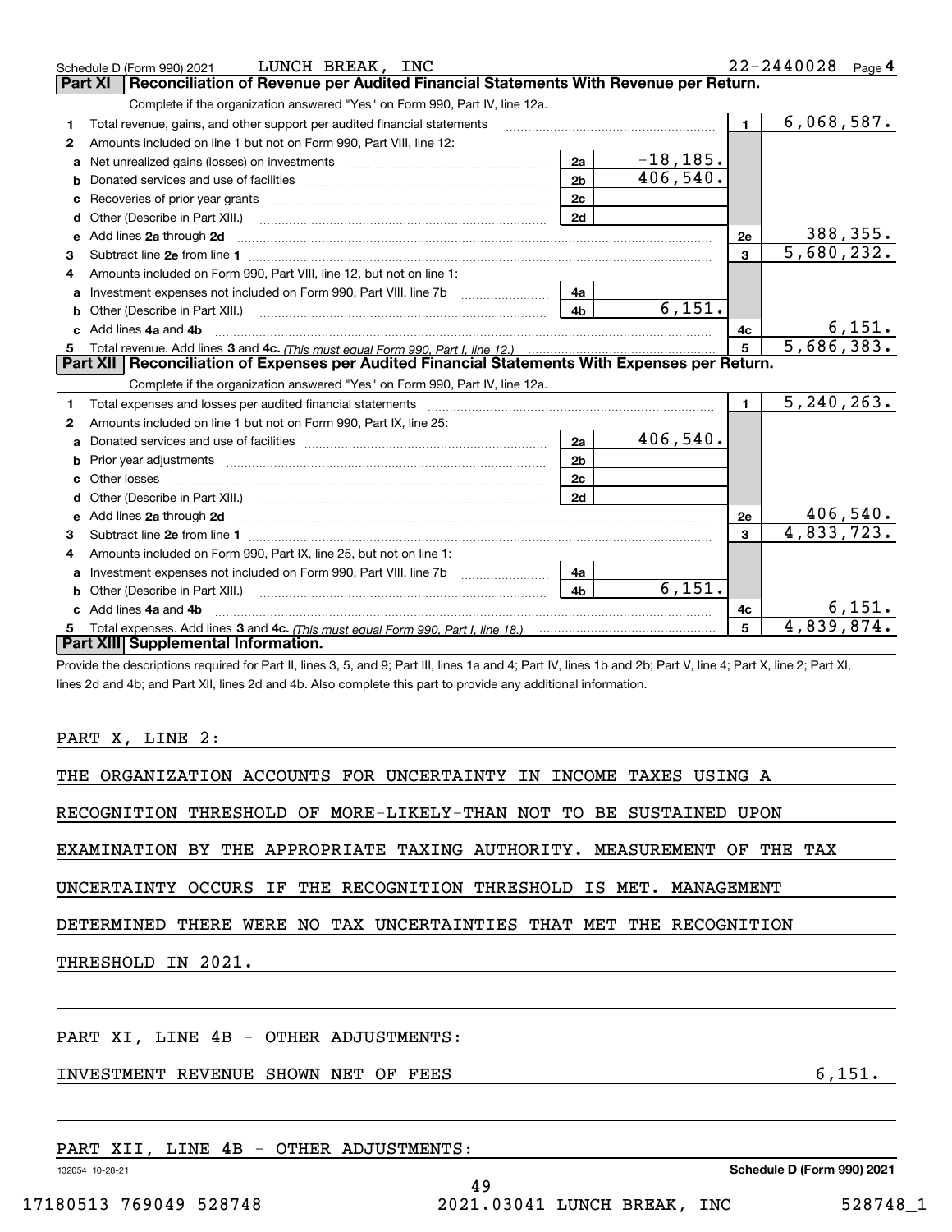Schedule D (Form 990) 2021 LUNCH BREAK, INC 22-2440028

## Part XI | Reconciliation of Revenue per Audited Financial Statements With Revenue per Return.

Complete if the organization answered "Yes" on Form 990, Part IV, line 12a.

| | | | | | |
|---|---|---|---|---|---|
| 1 | Total revenue, gains, and other support per audited financial statements | | | 1 | 6,068,587. |
| 2 | Amounts included on line 1 but not on Form 990, Part VIII, line 12: | | | | |
| a | Net unrealized gains (losses) on investments | 2a | -18,185. | | |
| b | Donated services and use of facilities | 2b | 406,540. | | |
| c | Recoveries of prior year grants | 2c | | | |
| d | Other (Describe in Part XIII.) | 2d | | | |
| e | Add lines 2a through 2d | | | 2e | 388,355. |
| 3 | Subtract line 2e from line 1 | | | 3 | 5,680,232. |
| 4 | Amounts included on Form 990, Part VIII, line 12, but not on line 1: | | | | |
| a | Investment expenses not included on Form 990, Part VIII, line 7b | 4a | | | |
| b | Other (Describe in Part XIII.) | 4b | 6,151. | | |
| c | Add lines 4a and 4b | | | 4c | 6,151. |
| 5 | Total revenue. Add lines 3 and 4c. *(This must equal Form 990, Part I, line 12.)* | | | 5 | 5,686,383. |

## Part XII | Reconciliation of Expenses per Audited Financial Statements With Expenses per Return.

Complete if the organization answered "Yes" on Form 990, Part IV, line 12a.

| | | | | | |
|---|---|---|---|---|---|
| 1 | Total expenses and losses per audited financial statements | | | 1 | 5,240,263. |
| 2 | Amounts included on line 1 but not on Form 990, Part IX, line 25: | | | | |
| a | Donated services and use of facilities | 2a | 406,540. | | |
| b | Prior year adjustments | 2b | | | |
| c | Other losses | 2c | | | |
| d | Other (Describe in Part XIII.) | 2d | | | |
| e | Add lines 2a through 2d | | | 2e | 406,540. |
| 3 | Subtract line 2e from line 1 | | | 3 | 4,833,723. |
| 4 | Amounts included on Form 990, Part IX, line 25, but not on line 1: | | | | |
| a | Investment expenses not included on Form 990, Part VIII, line 7b | 4a | | | |
| b | Other (Describe in Part XIII.) | 4b | 6,151. | | |
| c | Add lines 4a and 4b | | | 4c | 6,151. |
| 5 | Total expenses. Add lines 3 and 4c. *(This must equal Form 990, Part I, line 18.)* | | | 5 | 4,839,874. |

## Part XIII | Supplemental Information.

Provide the descriptions required for Part II, lines 3, 5, and 9; Part III, lines 1a and 4; Part IV, lines 1b and 2b; Part V, line 4; Part X, line 2; Part XI, lines 2d and 4b; and Part XII, lines 2d and 4b. Also complete this part to provide any additional information.

PART X, LINE 2:

THE ORGANIZATION ACCOUNTS FOR UNCERTAINTY IN INCOME TAXES USING A RECOGNITION THRESHOLD OF MORE-LIKELY-THAN NOT TO BE SUSTAINED UPON EXAMINATION BY THE APPROPRIATE TAXING AUTHORITY. MEASUREMENT OF THE TAX UNCERTAINTY OCCURS IF THE RECOGNITION THRESHOLD IS MET. MANAGEMENT DETERMINED THERE WERE NO TAX UNCERTAINTIES THAT MET THE RECOGNITION THRESHOLD IN 2021.

PART XI, LINE 4B - OTHER ADJUSTMENTS:

INVESTMENT REVENUE SHOWN NET OF FEES 6,151.

PART XII, LINE 4B - OTHER ADJUSTMENTS: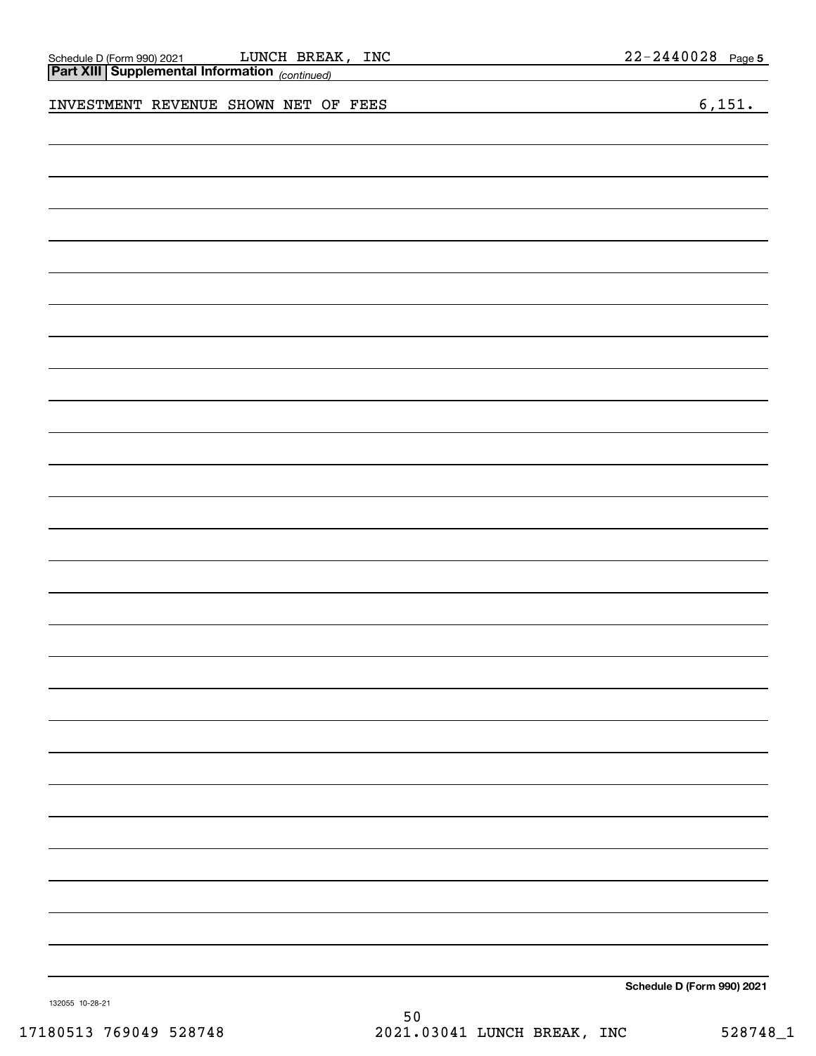Schedule D (Form 990) 2021 LUNCH BREAK, INC 22-2440028 Page 5

**Part XIII Supplemental Information** *(continued)*

INVESTMENT REVENUE SHOWN NET OF FEES 6,151.

**Schedule D (Form 990) 2021**

132055 10-28-21

17180513 769049 528748 2021.03041 LUNCH BREAK, INC 528748_1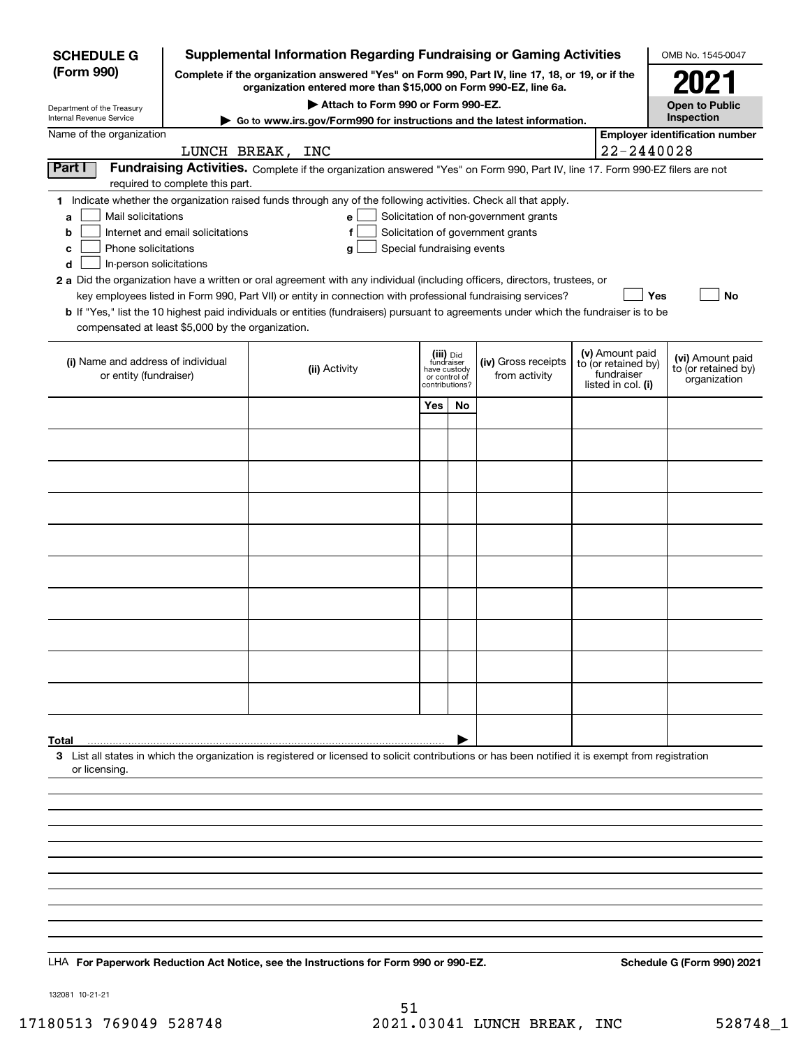**SCHEDULE G (Form 990)**

Department of the Treasury
Internal Revenue Service

# Supplemental Information Regarding Fundraising or Gaming Activities

**Complete if the organization answered "Yes" on Form 990, Part IV, line 17, 18, or 19, or if the organization entered more than $15,000 on Form 990-EZ, line 6a.**

**▶ Attach to Form 990 or Form 990-EZ.**

**▶ Go to www.irs.gov/Form990 for instructions and the latest information.**

OMB No. 1545-0047

**2021**

**Open to Public Inspection**

Name of the organization: LUNCH BREAK, INC

**Employer identification number:** 22-2440028

**Part I** **Fundraising Activities.** Complete if the organization answered "Yes" on Form 990, Part IV, line 17. Form 990-EZ filers are not required to complete this part.

**1** Indicate whether the organization raised funds through any of the following activities. Check all that apply.

- **a** ☐ Mail solicitations
- **b** ☐ Internet and email solicitations
- **c** ☐ Phone solicitations
- **d** ☐ In-person solicitations
- **e** ☐ Solicitation of non-government grants
- **f** ☐ Solicitation of government grants
- **g** ☐ Special fundraising events

**2 a** Did the organization have a written or oral agreement with any individual (including officers, directors, trustees, or key employees listed in Form 990, Part VII) or entity in connection with professional fundraising services? ☐ **Yes** ☐ **No**

**b** If "Yes," list the 10 highest paid individuals or entities (fundraisers) pursuant to agreements under which the fundraiser is to be compensated at least $5,000 by the organization.

| (i) Name and address of individual or entity (fundraiser) | (ii) Activity | (iii) Did fundraiser have custody or control of contributions? | | (iv) Gross receipts from activity | (v) Amount paid to (or retained by) fundraiser listed in col. (i) | (vi) Amount paid to (or retained by) organization |
|---|---|---|---|---|---|---|
| | | Yes | No | | | |
| | | | | | | |
| | | | | | | |
| | | | | | | |
| | | | | | | |
| | | | | | | |
| | | | | | | |
| | | | | | | |
| | | | | | | |
| | | | | | | |
| | | | | | | |
| **Total** ▶ | | | | | | |

**3** List all states in which the organization is registered or licensed to solicit contributions or has been notified it is exempt from registration or licensing.

LHA **For Paperwork Reduction Act Notice, see the Instructions for Form 990 or 990-EZ.** **Schedule G (Form 990) 2021**

132081 10-21-21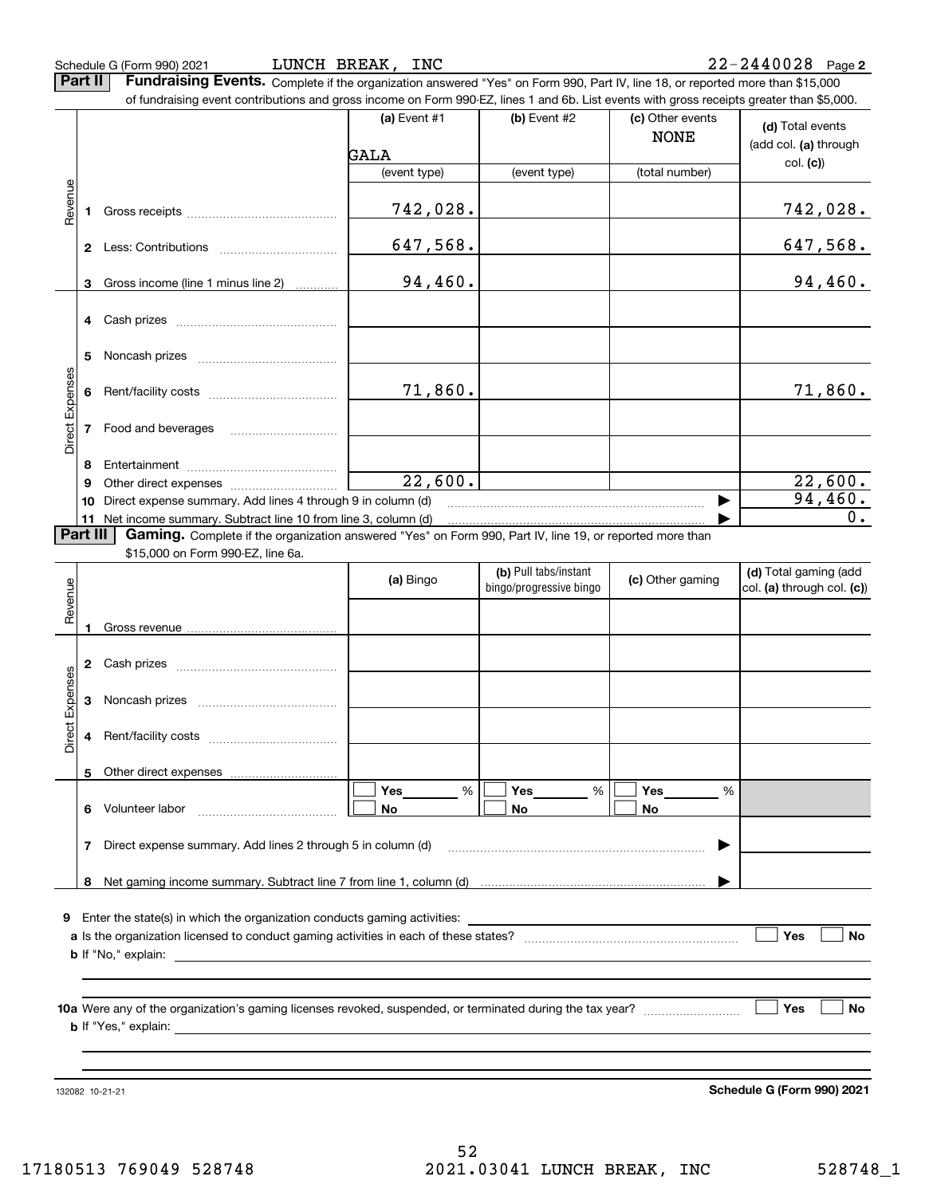Schedule G (Form 990) 2021 LUNCH BREAK, INC 22-2440028 Page 2

**Part II** **Fundraising Events.** Complete if the organization answered "Yes" on Form 990, Part IV, line 18, or reported more than $15,000 of fundraising event contributions and gross income on Form 990-EZ, lines 1 and 6b. List events with gross receipts greater than $5,000.

| | | (a) Event #1 | (b) Event #2 | (c) Other events | (d) Total events (add col. (a) through col. (c)) |
|---|---|---|---|---|---|
| | | GALA | | NONE | |
| | | (event type) | (event type) | (total number) | |
| Revenue | 1 Gross receipts | 742,028. | | | 742,028. |
| | 2 Less: Contributions | 647,568. | | | 647,568. |
| | 3 Gross income (line 1 minus line 2) | 94,460. | | | 94,460. |
| Direct Expenses | 4 Cash prizes | | | | |
| | 5 Noncash prizes | | | | |
| | 6 Rent/facility costs | 71,860. | | | 71,860. |
| | 7 Food and beverages | | | | |
| | 8 Entertainment | | | | |
| | 9 Other direct expenses | 22,600. | | | 22,600. |
| | 10 Direct expense summary. Add lines 4 through 9 in column (d) | | | ▶ | 94,460. |
| | 11 Net income summary. Subtract line 10 from line 3, column (d) | | | ▶ | 0. |

**Part III** **Gaming.** Complete if the organization answered "Yes" on Form 990, Part IV, line 19, or reported more than $15,000 on Form 990-EZ, line 6a.

| | | (a) Bingo | (b) Pull tabs/instant bingo/progressive bingo | (c) Other gaming | (d) Total gaming (add col. (a) through col. (c)) |
|---|---|---|---|---|---|
| Revenue | 1 Gross revenue | | | | |
| Direct Expenses | 2 Cash prizes | | | | |
| | 3 Noncash prizes | | | | |
| | 4 Rent/facility costs | | | | |
| | 5 Other direct expenses | | | | |
| | 6 Volunteer labor | ☐ Yes ___ % ☐ No | ☐ Yes ___ % ☐ No | ☐ Yes ___ % ☐ No | |
| | 7 Direct expense summary. Add lines 2 through 5 in column (d) | | | ▶ | |
| | 8 Net gaming income summary. Subtract line 7 from line 1, column (d) | | | ▶ | |

9 Enter the state(s) in which the organization conducts gaming activities: ______________________

a Is the organization licensed to conduct gaming activities in each of these states? ☐ Yes ☐ No

b If "No," explain: ______________________

10a Were any of the organization's gaming licenses revoked, suspended, or terminated during the tax year? ☐ Yes ☐ No

b If "Yes," explain: ______________________

132082 10-21-21 **Schedule G (Form 990) 2021**

17180513 769049 528748 2021.03041 LUNCH BREAK, INC 528748_1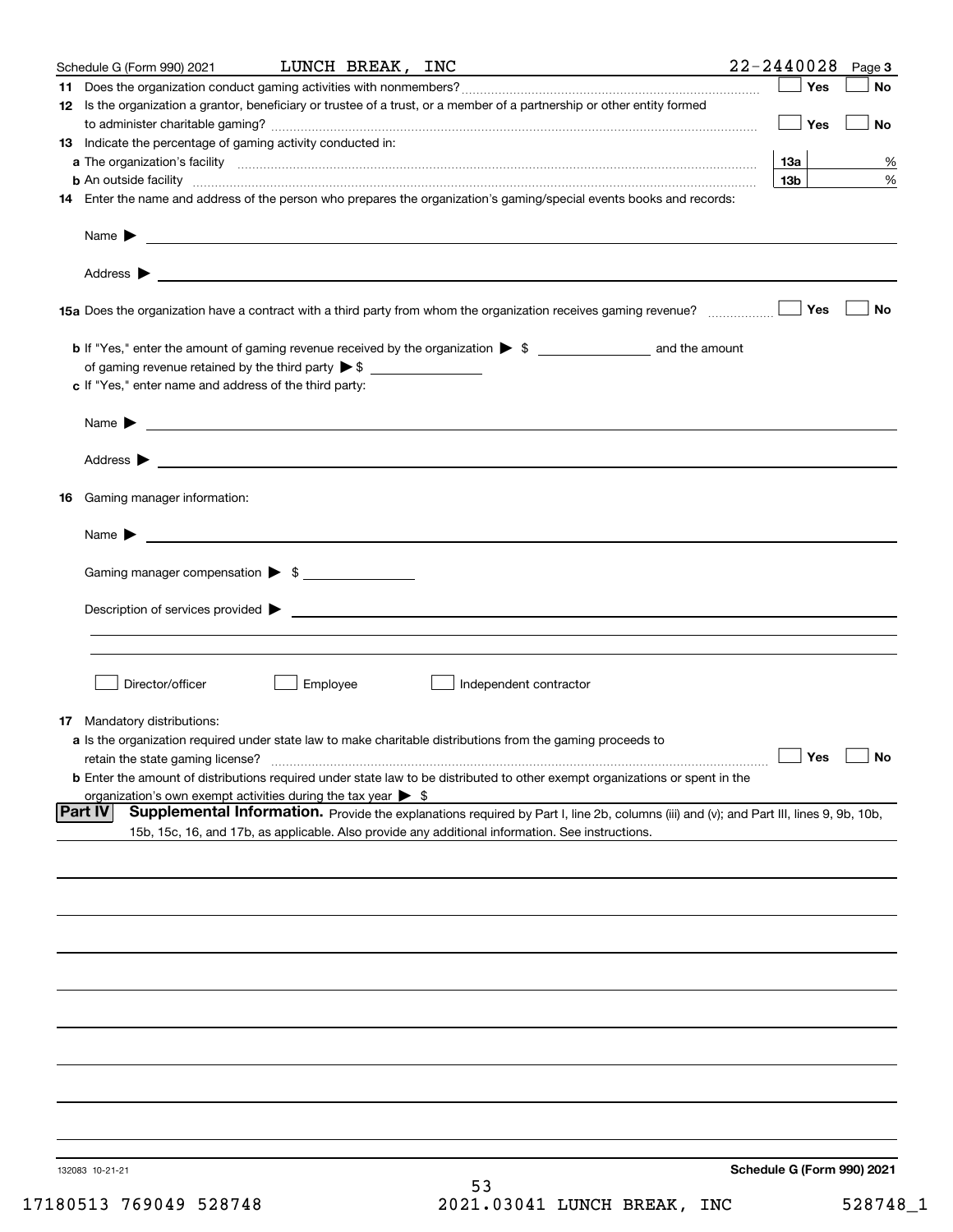Schedule G (Form 990) 2021 LUNCH BREAK, INC 22-2440028 Page 3

**11** Does the organization conduct gaming activities with nonmembers? ☐ Yes ☐ No

**12** Is the organization a grantor, beneficiary or trustee of a trust, or a member of a partnership or other entity formed to administer charitable gaming? ☐ Yes ☐ No

**13** Indicate the percentage of gaming activity conducted in:

**a** The organization's facility **13a** %

**b** An outside facility **13b** %

**14** Enter the name and address of the person who prepares the organization's gaming/special events books and records:

Name ▶

Address ▶

**15a** Does the organization have a contract with a third party from whom the organization receives gaming revenue? ☐ Yes ☐ No

**b** If "Yes," enter the amount of gaming revenue received by the organization ▶ $ ______ and the amount of gaming revenue retained by the third party ▶ $ ______

**c** If "Yes," enter name and address of the third party:

Name ▶

Address ▶

**16** Gaming manager information:

Name ▶

Gaming manager compensation ▶ $

Description of services provided ▶

☐ Director/officer ☐ Employee ☐ Independent contractor

**17** Mandatory distributions:

**a** Is the organization required under state law to make charitable distributions from the gaming proceeds to retain the state gaming license? ☐ Yes ☐ No

**b** Enter the amount of distributions required under state law to be distributed to other exempt organizations or spent in the organization's own exempt activities during the tax year ▶ $

**Part IV** **Supplemental Information.** Provide the explanations required by Part I, line 2b, columns (iii) and (v); and Part III, lines 9, 9b, 10b, 15b, 15c, 16, and 17b, as applicable. Also provide any additional information. See instructions.

132083 10-21-21

**Schedule G (Form 990) 2021**

17180513 769049 528748 2021.03041 LUNCH BREAK, INC 528748_1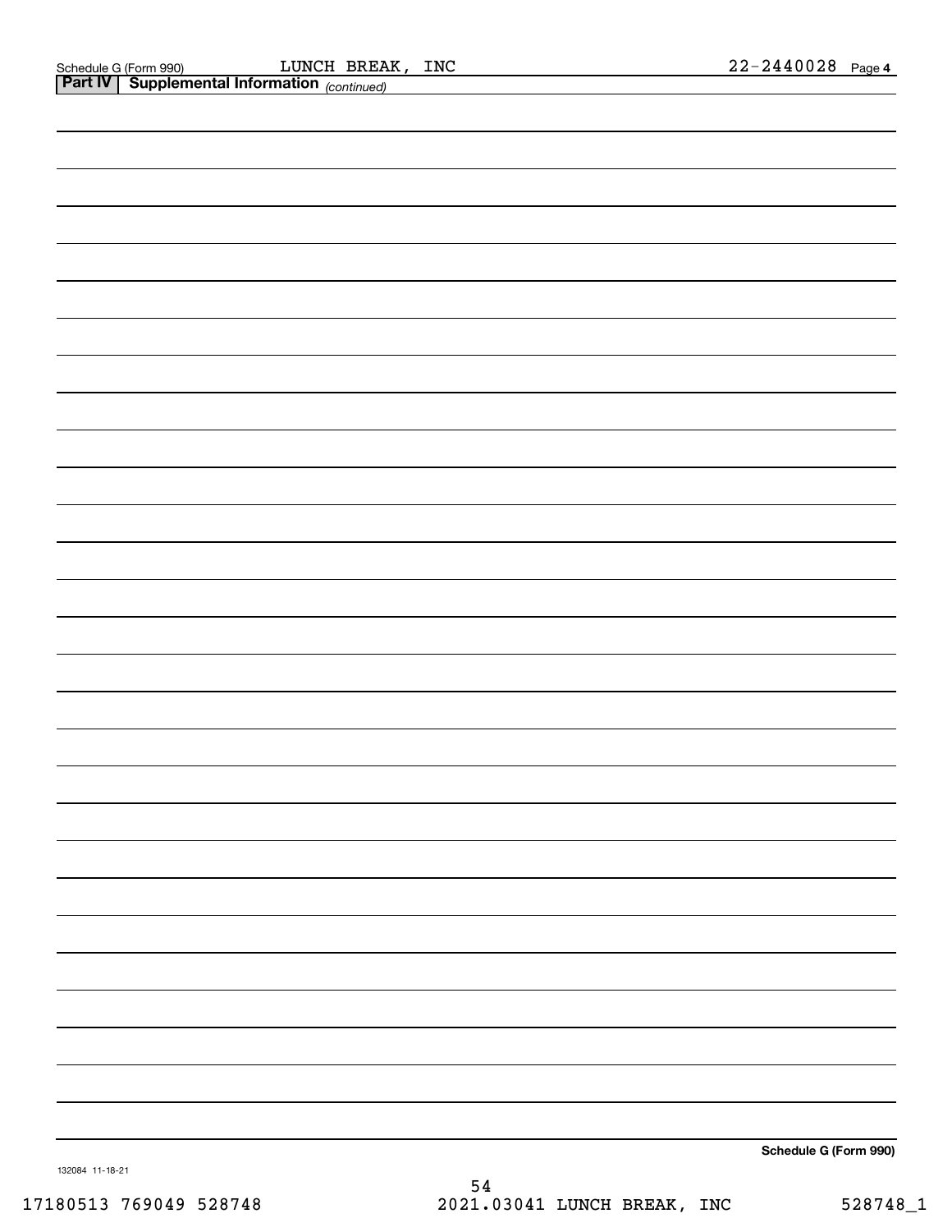Schedule G (Form 990) LUNCH BREAK, INC 22-2440028 Page **4**

**Part IV | Supplemental Information** *(continued)*

**Schedule G (Form 990)**

132084 11-18-21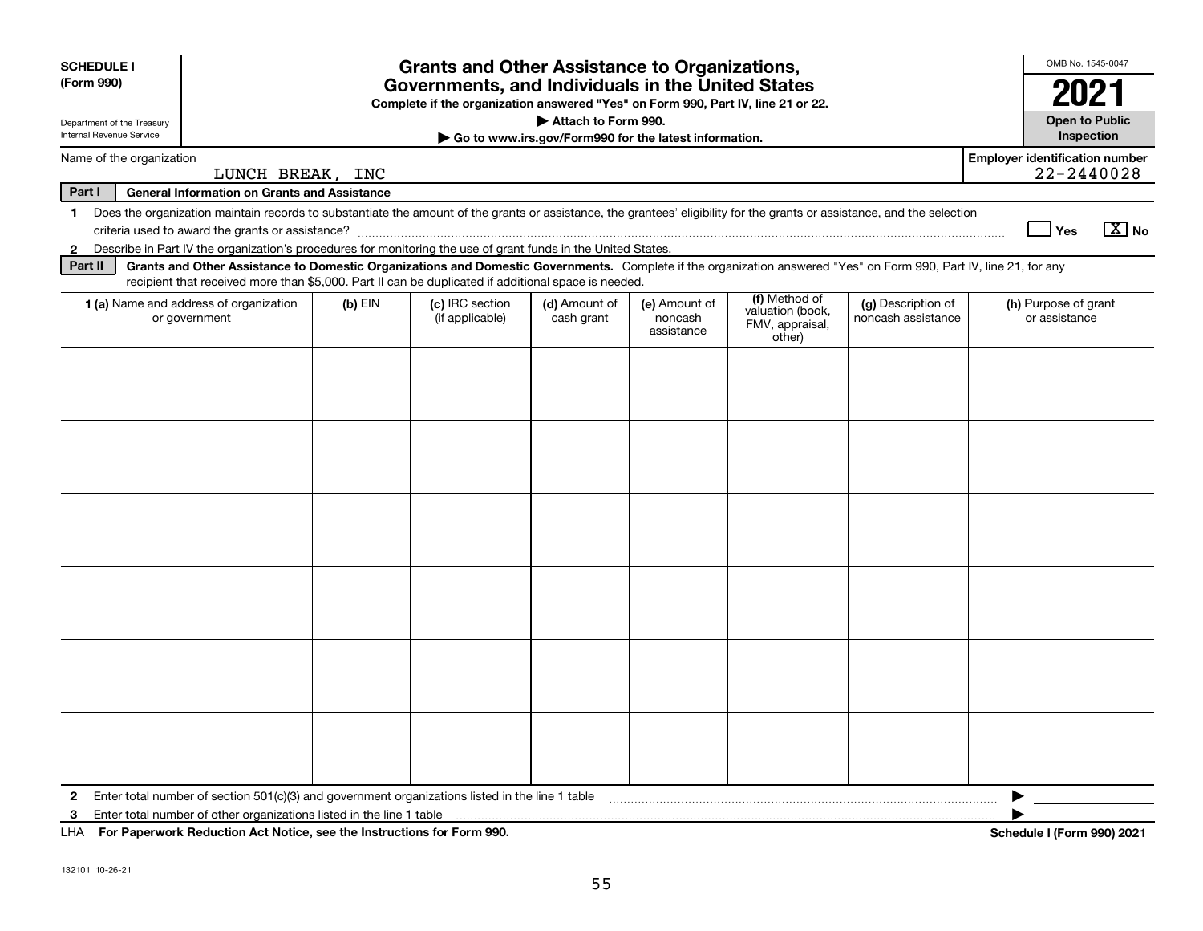**SCHEDULE I**
**(Form 990)**

Department of the Treasury
Internal Revenue Service

# Grants and Other Assistance to Organizations, Governments, and Individuals in the United States

**Complete if the organization answered "Yes" on Form 990, Part IV, line 21 or 22.**
**▶ Attach to Form 990.**
**▶ Go to www.irs.gov/Form990 for the latest information.**

OMB No. 1545-0047
**2021**
**Open to Public Inspection**

Name of the organization: LUNCH BREAK, INC

**Employer identification number** 22-2440028

**Part I** **General Information on Grants and Assistance**

1 Does the organization maintain records to substantiate the amount of the grants or assistance, the grantees' eligibility for the grants or assistance, and the selection criteria used to award the grants or assistance? ☐ Yes ☒ No

2 Describe in Part IV the organization's procedures for monitoring the use of grant funds in the United States.

**Part II** **Grants and Other Assistance to Domestic Organizations and Domestic Governments.** Complete if the organization answered "Yes" on Form 990, Part IV, line 21, for any recipient that received more than $5,000. Part II can be duplicated if additional space is needed.

| 1 (a) Name and address of organization or government | (b) EIN | (c) IRC section (if applicable) | (d) Amount of cash grant | (e) Amount of noncash assistance | (f) Method of valuation (book, FMV, appraisal, other) | (g) Description of noncash assistance | (h) Purpose of grant or assistance |
|---|---|---|---|---|---|---|---|
| | | | | | | | |
| | | | | | | | |
| | | | | | | | |
| | | | | | | | |
| | | | | | | | |
| | | | | | | | |

2 Enter total number of section 501(c)(3) and government organizations listed in the line 1 table ▶

3 Enter total number of other organizations listed in the line 1 table ▶

LHA **For Paperwork Reduction Act Notice, see the Instructions for Form 990.** **Schedule I (Form 990) 2021**

132101 10-26-21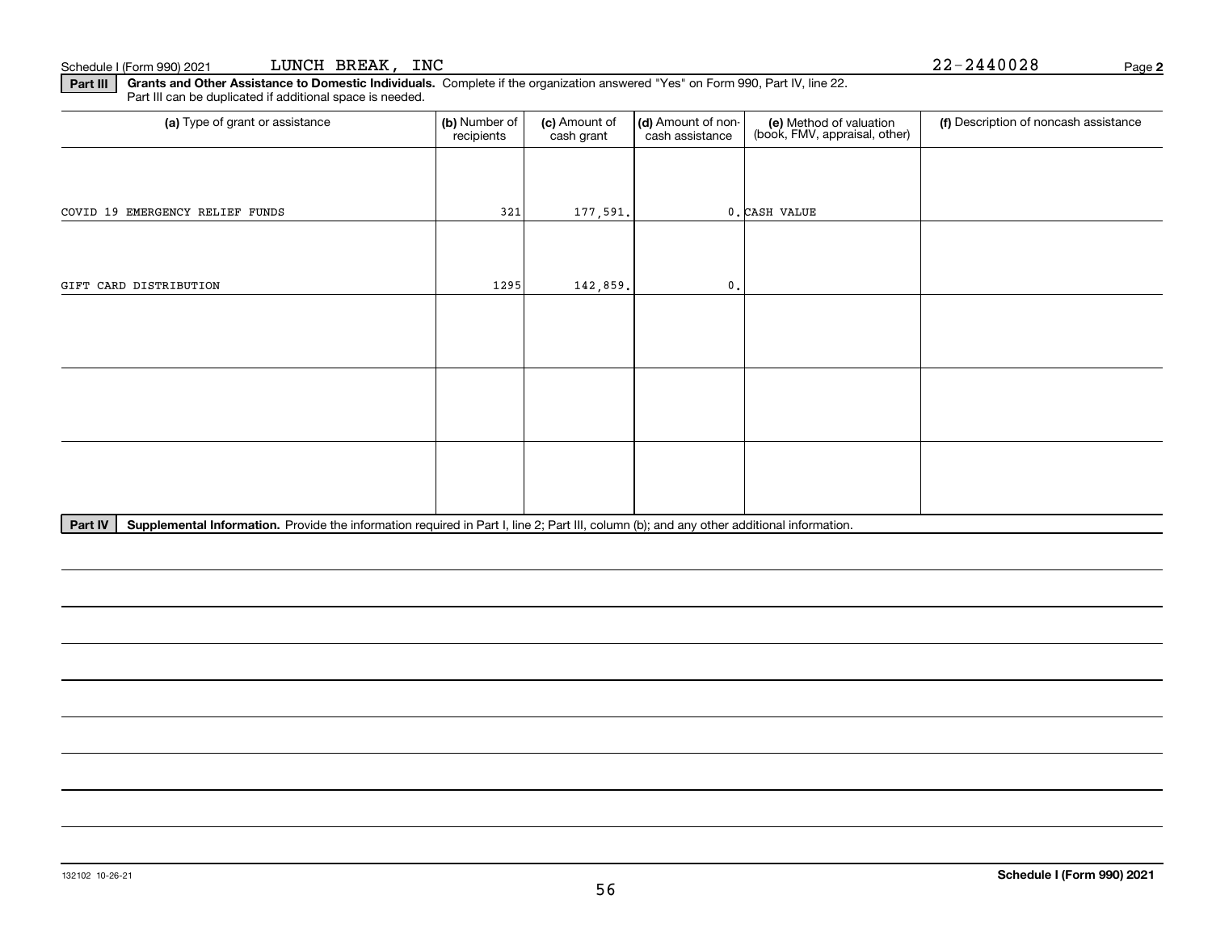Schedule I (Form 990) 2021 LUNCH BREAK, INC 22-2440028 Page **2**

**Part III** **Grants and Other Assistance to Domestic Individuals.** Complete if the organization answered "Yes" on Form 990, Part IV, line 22. Part III can be duplicated if additional space is needed.

| (a) Type of grant or assistance | (b) Number of recipients | (c) Amount of cash grant | (d) Amount of non-cash assistance | (e) Method of valuation (book, FMV, appraisal, other) | (f) Description of noncash assistance |
|---|---|---|---|---|---|
| COVID 19 EMERGENCY RELIEF FUNDS | 321 | 177,591. | 0. | CASH VALUE | |
| GIFT CARD DISTRIBUTION | 1295 | 142,859. | 0. | | |
| | | | | | |
| | | | | | |
| | | | | | |

**Part IV** **Supplemental Information.** Provide the information required in Part I, line 2; Part III, column (b); and any other additional information.

132102 10-26-21 **Schedule I (Form 990) 2021**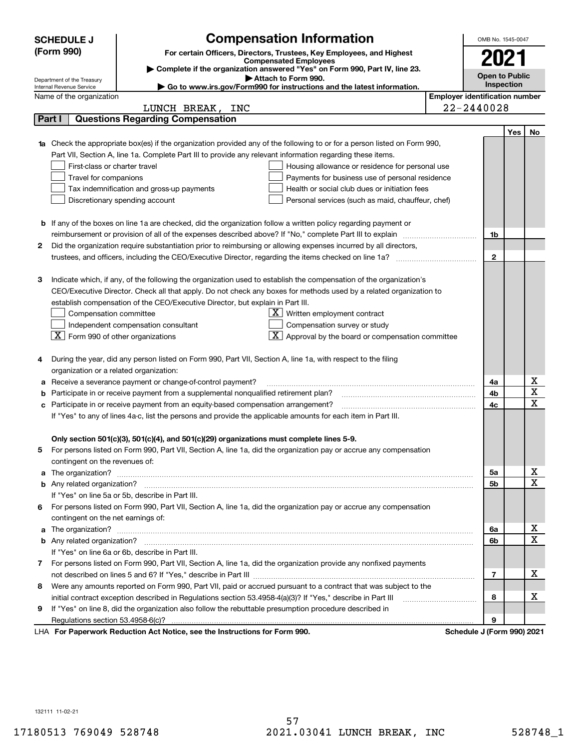# SCHEDULE J (Form 990)

## Compensation Information

**For certain Officers, Directors, Trustees, Key Employees, and Highest Compensated Employees**

▶ Complete if the organization answered "Yes" on Form 990, Part IV, line 23.
▶ Attach to Form 990.
▶ Go to www.irs.gov/Form990 for instructions and the latest information.

Department of the Treasury
Internal Revenue Service

OMB No. 1545-0047

**2021**

**Open to Public Inspection**

Name of the organization: LUNCH BREAK, INC

Employer identification number: 22-2440028

### Part I Questions Regarding Compensation

| | | | Yes | No |
|---|---|---|---|---|
| **1a** | Check the appropriate box(es) if the organization provided any of the following to or for a person listed on Form 990, Part VII, Section A, line 1a. Complete Part III to provide any relevant information regarding these items.<br>☐ First-class or charter travel ☐ Housing allowance or residence for personal use<br>☐ Travel for companions ☐ Payments for business use of personal residence<br>☐ Tax indemnification and gross-up payments ☐ Health or social club dues or initiation fees<br>☐ Discretionary spending account ☐ Personal services (such as maid, chauffeur, chef) | | | |
| **b** | If any of the boxes on line 1a are checked, did the organization follow a written policy regarding payment or reimbursement or provision of all of the expenses described above? If "No," complete Part III to explain | 1b | | |
| **2** | Did the organization require substantiation prior to reimbursing or allowing expenses incurred by all directors, trustees, and officers, including the CEO/Executive Director, regarding the items checked on line 1a? | 2 | | |
| **3** | Indicate which, if any, of the following the organization used to establish the compensation of the organization's CEO/Executive Director. Check all that apply. Do not check any boxes for methods used by a related organization to establish compensation of the CEO/Executive Director, but explain in Part III.<br>☐ Compensation committee ☒ Written employment contract<br>☐ Independent compensation consultant ☐ Compensation survey or study<br>☒ Form 990 of other organizations ☒ Approval by the board or compensation committee | | | |
| **4** | During the year, did any person listed on Form 990, Part VII, Section A, line 1a, with respect to the filing organization or a related organization: | | | |
| **a** | Receive a severance payment or change-of-control payment? | 4a | | X |
| **b** | Participate in or receive payment from a supplemental nonqualified retirement plan? | 4b | | X |
| **c** | Participate in or receive payment from an equity-based compensation arrangement? | 4c | | X |
| | If "Yes" to any of lines 4a-c, list the persons and provide the applicable amounts for each item in Part III. | | | |
| | **Only section 501(c)(3), 501(c)(4), and 501(c)(29) organizations must complete lines 5-9.** | | | |
| **5** | For persons listed on Form 990, Part VII, Section A, line 1a, did the organization pay or accrue any compensation contingent on the revenues of: | | | |
| **a** | The organization? | 5a | | X |
| **b** | Any related organization? | 5b | | X |
| | If "Yes" on line 5a or 5b, describe in Part III. | | | |
| **6** | For persons listed on Form 990, Part VII, Section A, line 1a, did the organization pay or accrue any compensation contingent on the net earnings of: | | | |
| **a** | The organization? | 6a | | X |
| **b** | Any related organization? | 6b | | X |
| | If "Yes" on line 6a or 6b, describe in Part III. | | | |
| **7** | For persons listed on Form 990, Part VII, Section A, line 1a, did the organization provide any nonfixed payments not described on lines 5 and 6? If "Yes," describe in Part III | 7 | | X |
| **8** | Were any amounts reported on Form 990, Part VII, paid or accrued pursuant to a contract that was subject to the initial contract exception described in Regulations section 53.4958-4(a)(3)? If "Yes," describe in Part III | 8 | | X |
| **9** | If "Yes" on line 8, did the organization also follow the rebuttable presumption procedure described in Regulations section 53.4958-6(c)? | 9 | | |

LHA **For Paperwork Reduction Act Notice, see the Instructions for Form 990.** **Schedule J (Form 990) 2021**

132111 11-02-21

17180513 769049 528748 2021.03041 LUNCH BREAK, INC 528748_1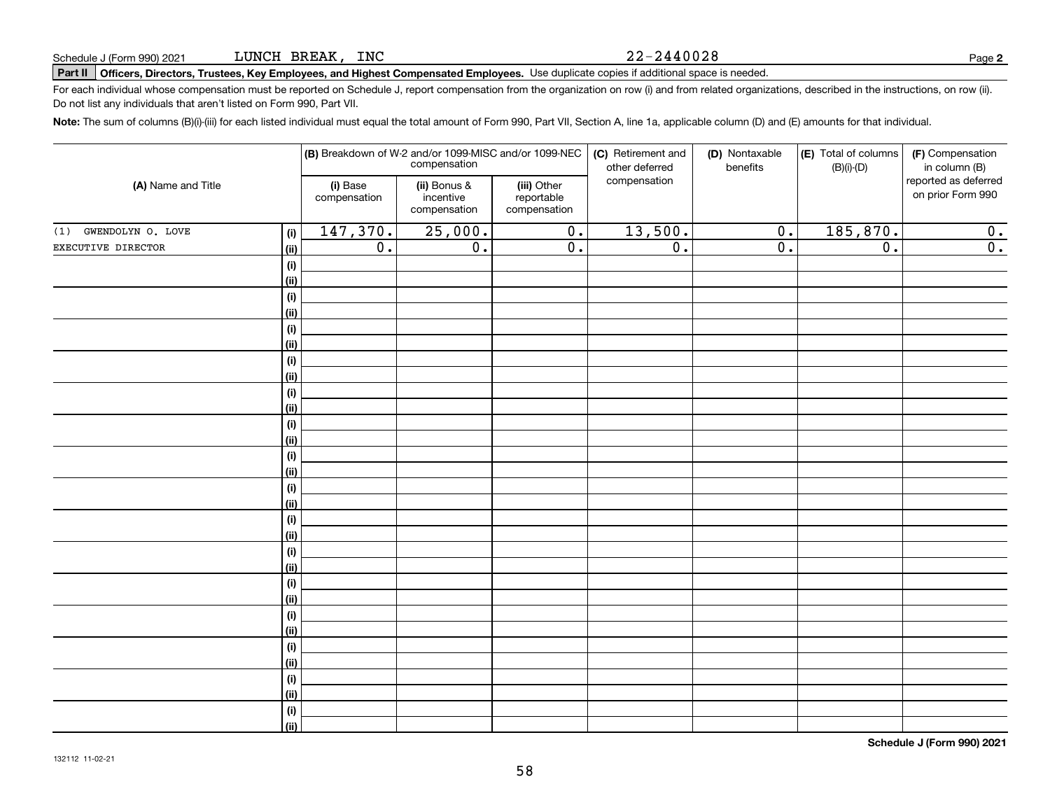Schedule J (Form 990) 2021 LUNCH BREAK, INC 22-2440028

**Part II** **Officers, Directors, Trustees, Key Employees, and Highest Compensated Employees.** Use duplicate copies if additional space is needed.

For each individual whose compensation must be reported on Schedule J, report compensation from the organization on row (i) and from related organizations, described in the instructions, on row (ii). Do not list any individuals that aren't listed on Form 990, Part VII.

**Note:** The sum of columns (B)(i)-(iii) for each listed individual must equal the total amount of Form 990, Part VII, Section A, line 1a, applicable column (D) and (E) amounts for that individual.

| (A) Name and Title | | (B) Breakdown of W-2 and/or 1099-MISC and/or 1099-NEC compensation | | | (C) Retirement and other deferred compensation | (D) Nontaxable benefits | (E) Total of columns (B)(i)-(D) | (F) Compensation in column (B) reported as deferred on prior Form 990 |
|---|---|---|---|---|---|---|---|---|
| | | (i) Base compensation | (ii) Bonus & incentive compensation | (iii) Other reportable compensation | | | | |
| (1) GWENDOLYN O. LOVE | (i) | 147,370. | 25,000. | 0. | 13,500. | 0. | 185,870. | 0. |
| EXECUTIVE DIRECTOR | (ii) | 0. | 0. | 0. | 0. | 0. | 0. | 0. |
| | (i) | | | | | | | |
| | (ii) | | | | | | | |
| | (i) | | | | | | | |
| | (ii) | | | | | | | |
| | (i) | | | | | | | |
| | (ii) | | | | | | | |
| | (i) | | | | | | | |
| | (ii) | | | | | | | |
| | (i) | | | | | | | |
| | (ii) | | | | | | | |
| | (i) | | | | | | | |
| | (ii) | | | | | | | |
| | (i) | | | | | | | |
| | (ii) | | | | | | | |
| | (i) | | | | | | | |
| | (ii) | | | | | | | |
| | (i) | | | | | | | |
| | (ii) | | | | | | | |
| | (i) | | | | | | | |
| | (ii) | | | | | | | |
| | (i) | | | | | | | |
| | (ii) | | | | | | | |
| | (i) | | | | | | | |
| | (ii) | | | | | | | |
| | (i) | | | | | | | |
| | (ii) | | | | | | | |
| | (i) | | | | | | | |
| | (ii) | | | | | | | |
| | (i) | | | | | | | |
| | (ii) | | | | | | | |

**Schedule J (Form 990) 2021**

132112 11-02-21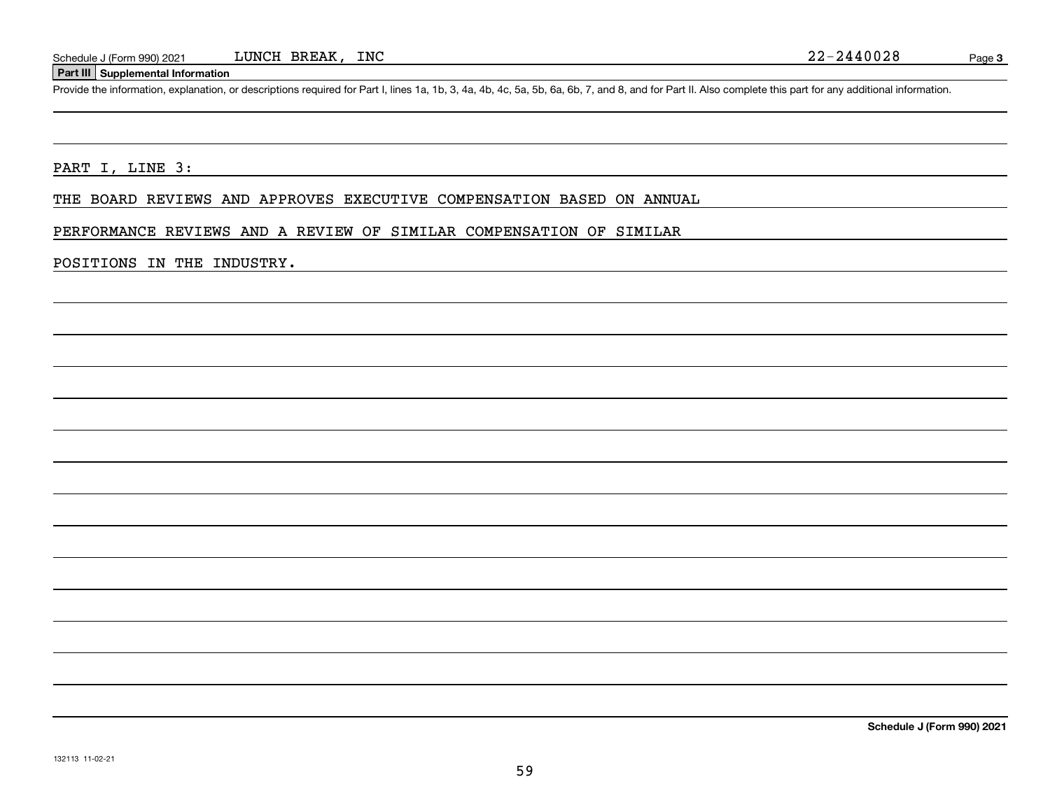Schedule J (Form 990) 2021 LUNCH BREAK, INC 22-2440028 Page **3**

## Part III Supplemental Information

Provide the information, explanation, or descriptions required for Part I, lines 1a, 1b, 3, 4a, 4b, 4c, 5a, 5b, 6a, 6b, 7, and 8, and for Part II. Also complete this part for any additional information.

PART I, LINE 3:

THE BOARD REVIEWS AND APPROVES EXECUTIVE COMPENSATION BASED ON ANNUAL

PERFORMANCE REVIEWS AND A REVIEW OF SIMILAR COMPENSATION OF SIMILAR

POSITIONS IN THE INDUSTRY.

**Schedule J (Form 990) 2021**

132113 11-02-21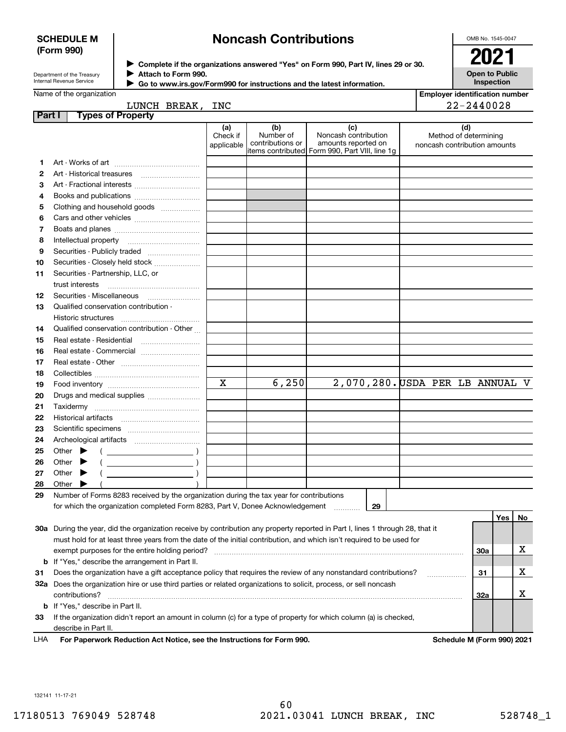**SCHEDULE M (Form 990)**

Department of the Treasury
Internal Revenue Service

# Noncash Contributions

▶ Complete if the organizations answered "Yes" on Form 990, Part IV, lines 29 or 30.
▶ Attach to Form 990.
▶ Go to www.irs.gov/Form990 for instructions and the latest information.

OMB No. 1545-0047

**2021**

**Open to Public Inspection**

Name of the organization: LUNCH BREAK, INC

Employer identification number: 22-2440028

**Part I — Types of Property**

| | | (a) Check if applicable | (b) Number of contributions or items contributed | (c) Noncash contribution amounts reported on Form 990, Part VIII, line 1g | (d) Method of determining noncash contribution amounts |
|---|---|---|---|---|---|
| 1 | Art - Works of art | | | | |
| 2 | Art - Historical treasures | | | | |
| 3 | Art - Fractional interests | | | | |
| 4 | Books and publications | | | | |
| 5 | Clothing and household goods | | | | |
| 6 | Cars and other vehicles | | | | |
| 7 | Boats and planes | | | | |
| 8 | Intellectual property | | | | |
| 9 | Securities - Publicly traded | | | | |
| 10 | Securities - Closely held stock | | | | |
| 11 | Securities - Partnership, LLC, or trust interests | | | | |
| 12 | Securities - Miscellaneous | | | | |
| 13 | Qualified conservation contribution - Historic structures | | | | |
| 14 | Qualified conservation contribution - Other | | | | |
| 15 | Real estate - Residential | | | | |
| 16 | Real estate - Commercial | | | | |
| 17 | Real estate - Other | | | | |
| 18 | Collectibles | | | | |
| 19 | Food inventory | X | 6,250 | 2,070,280. | USDA PER LB ANNUAL V |
| 20 | Drugs and medical supplies | | | | |
| 21 | Taxidermy | | | | |
| 22 | Historical artifacts | | | | |
| 23 | Scientific specimens | | | | |
| 24 | Archeological artifacts | | | | |
| 25 | Other ▶ ( ) | | | | |
| 26 | Other ▶ ( ) | | | | |
| 27 | Other ▶ ( ) | | | | |
| 28 | Other ▶ ( ) | | | | |

29 Number of Forms 8283 received by the organization during the tax year for contributions for which the organization completed Form 8283, Part V, Donee Acknowledgement ..... 29

| | | | Yes | No |
|---|---|---|---|---|
| 30a | During the year, did the organization receive by contribution any property reported in Part I, lines 1 through 28, that it must hold for at least three years from the date of the initial contribution, and which isn't required to be used for exempt purposes for the entire holding period? | 30a | | X |
| b | If "Yes," describe the arrangement in Part II. | | | |
| 31 | Does the organization have a gift acceptance policy that requires the review of any nonstandard contributions? | 31 | | X |
| 32a | Does the organization hire or use third parties or related organizations to solicit, process, or sell noncash contributions? | 32a | | X |
| b | If "Yes," describe in Part II. | | | |
| 33 | If the organization didn't report an amount in column (c) for a type of property for which column (a) is checked, describe in Part II. | | | |

LHA **For Paperwork Reduction Act Notice, see the Instructions for Form 990.** **Schedule M (Form 990) 2021**

132141 11-17-21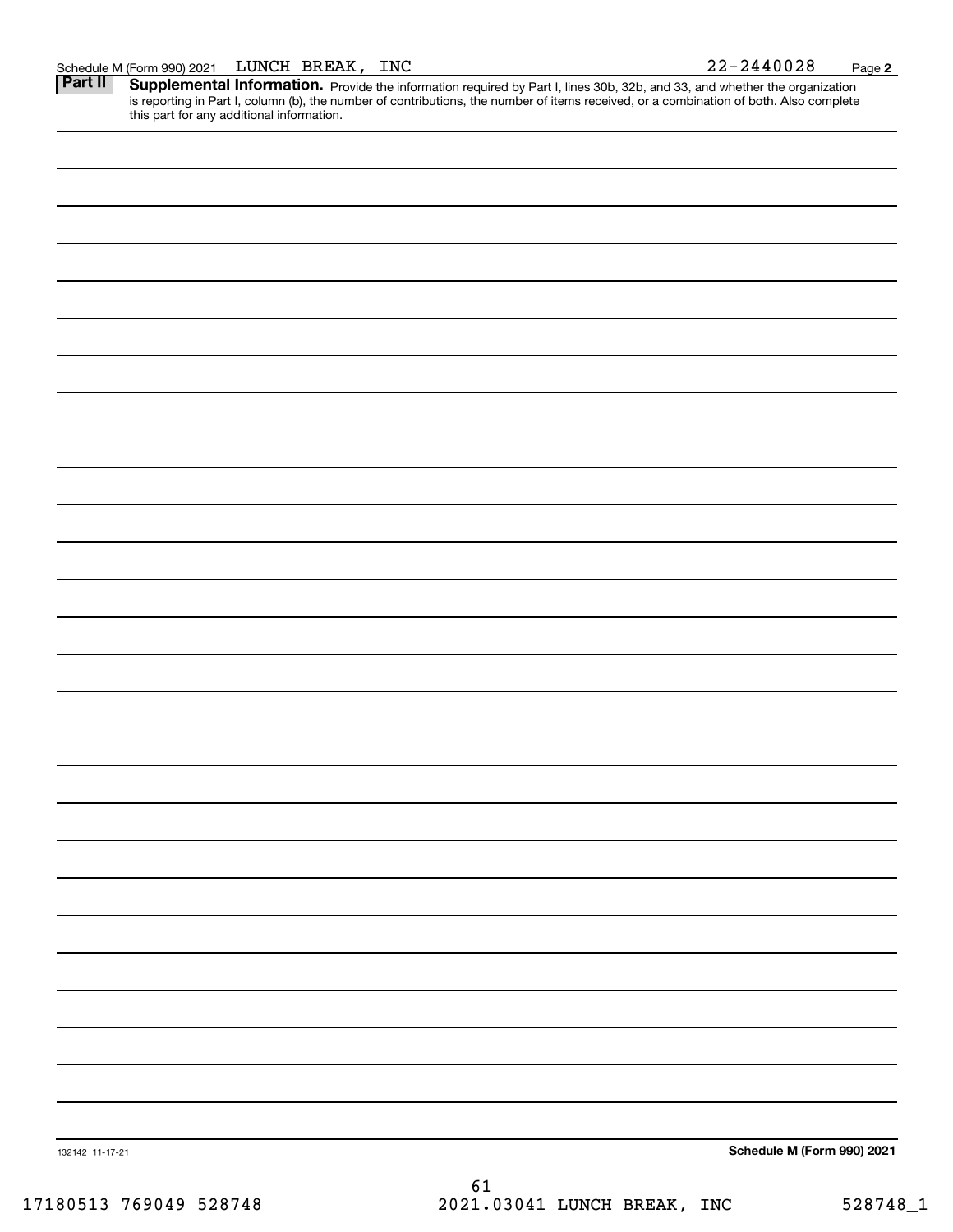Schedule M (Form 990) 2021 LUNCH BREAK, INC 22-2440028

**Part II** **Supplemental Information.** Provide the information required by Part I, lines 30b, 32b, and 33, and whether the organization is reporting in Part I, column (b), the number of contributions, the number of items received, or a combination of both. Also complete this part for any additional information.

132142 11-17-21

**Schedule M (Form 990) 2021**

17180513 769049 528748 2021.03041 LUNCH BREAK, INC 528748_1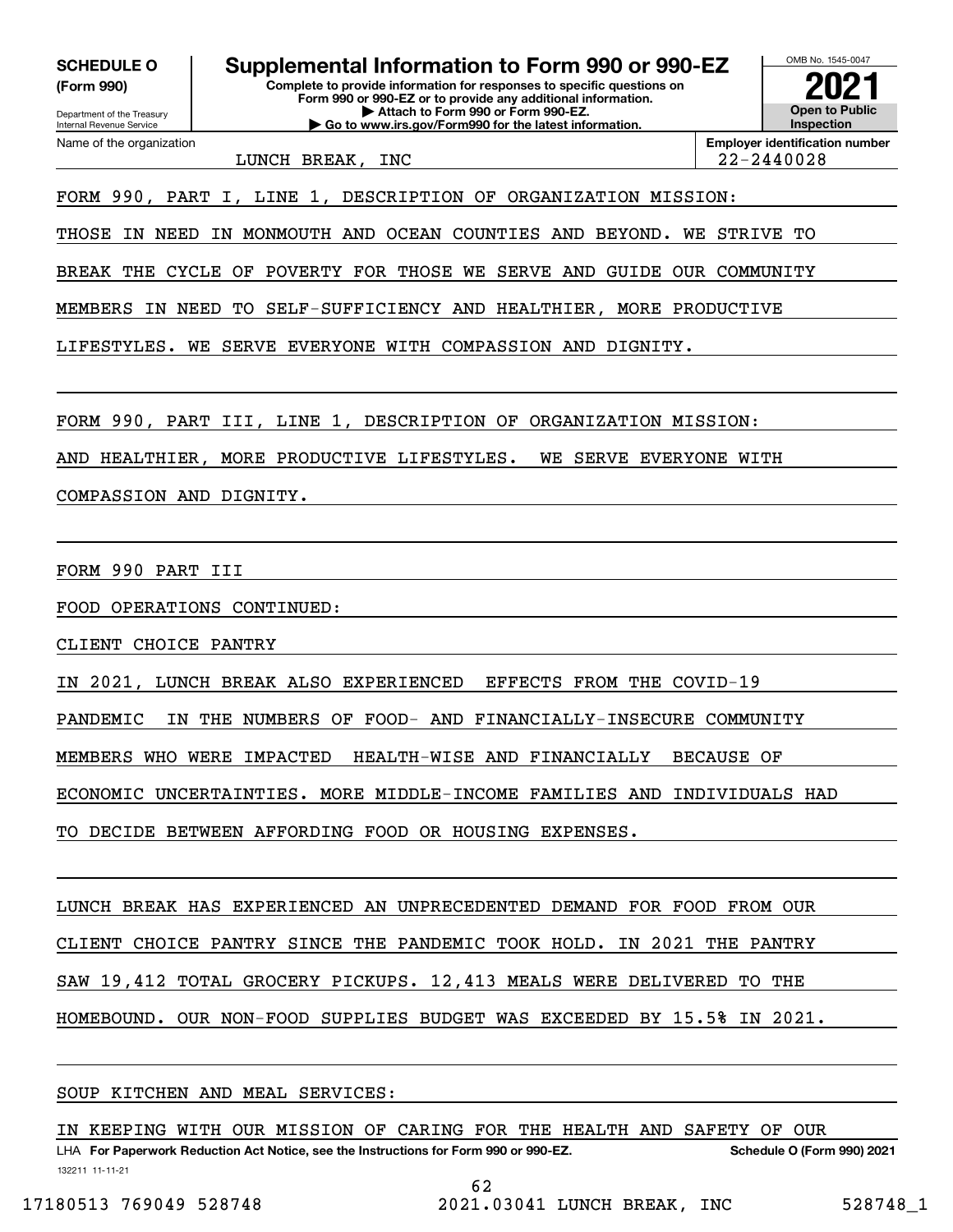**SCHEDULE O (Form 990)**

Department of the Treasury
Internal Revenue Service

# Supplemental Information to Form 990 or 990-EZ

**Complete to provide information for responses to specific questions on Form 990 or 990-EZ or to provide any additional information.**
**▶ Attach to Form 990 or Form 990-EZ.**
**▶ Go to www.irs.gov/Form990 for the latest information.**

OMB No. 1545-0047

**2021**

**Open to Public Inspection**

Name of the organization: LUNCH BREAK, INC

**Employer identification number:** 22-2440028

FORM 990, PART I, LINE 1, DESCRIPTION OF ORGANIZATION MISSION:

THOSE IN NEED IN MONMOUTH AND OCEAN COUNTIES AND BEYOND. WE STRIVE TO BREAK THE CYCLE OF POVERTY FOR THOSE WE SERVE AND GUIDE OUR COMMUNITY MEMBERS IN NEED TO SELF-SUFFICIENCY AND HEALTHIER, MORE PRODUCTIVE LIFESTYLES. WE SERVE EVERYONE WITH COMPASSION AND DIGNITY.

FORM 990, PART III, LINE 1, DESCRIPTION OF ORGANIZATION MISSION:

AND HEALTHIER, MORE PRODUCTIVE LIFESTYLES. WE SERVE EVERYONE WITH COMPASSION AND DIGNITY.

FORM 990 PART III

FOOD OPERATIONS CONTINUED:

CLIENT CHOICE PANTRY

IN 2021, LUNCH BREAK ALSO EXPERIENCED EFFECTS FROM THE COVID-19 PANDEMIC IN THE NUMBERS OF FOOD- AND FINANCIALLY-INSECURE COMMUNITY MEMBERS WHO WERE IMPACTED HEALTH-WISE AND FINANCIALLY BECAUSE OF ECONOMIC UNCERTAINTIES. MORE MIDDLE-INCOME FAMILIES AND INDIVIDUALS HAD TO DECIDE BETWEEN AFFORDING FOOD OR HOUSING EXPENSES.

LUNCH BREAK HAS EXPERIENCED AN UNPRECEDENTED DEMAND FOR FOOD FROM OUR CLIENT CHOICE PANTRY SINCE THE PANDEMIC TOOK HOLD. IN 2021 THE PANTRY SAW 19,412 TOTAL GROCERY PICKUPS. 12,413 MEALS WERE DELIVERED TO THE HOMEBOUND. OUR NON-FOOD SUPPLIES BUDGET WAS EXCEEDED BY 15.5% IN 2021.

SOUP KITCHEN AND MEAL SERVICES:

IN KEEPING WITH OUR MISSION OF CARING FOR THE HEALTH AND SAFETY OF OUR

LHA **For Paperwork Reduction Act Notice, see the Instructions for Form 990 or 990-EZ.** **Schedule O (Form 990) 2021**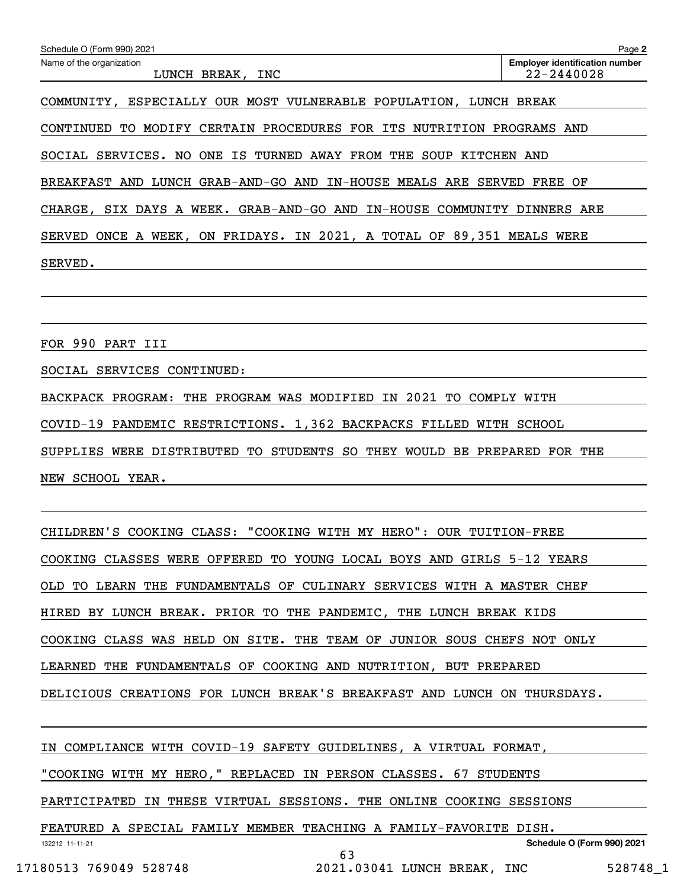Schedule O (Form 990) 2021

Name of the organization: LUNCH BREAK, INC

Employer identification number: 22-2440028

COMMUNITY, ESPECIALLY OUR MOST VULNERABLE POPULATION, LUNCH BREAK CONTINUED TO MODIFY CERTAIN PROCEDURES FOR ITS NUTRITION PROGRAMS AND SOCIAL SERVICES. NO ONE IS TURNED AWAY FROM THE SOUP KITCHEN AND BREAKFAST AND LUNCH GRAB-AND-GO AND IN-HOUSE MEALS ARE SERVED FREE OF CHARGE, SIX DAYS A WEEK. GRAB-AND-GO AND IN-HOUSE COMMUNITY DINNERS ARE SERVED ONCE A WEEK, ON FRIDAYS. IN 2021, A TOTAL OF 89,351 MEALS WERE SERVED.

FOR 990 PART III

SOCIAL SERVICES CONTINUED:

BACKPACK PROGRAM: THE PROGRAM WAS MODIFIED IN 2021 TO COMPLY WITH COVID-19 PANDEMIC RESTRICTIONS. 1,362 BACKPACKS FILLED WITH SCHOOL SUPPLIES WERE DISTRIBUTED TO STUDENTS SO THEY WOULD BE PREPARED FOR THE NEW SCHOOL YEAR.

CHILDREN'S COOKING CLASS: "COOKING WITH MY HERO": OUR TUITION-FREE COOKING CLASSES WERE OFFERED TO YOUNG LOCAL BOYS AND GIRLS 5-12 YEARS OLD TO LEARN THE FUNDAMENTALS OF CULINARY SERVICES WITH A MASTER CHEF HIRED BY LUNCH BREAK. PRIOR TO THE PANDEMIC, THE LUNCH BREAK KIDS COOKING CLASS WAS HELD ON SITE. THE TEAM OF JUNIOR SOUS CHEFS NOT ONLY LEARNED THE FUNDAMENTALS OF COOKING AND NUTRITION, BUT PREPARED DELICIOUS CREATIONS FOR LUNCH BREAK'S BREAKFAST AND LUNCH ON THURSDAYS.

IN COMPLIANCE WITH COVID-19 SAFETY GUIDELINES, A VIRTUAL FORMAT, "COOKING WITH MY HERO," REPLACED IN PERSON CLASSES. 67 STUDENTS PARTICIPATED IN THESE VIRTUAL SESSIONS. THE ONLINE COOKING SESSIONS FEATURED A SPECIAL FAMILY MEMBER TEACHING A FAMILY-FAVORITE DISH.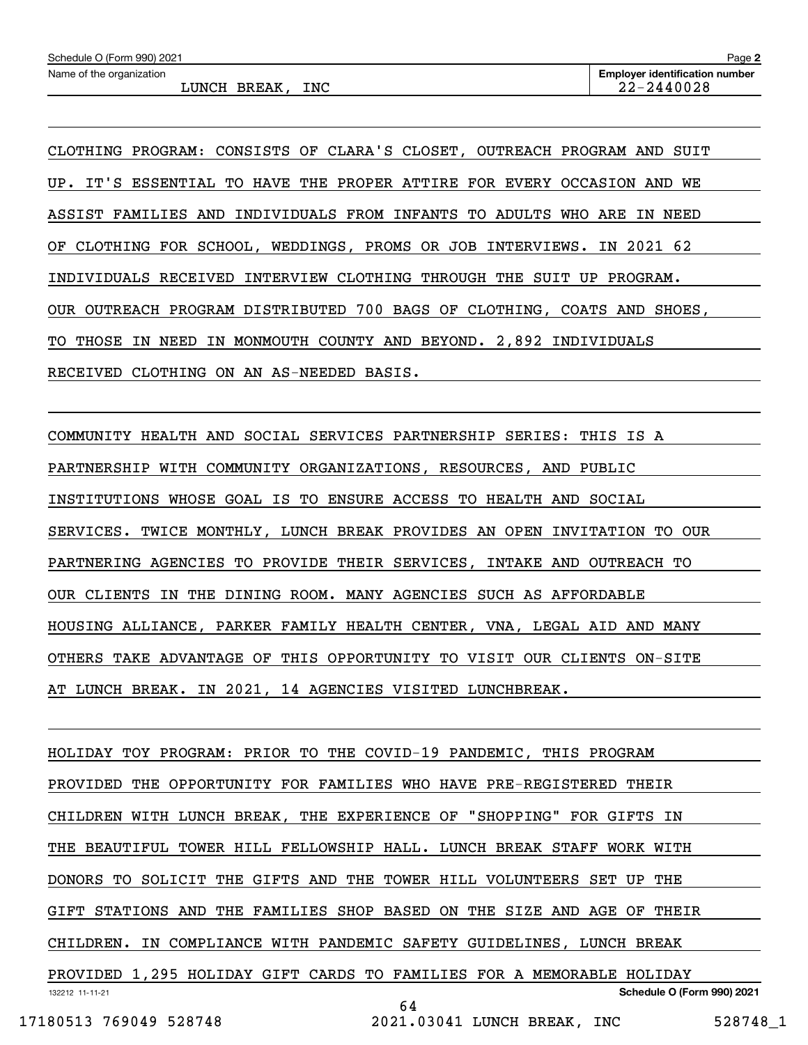Schedule O (Form 990) 2021

Name of the organization: LUNCH BREAK, INC

Employer identification number: 22-2440028

CLOTHING PROGRAM: CONSISTS OF CLARA'S CLOSET, OUTREACH PROGRAM AND SUIT UP. IT'S ESSENTIAL TO HAVE THE PROPER ATTIRE FOR EVERY OCCASION AND WE ASSIST FAMILIES AND INDIVIDUALS FROM INFANTS TO ADULTS WHO ARE IN NEED OF CLOTHING FOR SCHOOL, WEDDINGS, PROMS OR JOB INTERVIEWS. IN 2021 62 INDIVIDUALS RECEIVED INTERVIEW CLOTHING THROUGH THE SUIT UP PROGRAM. OUR OUTREACH PROGRAM DISTRIBUTED 700 BAGS OF CLOTHING, COATS AND SHOES, TO THOSE IN NEED IN MONMOUTH COUNTY AND BEYOND. 2,892 INDIVIDUALS RECEIVED CLOTHING ON AN AS-NEEDED BASIS.

COMMUNITY HEALTH AND SOCIAL SERVICES PARTNERSHIP SERIES: THIS IS A PARTNERSHIP WITH COMMUNITY ORGANIZATIONS, RESOURCES, AND PUBLIC INSTITUTIONS WHOSE GOAL IS TO ENSURE ACCESS TO HEALTH AND SOCIAL SERVICES. TWICE MONTHLY, LUNCH BREAK PROVIDES AN OPEN INVITATION TO OUR PARTNERING AGENCIES TO PROVIDE THEIR SERVICES, INTAKE AND OUTREACH TO OUR CLIENTS IN THE DINING ROOM. MANY AGENCIES SUCH AS AFFORDABLE HOUSING ALLIANCE, PARKER FAMILY HEALTH CENTER, VNA, LEGAL AID AND MANY OTHERS TAKE ADVANTAGE OF THIS OPPORTUNITY TO VISIT OUR CLIENTS ON-SITE AT LUNCH BREAK. IN 2021, 14 AGENCIES VISITED LUNCHBREAK.

HOLIDAY TOY PROGRAM: PRIOR TO THE COVID-19 PANDEMIC, THIS PROGRAM PROVIDED THE OPPORTUNITY FOR FAMILIES WHO HAVE PRE-REGISTERED THEIR CHILDREN WITH LUNCH BREAK, THE EXPERIENCE OF "SHOPPING" FOR GIFTS IN THE BEAUTIFUL TOWER HILL FELLOWSHIP HALL. LUNCH BREAK STAFF WORK WITH DONORS TO SOLICIT THE GIFTS AND THE TOWER HILL VOLUNTEERS SET UP THE GIFT STATIONS AND THE FAMILIES SHOP BASED ON THE SIZE AND AGE OF THEIR CHILDREN. IN COMPLIANCE WITH PANDEMIC SAFETY GUIDELINES, LUNCH BREAK PROVIDED 1,295 HOLIDAY GIFT CARDS TO FAMILIES FOR A MEMORABLE HOLIDAY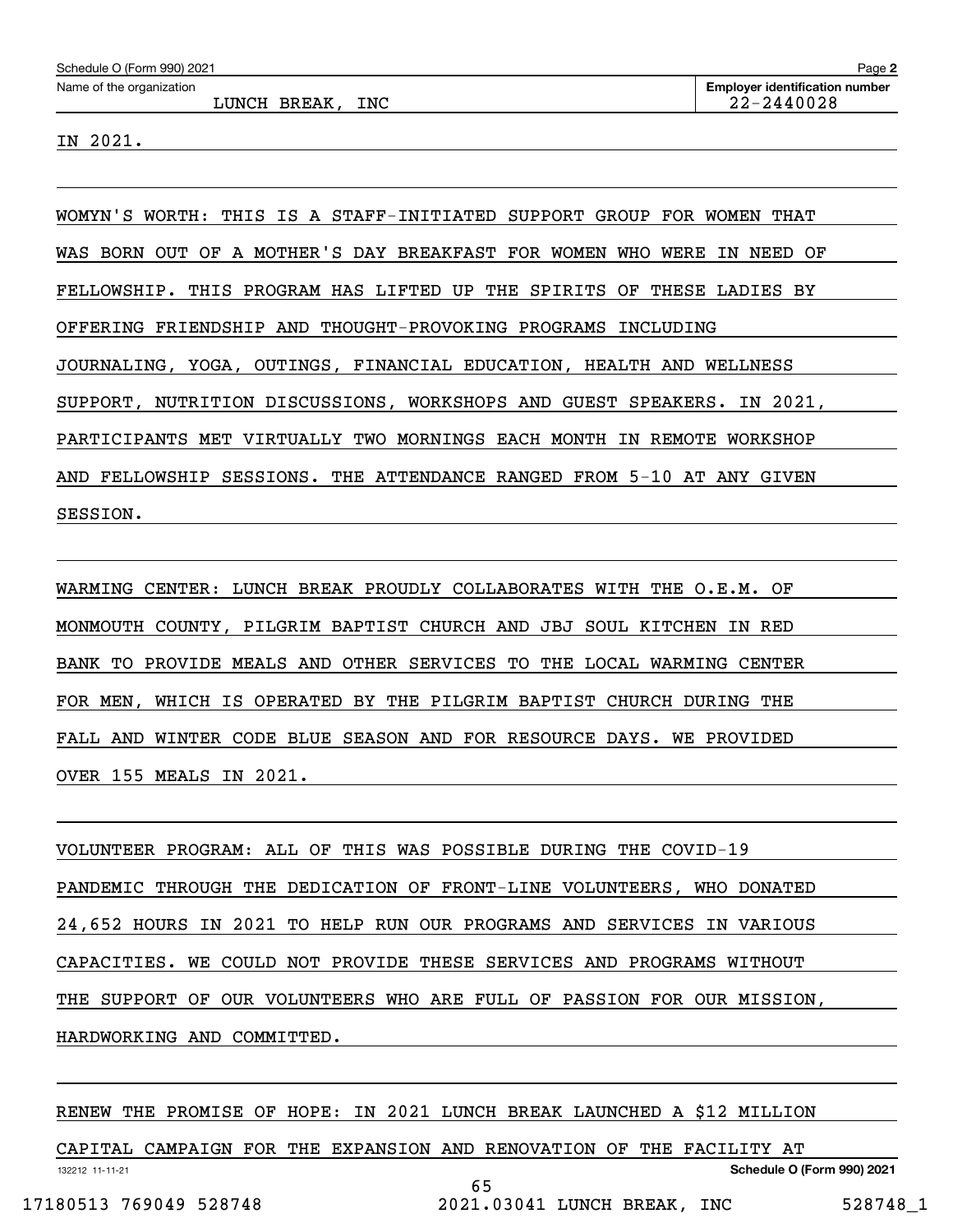IN 2021.

WOMYN'S WORTH: THIS IS A STAFF-INITIATED SUPPORT GROUP FOR WOMEN THAT WAS BORN OUT OF A MOTHER'S DAY BREAKFAST FOR WOMEN WHO WERE IN NEED OF FELLOWSHIP. THIS PROGRAM HAS LIFTED UP THE SPIRITS OF THESE LADIES BY OFFERING FRIENDSHIP AND THOUGHT-PROVOKING PROGRAMS INCLUDING JOURNALING, YOGA, OUTINGS, FINANCIAL EDUCATION, HEALTH AND WELLNESS SUPPORT, NUTRITION DISCUSSIONS, WORKSHOPS AND GUEST SPEAKERS. IN 2021, PARTICIPANTS MET VIRTUALLY TWO MORNINGS EACH MONTH IN REMOTE WORKSHOP AND FELLOWSHIP SESSIONS. THE ATTENDANCE RANGED FROM 5-10 AT ANY GIVEN SESSION.

WARMING CENTER: LUNCH BREAK PROUDLY COLLABORATES WITH THE O.E.M. OF MONMOUTH COUNTY, PILGRIM BAPTIST CHURCH AND JBJ SOUL KITCHEN IN RED BANK TO PROVIDE MEALS AND OTHER SERVICES TO THE LOCAL WARMING CENTER FOR MEN, WHICH IS OPERATED BY THE PILGRIM BAPTIST CHURCH DURING THE FALL AND WINTER CODE BLUE SEASON AND FOR RESOURCE DAYS. WE PROVIDED OVER 155 MEALS IN 2021.

VOLUNTEER PROGRAM: ALL OF THIS WAS POSSIBLE DURING THE COVID-19 PANDEMIC THROUGH THE DEDICATION OF FRONT-LINE VOLUNTEERS, WHO DONATED 24,652 HOURS IN 2021 TO HELP RUN OUR PROGRAMS AND SERVICES IN VARIOUS CAPACITIES. WE COULD NOT PROVIDE THESE SERVICES AND PROGRAMS WITHOUT THE SUPPORT OF OUR VOLUNTEERS WHO ARE FULL OF PASSION FOR OUR MISSION, HARDWORKING AND COMMITTED.

RENEW THE PROMISE OF HOPE: IN 2021 LUNCH BREAK LAUNCHED A $12 MILLION CAPITAL CAMPAIGN FOR THE EXPANSION AND RENOVATION OF THE FACILITY AT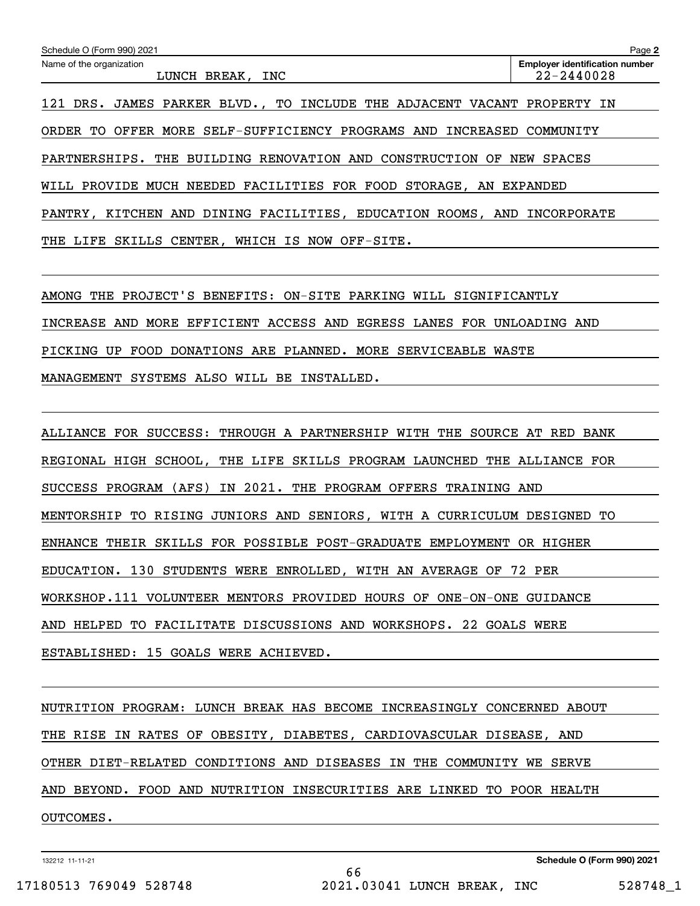Schedule O (Form 990) 2021

Name of the organization: LUNCH BREAK, INC

Employer identification number: 22-2440028

121 DRS. JAMES PARKER BLVD., TO INCLUDE THE ADJACENT VACANT PROPERTY IN ORDER TO OFFER MORE SELF-SUFFICIENCY PROGRAMS AND INCREASED COMMUNITY PARTNERSHIPS. THE BUILDING RENOVATION AND CONSTRUCTION OF NEW SPACES WILL PROVIDE MUCH NEEDED FACILITIES FOR FOOD STORAGE, AN EXPANDED PANTRY, KITCHEN AND DINING FACILITIES, EDUCATION ROOMS, AND INCORPORATE THE LIFE SKILLS CENTER, WHICH IS NOW OFF-SITE.

AMONG THE PROJECT'S BENEFITS: ON-SITE PARKING WILL SIGNIFICANTLY INCREASE AND MORE EFFICIENT ACCESS AND EGRESS LANES FOR UNLOADING AND PICKING UP FOOD DONATIONS ARE PLANNED. MORE SERVICEABLE WASTE MANAGEMENT SYSTEMS ALSO WILL BE INSTALLED.

ALLIANCE FOR SUCCESS: THROUGH A PARTNERSHIP WITH THE SOURCE AT RED BANK REGIONAL HIGH SCHOOL, THE LIFE SKILLS PROGRAM LAUNCHED THE ALLIANCE FOR SUCCESS PROGRAM (AFS) IN 2021. THE PROGRAM OFFERS TRAINING AND MENTORSHIP TO RISING JUNIORS AND SENIORS, WITH A CURRICULUM DESIGNED TO ENHANCE THEIR SKILLS FOR POSSIBLE POST-GRADUATE EMPLOYMENT OR HIGHER EDUCATION. 130 STUDENTS WERE ENROLLED, WITH AN AVERAGE OF 72 PER WORKSHOP.111 VOLUNTEER MENTORS PROVIDED HOURS OF ONE-ON-ONE GUIDANCE AND HELPED TO FACILITATE DISCUSSIONS AND WORKSHOPS. 22 GOALS WERE ESTABLISHED: 15 GOALS WERE ACHIEVED.

NUTRITION PROGRAM: LUNCH BREAK HAS BECOME INCREASINGLY CONCERNED ABOUT THE RISE IN RATES OF OBESITY, DIABETES, CARDIOVASCULAR DISEASE, AND OTHER DIET-RELATED CONDITIONS AND DISEASES IN THE COMMUNITY WE SERVE AND BEYOND. FOOD AND NUTRITION INSECURITIES ARE LINKED TO POOR HEALTH OUTCOMES.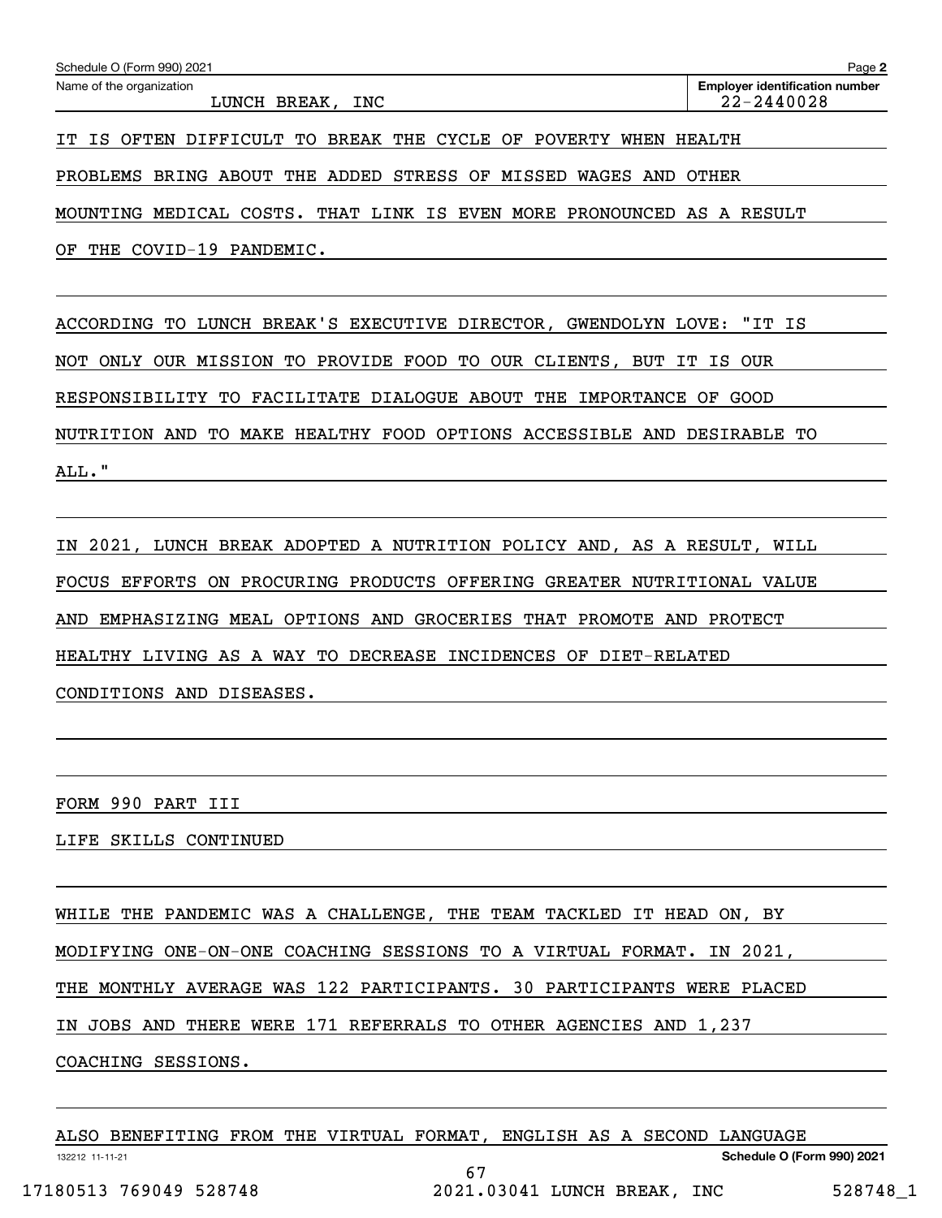Schedule O (Form 990) 2021

Name of the organization: LUNCH BREAK, INC

Employer identification number: 22-2440028

IT IS OFTEN DIFFICULT TO BREAK THE CYCLE OF POVERTY WHEN HEALTH PROBLEMS BRING ABOUT THE ADDED STRESS OF MISSED WAGES AND OTHER MOUNTING MEDICAL COSTS. THAT LINK IS EVEN MORE PRONOUNCED AS A RESULT OF THE COVID-19 PANDEMIC.

ACCORDING TO LUNCH BREAK'S EXECUTIVE DIRECTOR, GWENDOLYN LOVE: "IT IS NOT ONLY OUR MISSION TO PROVIDE FOOD TO OUR CLIENTS, BUT IT IS OUR RESPONSIBILITY TO FACILITATE DIALOGUE ABOUT THE IMPORTANCE OF GOOD NUTRITION AND TO MAKE HEALTHY FOOD OPTIONS ACCESSIBLE AND DESIRABLE TO ALL."

IN 2021, LUNCH BREAK ADOPTED A NUTRITION POLICY AND, AS A RESULT, WILL FOCUS EFFORTS ON PROCURING PRODUCTS OFFERING GREATER NUTRITIONAL VALUE AND EMPHASIZING MEAL OPTIONS AND GROCERIES THAT PROMOTE AND PROTECT HEALTHY LIVING AS A WAY TO DECREASE INCIDENCES OF DIET-RELATED CONDITIONS AND DISEASES.

FORM 990 PART III

LIFE SKILLS CONTINUED

WHILE THE PANDEMIC WAS A CHALLENGE, THE TEAM TACKLED IT HEAD ON, BY MODIFYING ONE-ON-ONE COACHING SESSIONS TO A VIRTUAL FORMAT. IN 2021, THE MONTHLY AVERAGE WAS 122 PARTICIPANTS. 30 PARTICIPANTS WERE PLACED IN JOBS AND THERE WERE 171 REFERRALS TO OTHER AGENCIES AND 1,237 COACHING SESSIONS.

ALSO BENEFITING FROM THE VIRTUAL FORMAT, ENGLISH AS A SECOND LANGUAGE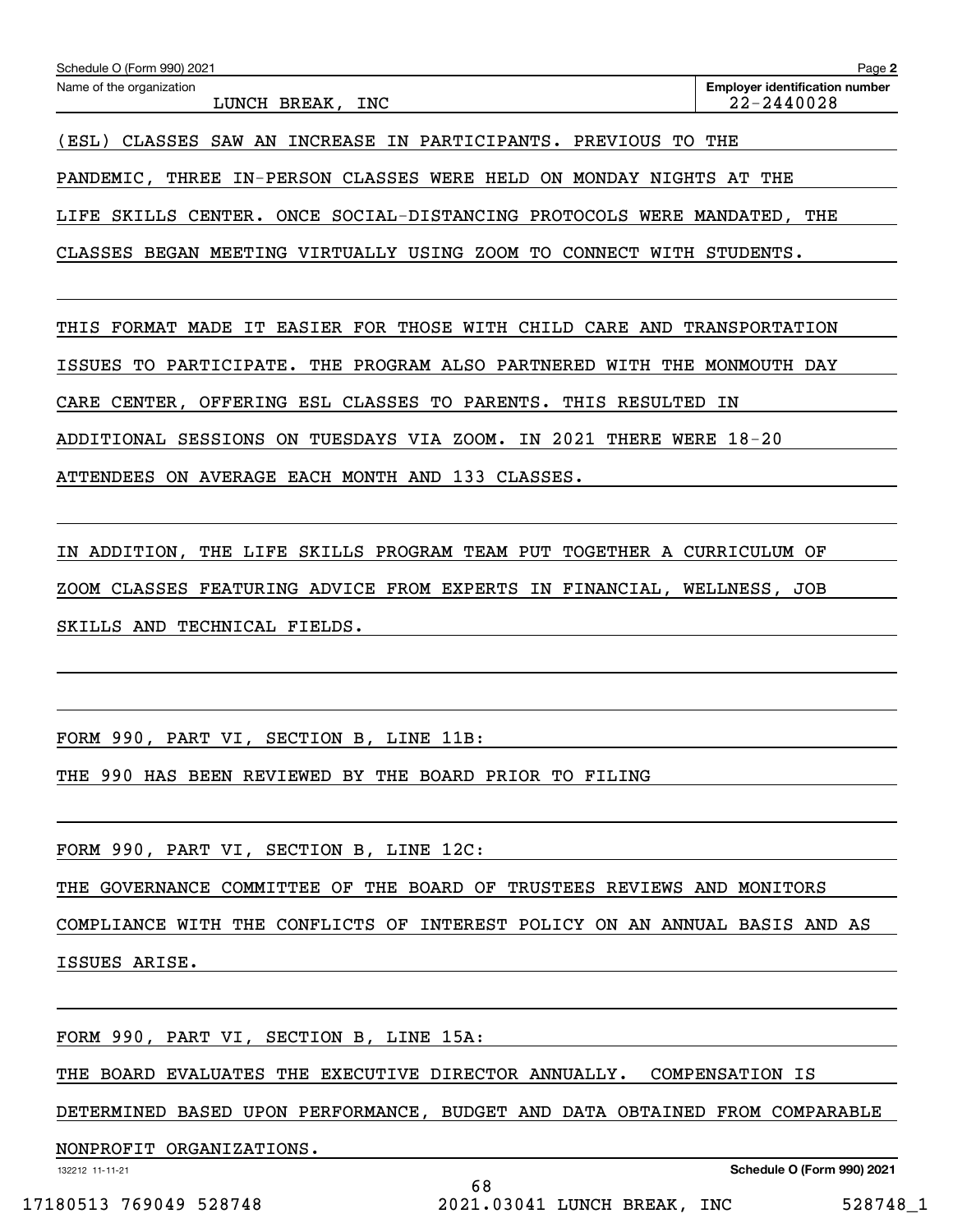Name of the organization: LUNCH BREAK, INC

Employer identification number: 22-2440028

(ESL) CLASSES SAW AN INCREASE IN PARTICIPANTS. PREVIOUS TO THE PANDEMIC, THREE IN-PERSON CLASSES WERE HELD ON MONDAY NIGHTS AT THE LIFE SKILLS CENTER. ONCE SOCIAL-DISTANCING PROTOCOLS WERE MANDATED, THE CLASSES BEGAN MEETING VIRTUALLY USING ZOOM TO CONNECT WITH STUDENTS.

THIS FORMAT MADE IT EASIER FOR THOSE WITH CHILD CARE AND TRANSPORTATION ISSUES TO PARTICIPATE. THE PROGRAM ALSO PARTNERED WITH THE MONMOUTH DAY CARE CENTER, OFFERING ESL CLASSES TO PARENTS. THIS RESULTED IN ADDITIONAL SESSIONS ON TUESDAYS VIA ZOOM. IN 2021 THERE WERE 18-20 ATTENDEES ON AVERAGE EACH MONTH AND 133 CLASSES.

IN ADDITION, THE LIFE SKILLS PROGRAM TEAM PUT TOGETHER A CURRICULUM OF ZOOM CLASSES FEATURING ADVICE FROM EXPERTS IN FINANCIAL, WELLNESS, JOB SKILLS AND TECHNICAL FIELDS.

FORM 990, PART VI, SECTION B, LINE 11B:

THE 990 HAS BEEN REVIEWED BY THE BOARD PRIOR TO FILING

FORM 990, PART VI, SECTION B, LINE 12C:

THE GOVERNANCE COMMITTEE OF THE BOARD OF TRUSTEES REVIEWS AND MONITORS COMPLIANCE WITH THE CONFLICTS OF INTEREST POLICY ON AN ANNUAL BASIS AND AS ISSUES ARISE.

FORM 990, PART VI, SECTION B, LINE 15A:

THE BOARD EVALUATES THE EXECUTIVE DIRECTOR ANNUALLY. COMPENSATION IS DETERMINED BASED UPON PERFORMANCE, BUDGET AND DATA OBTAINED FROM COMPARABLE NONPROFIT ORGANIZATIONS.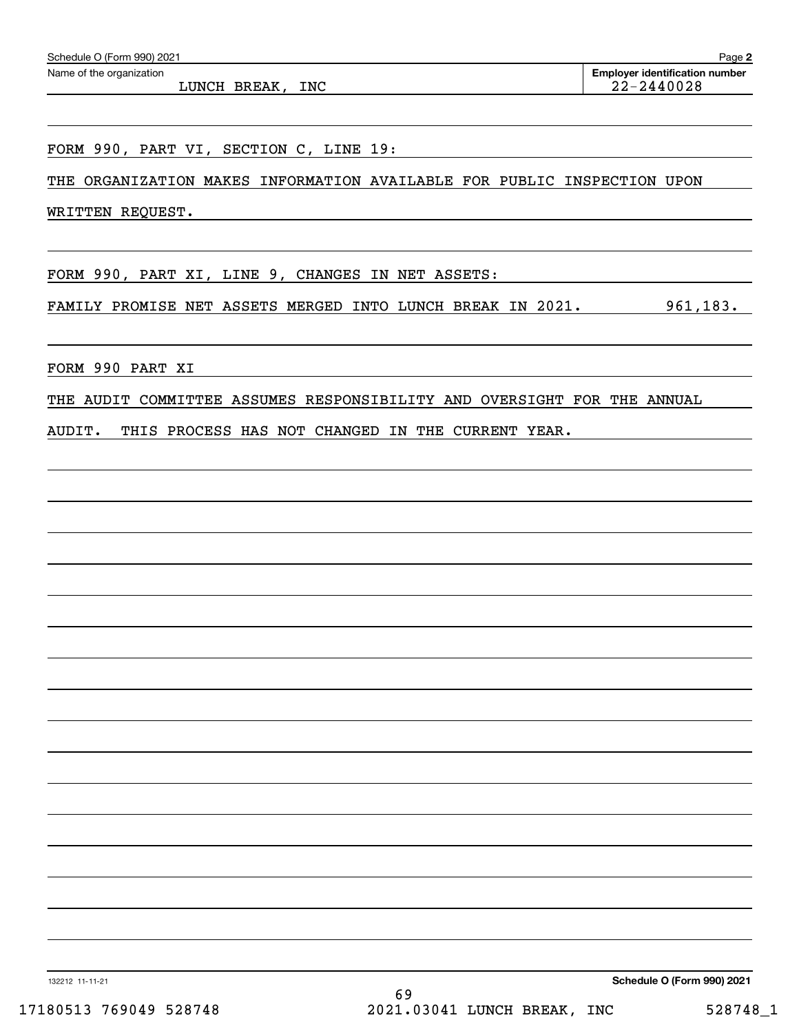Schedule O (Form 990) 2021 Page **2**

Name of the organization: LUNCH BREAK, INC

**Employer identification number:** 22-2440028

FORM 990, PART VI, SECTION C, LINE 19:

THE ORGANIZATION MAKES INFORMATION AVAILABLE FOR PUBLIC INSPECTION UPON WRITTEN REQUEST.

FORM 990, PART XI, LINE 9, CHANGES IN NET ASSETS:

FAMILY PROMISE NET ASSETS MERGED INTO LUNCH BREAK IN 2021. 961,183.

FORM 990 PART XI

THE AUDIT COMMITTEE ASSUMES RESPONSIBILITY AND OVERSIGHT FOR THE ANNUAL AUDIT. THIS PROCESS HAS NOT CHANGED IN THE CURRENT YEAR.

132212 11-11-21 **Schedule O (Form 990) 2021**

17180513 769049 528748 2021.03041 LUNCH BREAK, INC 528748_1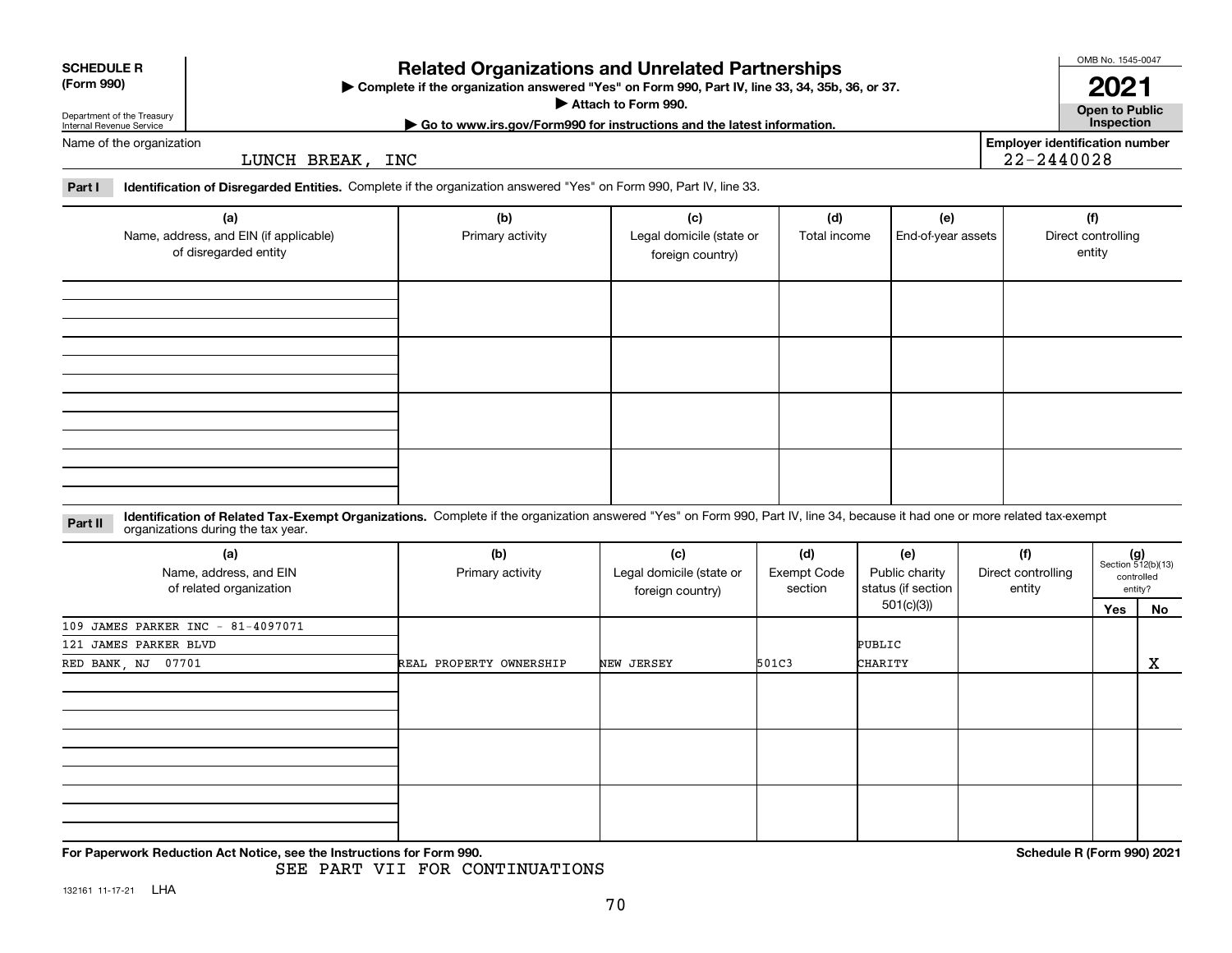**SCHEDULE R (Form 990)**

Department of the Treasury
Internal Revenue Service

# Related Organizations and Unrelated Partnerships

▶ Complete if the organization answered "Yes" on Form 990, Part IV, line 33, 34, 35b, 36, or 37.
▶ Attach to Form 990.
▶ Go to www.irs.gov/Form990 for instructions and the latest information.

OMB No. 1545-0047

**2021**

**Open to Public Inspection**

Name of the organization: LUNCH BREAK, INC

Employer identification number: 22-2440028

**Part I** **Identification of Disregarded Entities.** Complete if the organization answered "Yes" on Form 990, Part IV, line 33.

| (a) Name, address, and EIN (if applicable) of disregarded entity | (b) Primary activity | (c) Legal domicile (state or foreign country) | (d) Total income | (e) End-of-year assets | (f) Direct controlling entity |
|---|---|---|---|---|---|
| | | | | | |
| | | | | | |
| | | | | | |
| | | | | | |

**Part II** **Identification of Related Tax-Exempt Organizations.** Complete if the organization answered "Yes" on Form 990, Part IV, line 34, because it had one or more related tax-exempt organizations during the tax year.

| (a) Name, address, and EIN of related organization | (b) Primary activity | (c) Legal domicile (state or foreign country) | (d) Exempt Code section | (e) Public charity status (if section 501(c)(3)) | (f) Direct controlling entity | (g) Section 512(b)(13) controlled entity? Yes | No |
|---|---|---|---|---|---|---|---|
| 109 JAMES PARKER INC - 81-4097071<br>121 JAMES PARKER BLVD<br>RED BANK, NJ 07701 | REAL PROPERTY OWNERSHIP | NEW JERSEY | 501C3 | PUBLIC CHARITY | | | X |
| | | | | | | | |
| | | | | | | | |
| | | | | | | | |

**For Paperwork Reduction Act Notice, see the Instructions for Form 990.**

SEE PART VII FOR CONTINUATIONS

**Schedule R (Form 990) 2021**

132161 11-17-21 LHA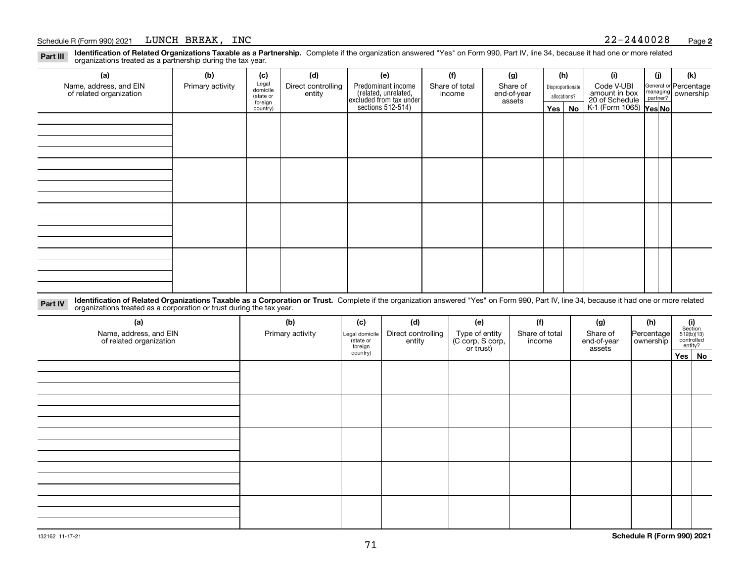Schedule R (Form 990) 2021 LUNCH BREAK, INC 22-2440028 Page 2

**Part III** **Identification of Related Organizations Taxable as a Partnership.** Complete if the organization answered "Yes" on Form 990, Part IV, line 34, because it had one or more related organizations treated as a partnership during the tax year.

| (a) Name, address, and EIN of related organization | (b) Primary activity | (c) Legal domicile (state or foreign country) | (d) Direct controlling entity | (e) Predominant income (related, unrelated, excluded from tax under sections 512-514) | (f) Share of total income | (g) Share of end-of-year assets | (h) Disproportionate allocations? Yes | (h) No | (i) Code V-UBI amount in box 20 of Schedule K-1 (Form 1065) | (j) General or managing partner? Yes | (j) No | (k) Percentage ownership |
|---|---|---|---|---|---|---|---|---|---|---|---|---|
| | | | | | | | | | | | | |
| | | | | | | | | | | | | |
| | | | | | | | | | | | | |
| | | | | | | | | | | | | |

**Part IV** **Identification of Related Organizations Taxable as a Corporation or Trust.** Complete if the organization answered "Yes" on Form 990, Part IV, line 34, because it had one or more related organizations treated as a corporation or trust during the tax year.

| (a) Name, address, and EIN of related organization | (b) Primary activity | (c) Legal domicile (state or foreign country) | (d) Direct controlling entity | (e) Type of entity (C corp, S corp, or trust) | (f) Share of total income | (g) Share of end-of-year assets | (h) Percentage ownership | (i) Section 512(b)(13) controlled entity? Yes | (i) No |
|---|---|---|---|---|---|---|---|---|---|
| | | | | | | | | | |
| | | | | | | | | | |
| | | | | | | | | | |
| | | | | | | | | | |
| | | | | | | | | | |

132162 11-17-21 **Schedule R (Form 990) 2021**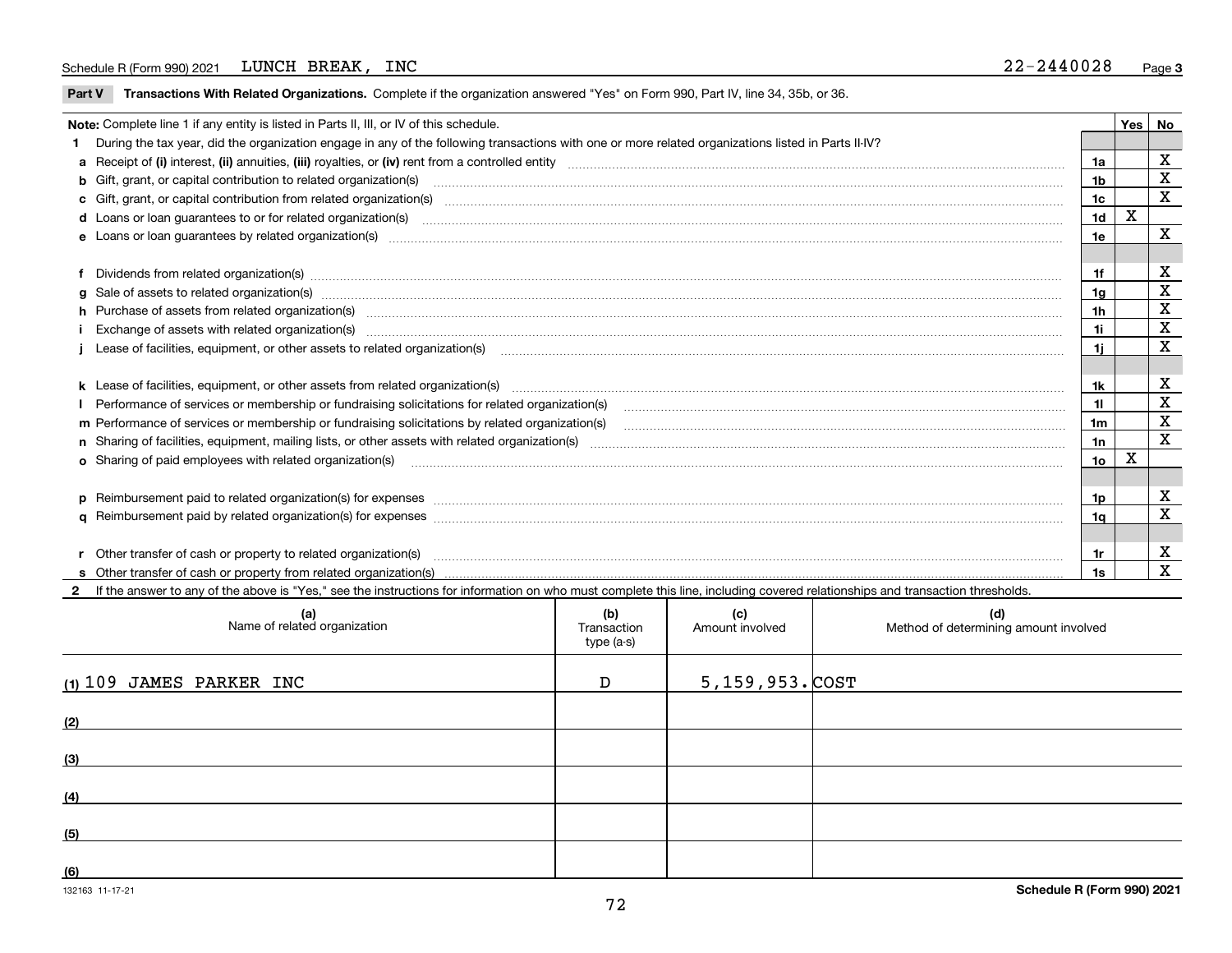Schedule R (Form 990) 2021 LUNCH BREAK, INC 22-2440028 Page 3

**Part V Transactions With Related Organizations.** Complete if the organization answered "Yes" on Form 990, Part IV, line 34, 35b, or 36.

| Note: Complete line 1 if any entity is listed in Parts II, III, or IV of this schedule. | | Yes | No |
|---|---|---|---|
| **1** During the tax year, did the organization engage in any of the following transactions with one or more related organizations listed in Parts II-IV? | | | |
| **a** Receipt of **(i)** interest, **(ii)** annuities, **(iii)** royalties, or **(iv)** rent from a controlled entity | 1a | | X |
| **b** Gift, grant, or capital contribution to related organization(s) | 1b | | X |
| **c** Gift, grant, or capital contribution from related organization(s) | 1c | | X |
| **d** Loans or loan guarantees to or for related organization(s) | 1d | X | |
| **e** Loans or loan guarantees by related organization(s) | 1e | | X |
| **f** Dividends from related organization(s) | 1f | | X |
| **g** Sale of assets to related organization(s) | 1g | | X |
| **h** Purchase of assets from related organization(s) | 1h | | X |
| **i** Exchange of assets with related organization(s) | 1i | | X |
| **j** Lease of facilities, equipment, or other assets to related organization(s) | 1j | | X |
| **k** Lease of facilities, equipment, or other assets from related organization(s) | 1k | | X |
| **l** Performance of services or membership or fundraising solicitations for related organization(s) | 1l | | X |
| **m** Performance of services or membership or fundraising solicitations by related organization(s) | 1m | | X |
| **n** Sharing of facilities, equipment, mailing lists, or other assets with related organization(s) | 1n | | X |
| **o** Sharing of paid employees with related organization(s) | 1o | X | |
| **p** Reimbursement paid to related organization(s) for expenses | 1p | | X |
| **q** Reimbursement paid by related organization(s) for expenses | 1q | | X |
| **r** Other transfer of cash or property to related organization(s) | 1r | | X |
| **s** Other transfer of cash or property from related organization(s) | 1s | | X |

**2** If the answer to any of the above is "Yes," see the instructions for information on who must complete this line, including covered relationships and transaction thresholds.

| | (a) Name of related organization | (b) Transaction type (a-s) | (c) Amount involved | (d) Method of determining amount involved |
|---|---|---|---|---|
| (1) | 109 JAMES PARKER INC | D | 5,159,953. | COST |
| (2) | | | | |
| (3) | | | | |
| (4) | | | | |
| (5) | | | | |
| (6) | | | | |

132163 11-17-21 **Schedule R (Form 990) 2021**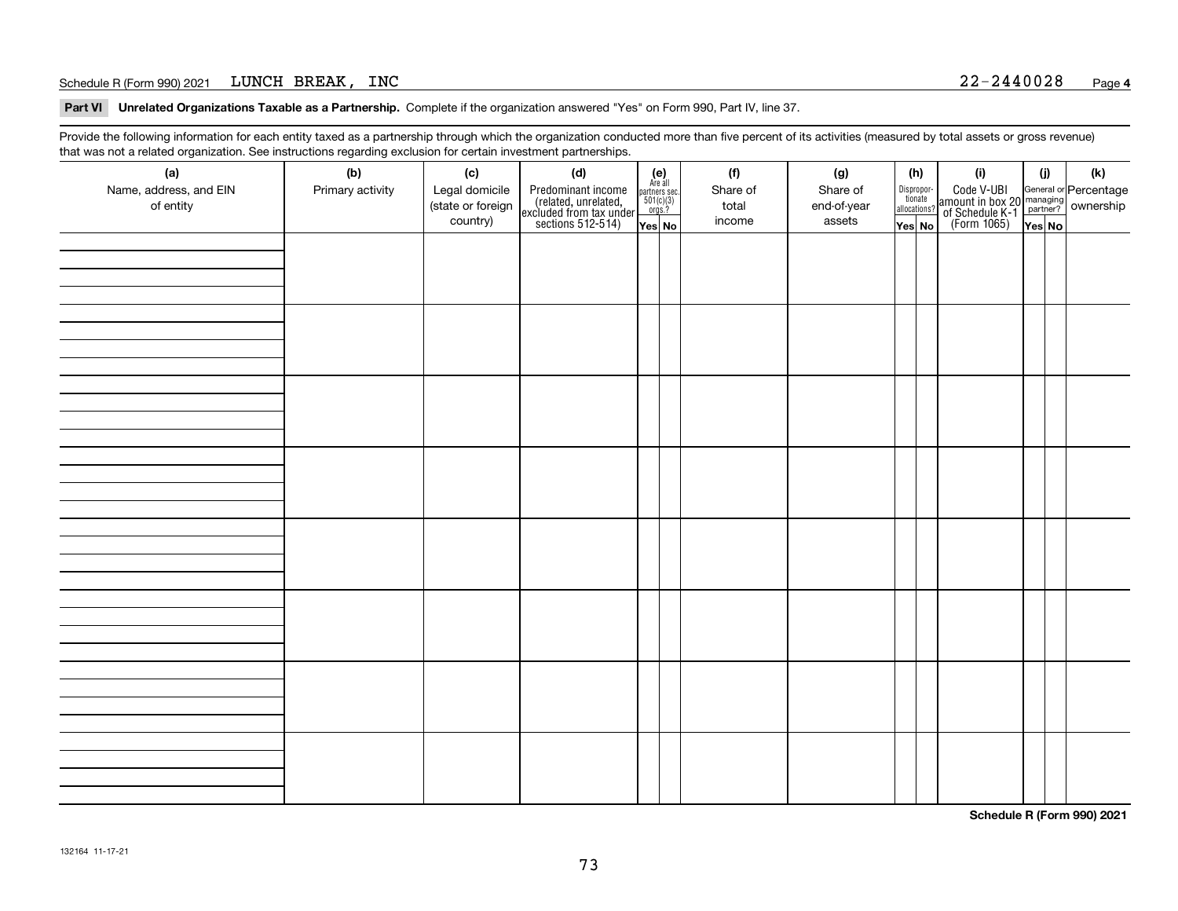Schedule R (Form 990) 2021 LUNCH BREAK, INC 22-2440028 Page **4**

**Part VI Unrelated Organizations Taxable as a Partnership.** Complete if the organization answered "Yes" on Form 990, Part IV, line 37.

Provide the following information for each entity taxed as a partnership through which the organization conducted more than five percent of its activities (measured by total assets or gross revenue) that was not a related organization. See instructions regarding exclusion for certain investment partnerships.

| (a) Name, address, and EIN of entity | (b) Primary activity | (c) Legal domicile (state or foreign country) | (d) Predominant income (related, unrelated, excluded from tax under sections 512-514) | (e) Are all partners sec. 501(c)(3) orgs.? Yes | (e) No | (f) Share of total income | (g) Share of end-of-year assets | (h) Disproportionate allocations? Yes | (h) No | (i) Code V-UBI amount in box 20 of Schedule K-1 (Form 1065) | (j) General or managing partner? Yes | (j) No | (k) Percentage ownership |
|---|---|---|---|---|---|---|---|---|---|---|---|---|---|
| | | | | | | | | | | | | | |
| | | | | | | | | | | | | | |
| | | | | | | | | | | | | | |
| | | | | | | | | | | | | | |
| | | | | | | | | | | | | | |
| | | | | | | | | | | | | | |
| | | | | | | | | | | | | | |
| | | | | | | | | | | | | | |

**Schedule R (Form 990) 2021**

132164 11-17-21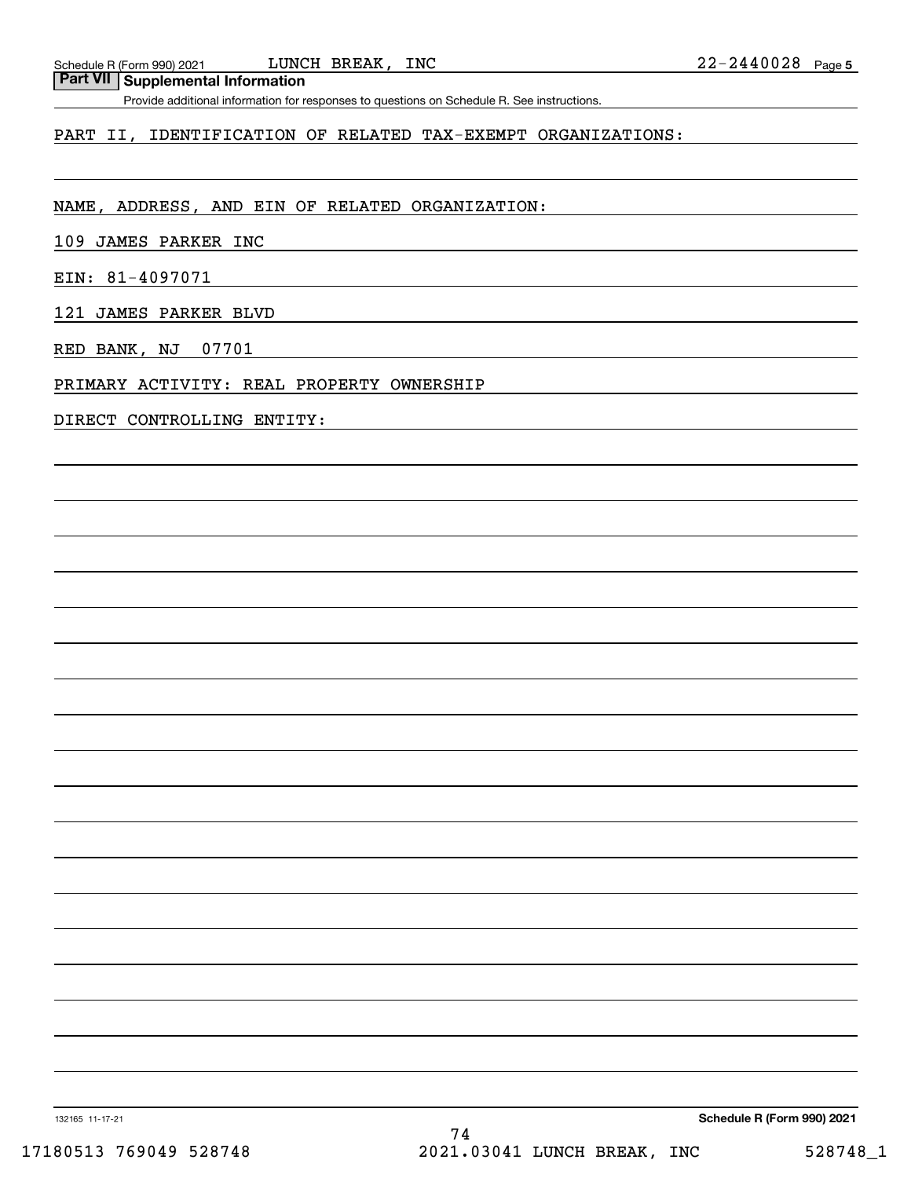Schedule R (Form 990) 2021 LUNCH BREAK, INC 22-2440028 Page 5

**Part VII Supplemental Information**

Provide additional information for responses to questions on Schedule R. See instructions.

PART II, IDENTIFICATION OF RELATED TAX-EXEMPT ORGANIZATIONS:

NAME, ADDRESS, AND EIN OF RELATED ORGANIZATION:

109 JAMES PARKER INC

EIN: 81-4097071

121 JAMES PARKER BLVD

RED BANK, NJ 07701

PRIMARY ACTIVITY: REAL PROPERTY OWNERSHIP

DIRECT CONTROLLING ENTITY:

132165 11-17-21

Schedule R (Form 990) 2021

17180513 769049 528748 2021.03041 LUNCH BREAK, INC 528748_1